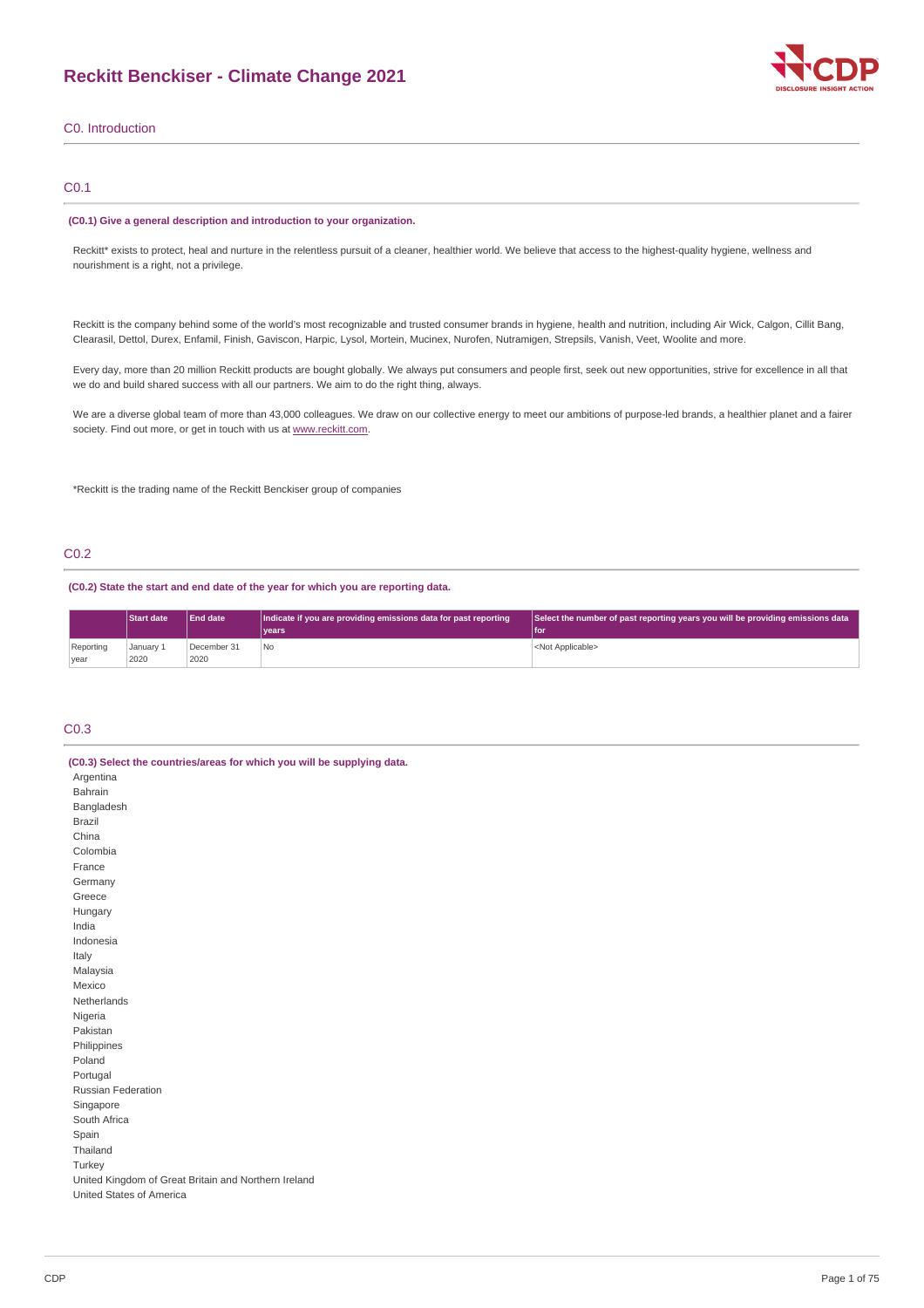# Reckitt Benckiser - Climate Change 2021

## C0. Introduction

### C0.1

**(C0.1) Give a general description and introduction to your organization.**

Reckitt* exists to protect, heal and nurture in the relentless pursuit of a cleaner, healthier world. We believe that access to the highest-quality hygiene, wellness and nourishment is a right, not a privilege.

Reckitt is the company behind some of the world's most recognizable and trusted consumer brands in hygiene, health and nutrition, including Air Wick, Calgon, Cillit Bang, Clearasil, Dettol, Durex, Enfamil, Finish, Gaviscon, Harpic, Lysol, Mortein, Mucinex, Nurofen, Nutramigen, Strepsils, Vanish, Veet, Woolite and more.

Every day, more than 20 million Reckitt products are bought globally. We always put consumers and people first, seek out new opportunities, strive for excellence in all that we do and build shared success with all our partners. We aim to do the right thing, always.

We are a diverse global team of more than 43,000 colleagues. We draw on our collective energy to meet our ambitions of purpose-led brands, a healthier planet and a fairer society. Find out more, or get in touch with us at www.reckitt.com.

*Reckitt is the trading name of the Reckitt Benckiser group of companies

### C0.2

**(C0.2) State the start and end date of the year for which you are reporting data.**

| | Start date | End date | Indicate if you are providing emissions data for past reporting years | Select the number of past reporting years you will be providing emissions data for |
|---|---|---|---|---|
| Reporting year | January 1 2020 | December 31 2020 | No | <Not Applicable> |

### C0.3

**(C0.3) Select the countries/areas for which you will be supplying data.**

Argentina
Bahrain
Bangladesh
Brazil
China
Colombia
France
Germany
Greece
Hungary
India
Indonesia
Italy
Malaysia
Mexico
Netherlands
Nigeria
Pakistan
Philippines
Poland
Portugal
Russian Federation
Singapore
South Africa
Spain
Thailand
Turkey
United Kingdom of Great Britain and Northern Ireland
United States of America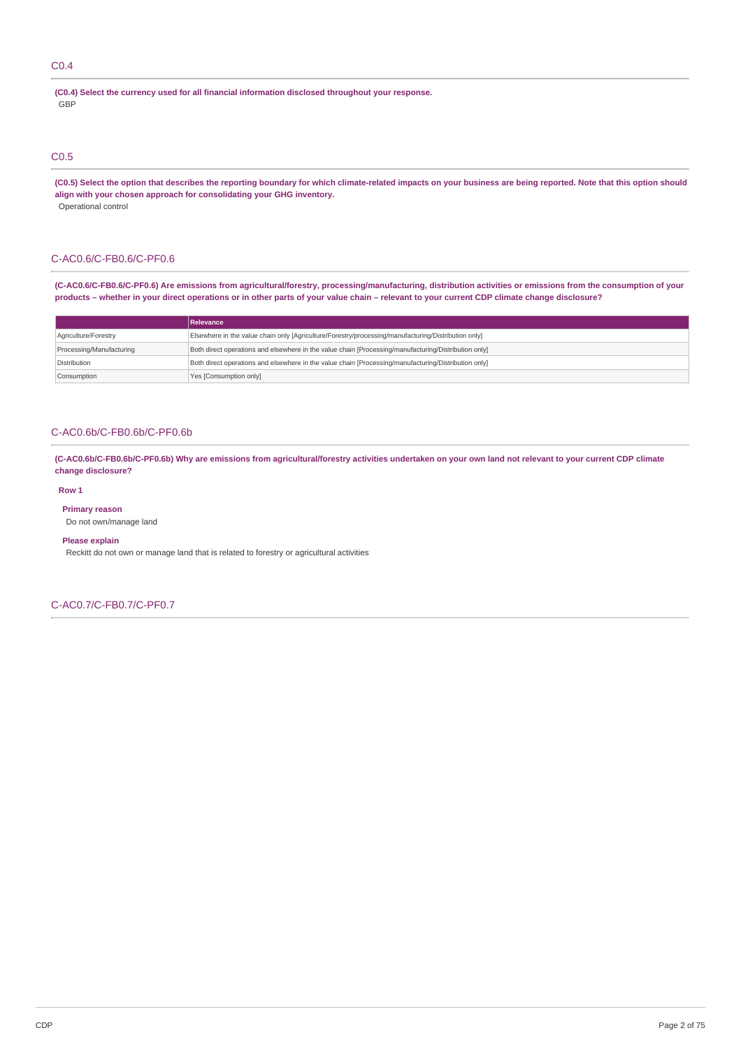## C0.4

**(C0.4) Select the currency used for all financial information disclosed throughout your response.**

GBP

## C0.5

**(C0.5) Select the option that describes the reporting boundary for which climate-related impacts on your business are being reported. Note that this option should align with your chosen approach for consolidating your GHG inventory.**

Operational control

## C-AC0.6/C-FB0.6/C-PF0.6

**(C-AC0.6/C-FB0.6/C-PF0.6) Are emissions from agricultural/forestry, processing/manufacturing, distribution activities or emissions from the consumption of your products – whether in your direct operations or in other parts of your value chain – relevant to your current CDP climate change disclosure?**

| | Relevance |
|---|---|
| Agriculture/Forestry | Elsewhere in the value chain only [Agriculture/Forestry/processing/manufacturing/Distribution only] |
| Processing/Manufacturing | Both direct operations and elsewhere in the value chain [Processing/manufacturing/Distribution only] |
| Distribution | Both direct operations and elsewhere in the value chain [Processing/manufacturing/Distribution only] |
| Consumption | Yes [Consumption only] |

## C-AC0.6b/C-FB0.6b/C-PF0.6b

**(C-AC0.6b/C-FB0.6b/C-PF0.6b) Why are emissions from agricultural/forestry activities undertaken on your own land not relevant to your current CDP climate change disclosure?**

**Row 1**

**Primary reason**

Do not own/manage land

**Please explain**

Reckitt do not own or manage land that is related to forestry or agricultural activities

## C-AC0.7/C-FB0.7/C-PF0.7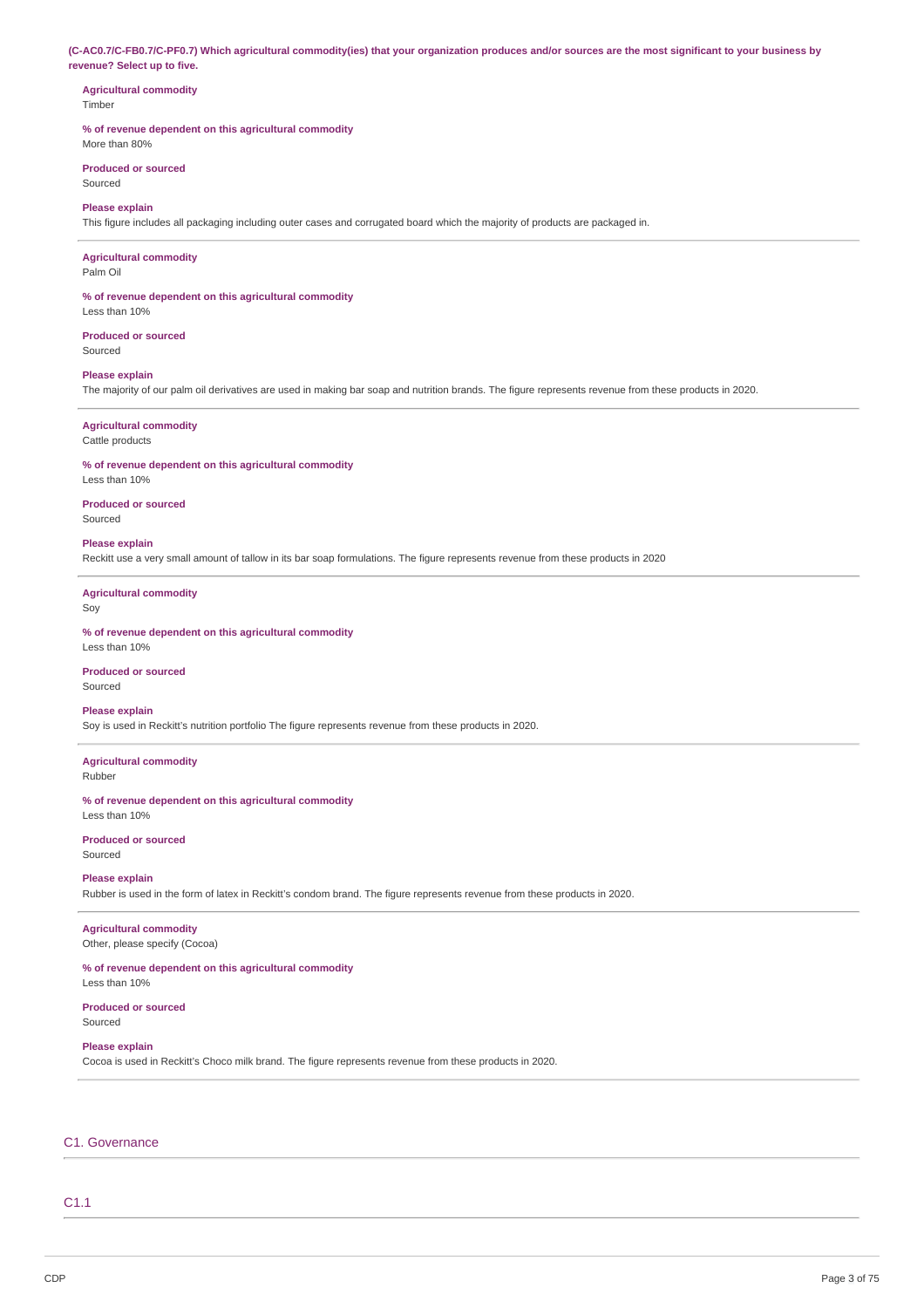**(C-AC0.7/C-FB0.7/C-PF0.7) Which agricultural commodity(ies) that your organization produces and/or sources are the most significant to your business by revenue? Select up to five.**

**Agricultural commodity**
Timber

**% of revenue dependent on this agricultural commodity**
More than 80%

**Produced or sourced**
Sourced

**Please explain**
This figure includes all packaging including outer cases and corrugated board which the majority of products are packaged in.

---

**Agricultural commodity**
Palm Oil

**% of revenue dependent on this agricultural commodity**
Less than 10%

**Produced or sourced**
Sourced

**Please explain**
The majority of our palm oil derivatives are used in making bar soap and nutrition brands. The figure represents revenue from these products in 2020.

---

**Agricultural commodity**
Cattle products

**% of revenue dependent on this agricultural commodity**
Less than 10%

**Produced or sourced**
Sourced

**Please explain**
Reckitt use a very small amount of tallow in its bar soap formulations. The figure represents revenue from these products in 2020

---

**Agricultural commodity**
Soy

**% of revenue dependent on this agricultural commodity**
Less than 10%

**Produced or sourced**
Sourced

**Please explain**
Soy is used in Reckitt's nutrition portfolio The figure represents revenue from these products in 2020.

---

**Agricultural commodity**
Rubber

**% of revenue dependent on this agricultural commodity**
Less than 10%

**Produced or sourced**
Sourced

**Please explain**
Rubber is used in the form of latex in Reckitt's condom brand. The figure represents revenue from these products in 2020.

---

**Agricultural commodity**
Other, please specify (Cocoa)

**% of revenue dependent on this agricultural commodity**
Less than 10%

**Produced or sourced**
Sourced

**Please explain**
Cocoa is used in Reckitt's Choco milk brand. The figure represents revenue from these products in 2020.

---

## C1. Governance

### C1.1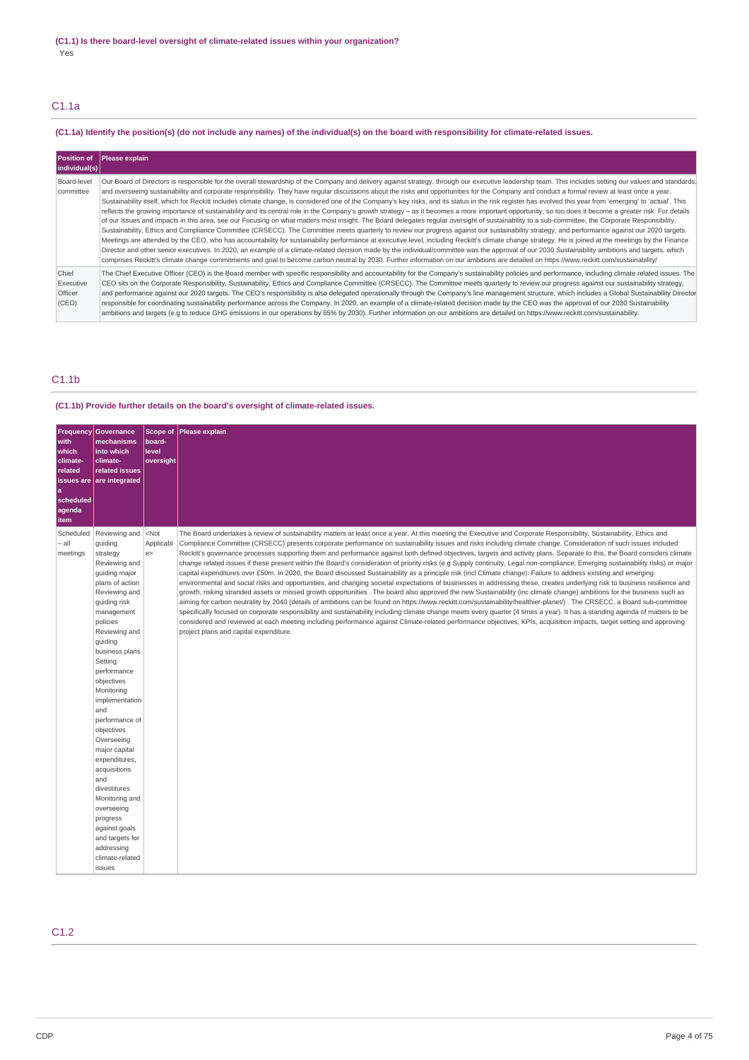**(C1.1) Is there board-level oversight of climate-related issues within your organization?**

Yes

## C1.1a

**(C1.1a) Identify the position(s) (do not include any names) of the individual(s) on the board with responsibility for climate-related issues.**

| Position of individual(s) | Please explain |
|---|---|
| Board-level committee | Our Board of Directors is responsible for the overall stewardship of the Company and delivery against strategy, through our executive leadership team. This includes setting our values and standards, and overseeing sustainability and corporate responsibility. They have regular discussions about the risks and opportunities for the Company and conduct a formal review at least once a year. Sustainability itself, which for Reckitt includes climate change, is considered one of the Company's key risks, and its status in the risk register has evolved this year from 'emerging' to 'actual'. This reflects the growing importance of sustainability and its central role in the Company's growth strategy – as it becomes a more important opportunity, so too does it become a greater risk. For details of our issues and impacts in this area, see our Focusing on what matters most insight. The Board delegates regular oversight of sustainability to a sub-committee, the Corporate Responsibility, Sustainability, Ethics and Compliance Committee (CRSECC). The Committee meets quarterly to review our progress against our sustainability strategy, and performance against our 2020 targets. Meetings are attended by the CEO, who has accountability for sustainability performance at executive level, including Reckitt's climate change strategy. He is joined at the meetings by the Finance Director and other senior executives. In 2020, an example of a climate-related decision made by the individual/committee was the approval of our 2030 Sustainability ambitions and targets, which comprises Reckitt's climate change commitments and goal to become carbon neutral by 2030. Further information on our ambitions are detailed on https://www.reckitt.com/sustainability/ |
| Chief Executive Officer (CEO) | The Chief Executive Officer (CEO) is the Board member with specific responsibility and accountability for the Company's sustainability policies and performance, including climate related issues. The CEO sits on the Corporate Responsibility, Sustainability, Ethics and Compliance Committee (CRSECC). The Committee meets quarterly to review our progress against our sustainability strategy, and performance against our 2020 targets. The CEO's responsibility is also delegated operationally through the Company's line management structure, which includes a Global Sustainability Director responsible for coordinating sustainability performance across the Company. In 2020, an example of a climate-related decision made by the CEO was the approval of our 2030 Sustainability ambitions and targets (e.g to reduce GHG emissions in our operations by 65% by 2030). Further information on our ambitions are detailed on https://www.reckitt.com/sustainability. |

## C1.1b

**(C1.1b) Provide further details on the board's oversight of climate-related issues.**

| Frequency with which climate-related issues are a scheduled agenda item | Governance mechanisms into which climate-related issues are integrated | Scope of board-level oversight | Please explain |
|---|---|---|---|
| Scheduled – all meetings | Reviewing and guiding strategy<br>Reviewing and guiding major plans of action<br>Reviewing and guiding risk management policies<br>Reviewing and guiding business plans<br>Setting performance objectives<br>Monitoring implementation and performance of objectives<br>Overseeing major capital expenditures, acquisitions and divestitures<br>Monitoring and overseeing progress against goals and targets for addressing climate-related issues | <Not Applicable> | The Board undertakes a review of sustainability matters at least once a year. At this meeting the Executive and Corporate Responsibility, Sustainability, Ethics and Compliance Committee (CRSECC) presents corporate performance on sustainability issues and risks including climate change. Consideration of such issues included Reckitt's governance processes supporting them and performance against both defined objectives, targets and activity plans. Separate to this, the Board considers climate change related issues if these present within the Board's consideration of priority risks (e.g Supply continuity, Legal non-compliance; Emerging sustainability risks) or major capital expenditures over £50m. In 2020, the Board discussed Sustainability as a principle risk (incl Climate change): Failure to address existing and emerging environmental and social risks and opportunities, and changing societal expectations of businesses in addressing these, creates underlying risk to business resilience and growth, risking stranded assets or missed growth opportunities . The board also approved the new Sustainability (inc climate change) ambitions for the business such as aiming for carbon neutrality by 2040 (details of ambitions can be found on https://www.reckitt.com/sustainability/healthier-planet/) . The CRSECC, a Board sub-committee specifically focused on corporate responsibility and sustainability including climate change meets every quarter (4 times a year). It has a standing agenda of matters to be considered and reviewed at each meeting including performance against Climate-related performance objectives, KPIs, acquisition impacts, target setting and approving project plans and capital expenditure. |

## C1.2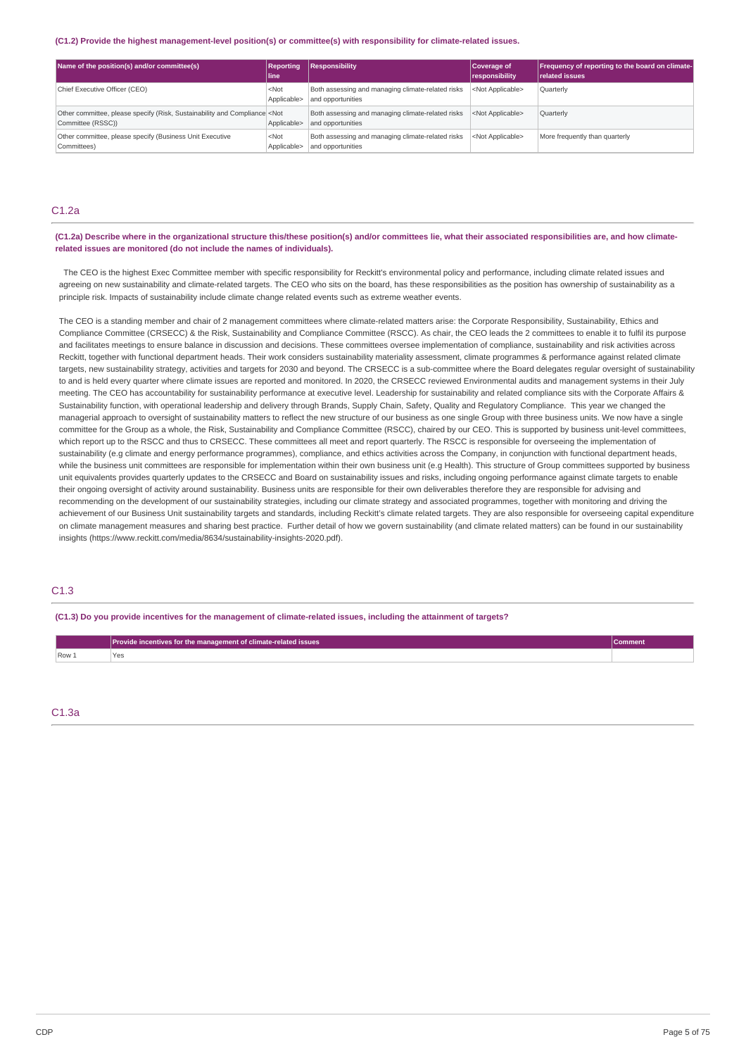**(C1.2) Provide the highest management-level position(s) or committee(s) with responsibility for climate-related issues.**

| Name of the position(s) and/or committee(s) | Reporting line | Responsibility | Coverage of responsibility | Frequency of reporting to the board on climate-related issues |
|---|---|---|---|---|
| Chief Executive Officer (CEO) | <Not Applicable> | Both assessing and managing climate-related risks and opportunities | <Not Applicable> | Quarterly |
| Other committee, please specify (Risk, Sustainability and Compliance Committee (RSSC)) | <Not Applicable> | Both assessing and managing climate-related risks and opportunities | <Not Applicable> | Quarterly |
| Other committee, please specify (Business Unit Executive Committees) | <Not Applicable> | Both assessing and managing climate-related risks and opportunities | <Not Applicable> | More frequently than quarterly |

## C1.2a

**(C1.2a) Describe where in the organizational structure this/these position(s) and/or committees lie, what their associated responsibilities are, and how climate-related issues are monitored (do not include the names of individuals).**

The CEO is the highest Exec Committee member with specific responsibility for Reckitt's environmental policy and performance, including climate related issues and agreeing on new sustainability and climate-related targets. The CEO who sits on the board, has these responsibilities as the position has ownership of sustainability as a principle risk. Impacts of sustainability include climate change related events such as extreme weather events.

The CEO is a standing member and chair of 2 management committees where climate-related matters arise: the Corporate Responsibility, Sustainability, Ethics and Compliance Committee (CRSECC) & the Risk, Sustainability and Compliance Committee (RSCC). As chair, the CEO leads the 2 committees to enable it to fulfil its purpose and facilitates meetings to ensure balance in discussion and decisions. These committees oversee implementation of compliance, sustainability and risk activities across Reckitt, together with functional department heads. Their work considers sustainability materiality assessment, climate programmes & performance against related climate targets, new sustainability strategy, activities and targets for 2030 and beyond. The CRSECC is a sub-committee where the Board delegates regular oversight of sustainability to and is held every quarter where climate issues are reported and monitored. In 2020, the CRSECC reviewed Environmental audits and management systems in their July meeting. The CEO has accountability for sustainability performance at executive level. Leadership for sustainability and related compliance sits with the Corporate Affairs & Sustainability function, with operational leadership and delivery through Brands, Supply Chain, Safety, Quality and Regulatory Compliance. This year we changed the managerial approach to oversight of sustainability matters to reflect the new structure of our business as one single Group with three business units. We now have a single committee for the Group as a whole, the Risk, Sustainability and Compliance Committee (RSCC), chaired by our CEO. This is supported by business unit-level committees, which report up to the RSCC and thus to CRSECC. These committees all meet and report quarterly. The RSCC is responsible for overseeing the implementation of sustainability (e.g climate and energy performance programmes), compliance, and ethics activities across the Company, in conjunction with functional department heads, while the business unit committees are responsible for implementation within their own business unit (e.g Health). This structure of Group committees supported by business unit equivalents provides quarterly updates to the CRSECC and Board on sustainability issues and risks, including ongoing performance against climate targets to enable their ongoing oversight of activity around sustainability. Business units are responsible for their own deliverables therefore they are responsible for advising and recommending on the development of our sustainability strategies, including our climate strategy and associated programmes, together with monitoring and driving the achievement of our Business Unit sustainability targets and standards, including Reckitt's climate related targets. They are also responsible for overseeing capital expenditure on climate management measures and sharing best practice. Further detail of how we govern sustainability (and climate related matters) can be found in our sustainability insights (https://www.reckitt.com/media/8634/sustainability-insights-2020.pdf).

## C1.3

**(C1.3) Do you provide incentives for the management of climate-related issues, including the attainment of targets?**

| | Provide incentives for the management of climate-related issues | Comment |
|---|---|---|
| Row 1 | Yes | |

## C1.3a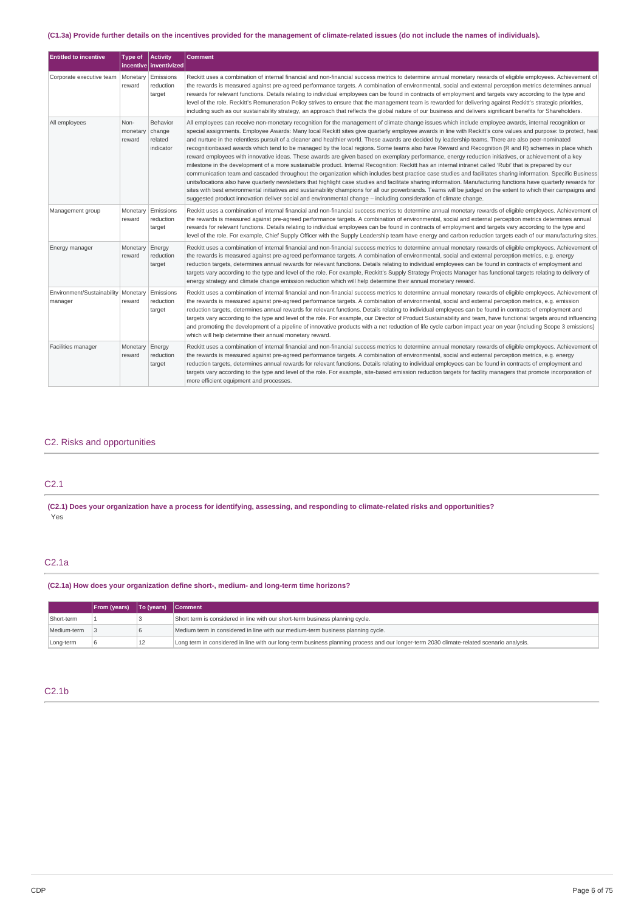#### (C1.3a) Provide further details on the incentives provided for the management of climate-related issues (do not include the names of individuals).

| Entitled to incentive | Type of incentive | Activity inventivized | Comment |
|---|---|---|---|
| Corporate executive team | Monetary reward | Emissions reduction target | Reckitt uses a combination of internal financial and non-financial success metrics to determine annual monetary rewards of eligible employees. Achievement of the rewards is measured against pre-agreed performance targets. A combination of environmental, social and external perception metrics determines annual rewards for relevant functions. Details relating to individual employees can be found in contracts of employment and targets vary according to the type and level of the role. Reckitt's Remuneration Policy strives to ensure that the management team is rewarded for delivering against Reckitt's strategic priorities, including such as our sustainability strategy, an approach that reflects the global nature of our business and delivers significant benefits for Shareholders. |
| All employees | Non-monetary reward | Behavior change related indicator | All employees can receive non-monetary recognition for the management of climate change issues which include employee awards, internal recognition or special assignments. Employee Awards: Many local Reckitt sites give quarterly employee awards in line with Reckitt's core values and purpose: to protect, heal and nurture in the relentless pursuit of a cleaner and healthier world. These awards are decided by leadership teams. There are also peer-nominated recognitionbased awards which tend to be managed by the local regions. Some teams also have Reward and Recognition (R and R) schemes in place which reward employees with innovative ideas. These awards are given based on exemplary performance, energy reduction initiatives, or achievement of a key milestone in the development of a more sustainable product. Internal Recognition: Reckitt has an internal intranet called 'Rubi' that is prepared by our communication team and cascaded throughout the organization which includes best practice case studies and facilitates sharing information. Specific Business units/locations also have quarterly newsletters that highlight case studies and facilitate sharing information. Manufacturing functions have quarterly rewards for sites with best environmental initiatives and sustainability champions for all our powerbrands. Teams will be judged on the extent to which their campaigns and suggested product innovation deliver social and environmental change – including consideration of climate change. |
| Management group | Monetary reward | Emissions reduction target | Reckitt uses a combination of internal financial and non-financial success metrics to determine annual monetary rewards of eligible employees. Achievement of the rewards is measured against pre-agreed performance targets. A combination of environmental, social and external perception metrics determines annual rewards for relevant functions. Details relating to individual employees can be found in contracts of employment and targets vary according to the type and level of the role. For example, Chief Supply Officer with the Supply Leadership team have energy and carbon reduction targets each of our manufacturing sites. |
| Energy manager | Monetary reward | Energy reduction target | Reckitt uses a combination of internal financial and non-financial success metrics to determine annual monetary rewards of eligible employees. Achievement of the rewards is measured against pre-agreed performance targets. A combination of environmental, social and external perception metrics, e.g. energy reduction targets, determines annual rewards for relevant functions. Details relating to individual employees can be found in contracts of employment and targets vary according to the type and level of the role. For example, Reckitt's Supply Strategy Projects Manager has functional targets relating to delivery of energy strategy and climate change emission reduction which will help determine their annual monetary reward. |
| Environment/Sustainability manager | Monetary reward | Emissions reduction target | Reckitt uses a combination of internal financial and non-financial success metrics to determine annual monetary rewards of eligible employees. Achievement of the rewards is measured against pre-agreed performance targets. A combination of environmental, social and external perception metrics, e.g. emission reduction targets, determines annual rewards for relevant functions. Details relating to individual employees can be found in contracts of employment and targets vary according to the type and level of the role. For example, our Director of Product Sustainability and team, have functional targets around influencing and promoting the development of a pipeline of innovative products with a net reduction of life cycle carbon impact year on year (including Scope 3 emissions) which will help determine their annual monetary reward. |
| Facilities manager | Monetary reward | Energy reduction target | Reckitt uses a combination of internal financial and non-financial success metrics to determine annual monetary rewards of eligible employees. Achievement of the rewards is measured against pre-agreed performance targets. A combination of environmental, social and external perception metrics, e.g. energy reduction targets, determines annual rewards for relevant functions. Details relating to individual employees can be found in contracts of employment and targets vary according to the type and level of the role. For example, site-based emission reduction targets for facility managers that promote incorporation of more efficient equipment and processes. |

## C2. Risks and opportunities

## C2.1

#### (C2.1) Does your organization have a process for identifying, assessing, and responding to climate-related risks and opportunities?

Yes

## C2.1a

#### (C2.1a) How does your organization define short-, medium- and long-term time horizons?

| | From (years) | To (years) | Comment |
|---|---|---|---|
| Short-term | 1 | 3 | Short term is considered in line with our short-term business planning cycle. |
| Medium-term | 3 | 6 | Medium term in considered in line with our medium-term business planning cycle. |
| Long-term | 6 | 12 | Long term in considered in line with our long-term business planning process and our longer-term 2030 climate-related scenario analysis. |

## C2.1b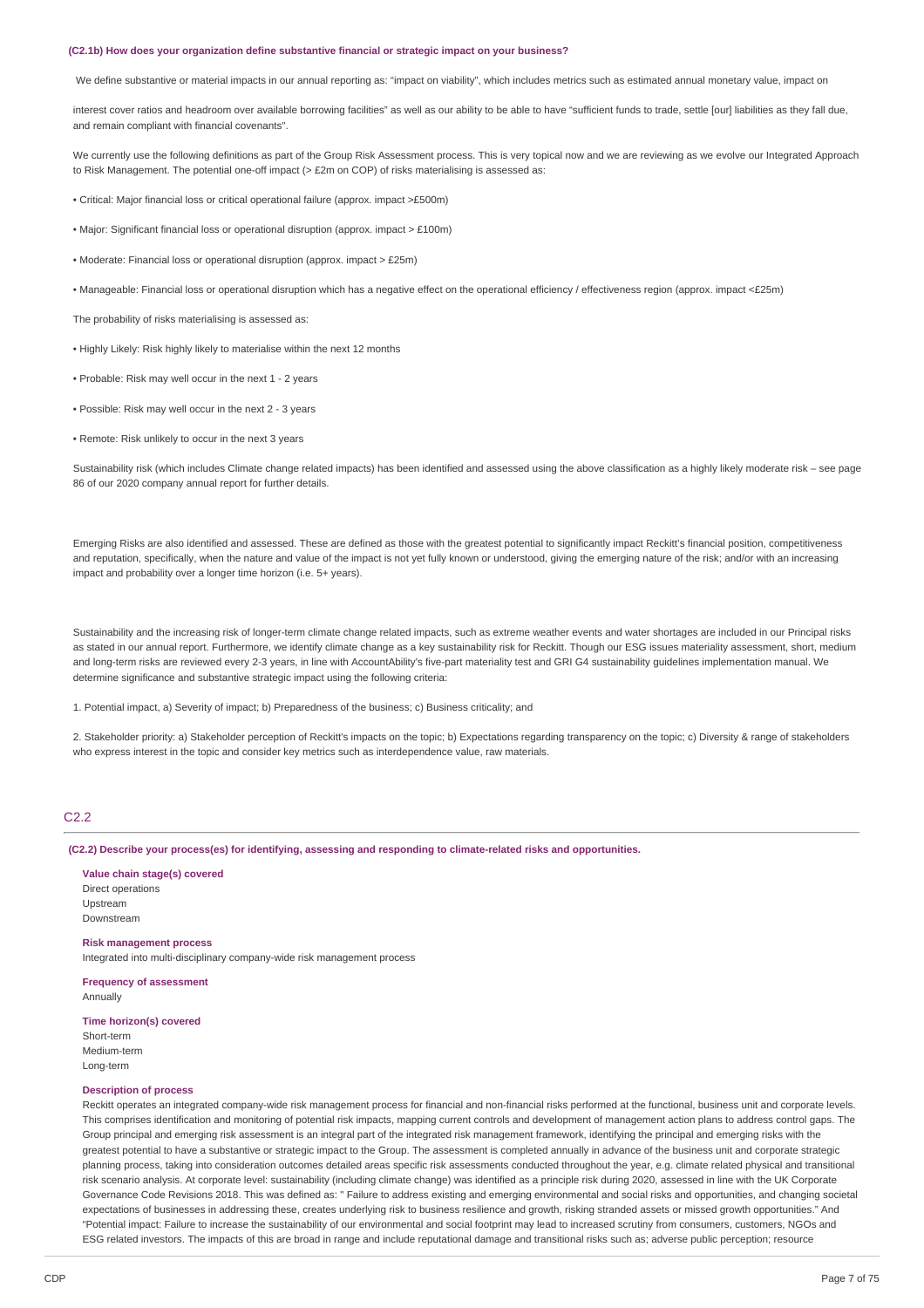**(C2.1b) How does your organization define substantive financial or strategic impact on your business?**

We define substantive or material impacts in our annual reporting as: "impact on viability", which includes metrics such as estimated annual monetary value, impact on

interest cover ratios and headroom over available borrowing facilities" as well as our ability to be able to have "sufficient funds to trade, settle [our] liabilities as they fall due, and remain compliant with financial covenants".

We currently use the following definitions as part of the Group Risk Assessment process. This is very topical now and we are reviewing as we evolve our Integrated Approach to Risk Management. The potential one-off impact (> £2m on COP) of risks materialising is assessed as:

- Critical: Major financial loss or critical operational failure (approx. impact >£500m)
- Major: Significant financial loss or operational disruption (approx. impact > £100m)
- Moderate: Financial loss or operational disruption (approx. impact > £25m)
- Manageable: Financial loss or operational disruption which has a negative effect on the operational efficiency / effectiveness region (approx. impact <£25m)

The probability of risks materialising is assessed as:

- Highly Likely: Risk highly likely to materialise within the next 12 months
- Probable: Risk may well occur in the next 1 - 2 years
- Possible: Risk may well occur in the next 2 - 3 years
- Remote: Risk unlikely to occur in the next 3 years

Sustainability risk (which includes Climate change related impacts) has been identified and assessed using the above classification as a highly likely moderate risk – see page 86 of our 2020 company annual report for further details.

Emerging Risks are also identified and assessed. These are defined as those with the greatest potential to significantly impact Reckitt's financial position, competitiveness and reputation, specifically, when the nature and value of the impact is not yet fully known or understood, giving the emerging nature of the risk; and/or with an increasing impact and probability over a longer time horizon (i.e. 5+ years).

Sustainability and the increasing risk of longer-term climate change related impacts, such as extreme weather events and water shortages are included in our Principal risks as stated in our annual report. Furthermore, we identify climate change as a key sustainability risk for Reckitt. Though our ESG issues materiality assessment, short, medium and long-term risks are reviewed every 2-3 years, in line with AccountAbility's five-part materiality test and GRI G4 sustainability guidelines implementation manual. We determine significance and substantive strategic impact using the following criteria:

1. Potential impact, a) Severity of impact; b) Preparedness of the business; c) Business criticality; and

2. Stakeholder priority: a) Stakeholder perception of Reckitt's impacts on the topic; b) Expectations regarding transparency on the topic; c) Diversity & range of stakeholders who express interest in the topic and consider key metrics such as interdependence value, raw materials.

## C2.2

**(C2.2) Describe your process(es) for identifying, assessing and responding to climate-related risks and opportunities.**

**Value chain stage(s) covered**
Direct operations
Upstream
Downstream

**Risk management process**
Integrated into multi-disciplinary company-wide risk management process

**Frequency of assessment**
Annually

**Time horizon(s) covered**
Short-term
Medium-term
Long-term

**Description of process**
Reckitt operates an integrated company-wide risk management process for financial and non-financial risks performed at the functional, business unit and corporate levels. This comprises identification and monitoring of potential risk impacts, mapping current controls and development of management action plans to address control gaps. The Group principal and emerging risk assessment is an integral part of the integrated risk management framework, identifying the principal and emerging risks with the greatest potential to have a substantive or strategic impact to the Group. The assessment is completed annually in advance of the business unit and corporate strategic planning process, taking into consideration outcomes detailed areas specific risk assessments conducted throughout the year, e.g. climate related physical and transitional risk scenario analysis. At corporate level: sustainability (including climate change) was identified as a principle risk during 2020, assessed in line with the UK Corporate Governance Code Revisions 2018. This was defined as: " Failure to address existing and emerging environmental and social risks and opportunities, and changing societal expectations of businesses in addressing these, creates underlying risk to business resilience and growth, risking stranded assets or missed growth opportunities." And "Potential impact: Failure to increase the sustainability of our environmental and social footprint may lead to increased scrutiny from consumers, customers, NGOs and ESG related investors. The impacts of this are broad in range and include reputational damage and transitional risks such as; adverse public perception; resource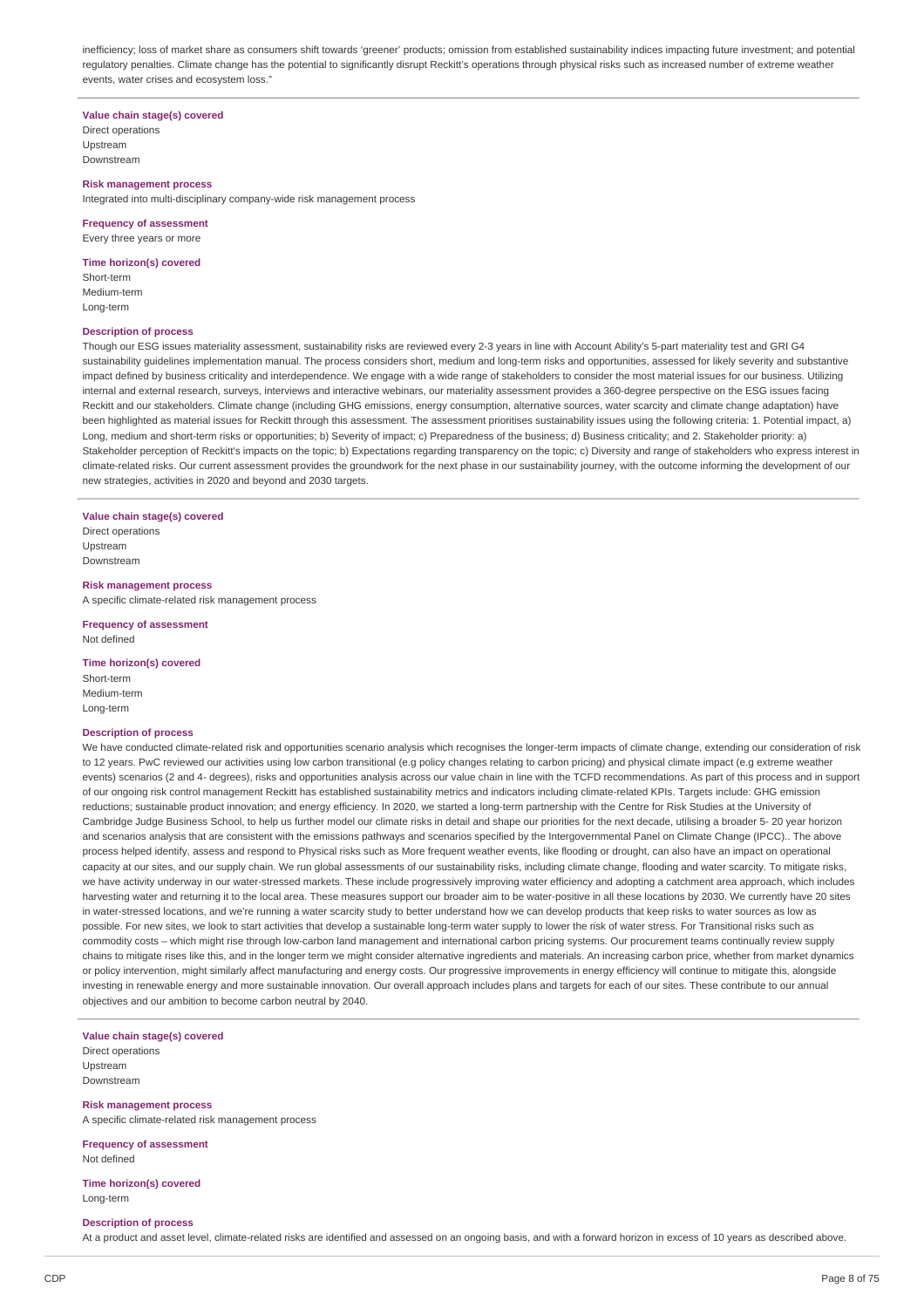inefficiency; loss of market share as consumers shift towards 'greener' products; omission from established sustainability indices impacting future investment; and potential regulatory penalties. Climate change has the potential to significantly disrupt Reckitt's operations through physical risks such as increased number of extreme weather events, water crises and ecosystem loss."

**Value chain stage(s) covered**

Direct operations
Upstream
Downstream

**Risk management process**

Integrated into multi-disciplinary company-wide risk management process

**Frequency of assessment**

Every three years or more

**Time horizon(s) covered**

Short-term
Medium-term
Long-term

**Description of process**

Though our ESG issues materiality assessment, sustainability risks are reviewed every 2-3 years in line with Account Ability's 5-part materiality test and GRI G4 sustainability guidelines implementation manual. The process considers short, medium and long-term risks and opportunities, assessed for likely severity and substantive impact defined by business criticality and interdependence. We engage with a wide range of stakeholders to consider the most material issues for our business. Utilizing internal and external research, surveys, interviews and interactive webinars, our materiality assessment provides a 360-degree perspective on the ESG issues facing Reckitt and our stakeholders. Climate change (including GHG emissions, energy consumption, alternative sources, water scarcity and climate change adaptation) have been highlighted as material issues for Reckitt through this assessment. The assessment prioritises sustainability issues using the following criteria: 1. Potential impact, a) Long, medium and short-term risks or opportunities; b) Severity of impact; c) Preparedness of the business; d) Business criticality; and 2. Stakeholder priority: a) Stakeholder perception of Reckitt's impacts on the topic; b) Expectations regarding transparency on the topic; c) Diversity and range of stakeholders who express interest in climate-related risks. Our current assessment provides the groundwork for the next phase in our sustainability journey, with the outcome informing the development of our new strategies, activities in 2020 and beyond and 2030 targets.

**Value chain stage(s) covered**

Direct operations
Upstream
Downstream

**Risk management process**

A specific climate-related risk management process

**Frequency of assessment**

Not defined

**Time horizon(s) covered**

Short-term
Medium-term
Long-term

**Description of process**

We have conducted climate-related risk and opportunities scenario analysis which recognises the longer-term impacts of climate change, extending our consideration of risk to 12 years. PwC reviewed our activities using low carbon transitional (e.g policy changes relating to carbon pricing) and physical climate impact (e.g extreme weather events) scenarios (2 and 4- degrees), risks and opportunities analysis across our value chain in line with the TCFD recommendations. As part of this process and in support of our ongoing risk control management Reckitt has established sustainability metrics and indicators including climate-related KPIs. Targets include: GHG emission reductions; sustainable product innovation; and energy efficiency. In 2020, we started a long-term partnership with the Centre for Risk Studies at the University of Cambridge Judge Business School, to help us further model our climate risks in detail and shape our priorities for the next decade, utilising a broader 5- 20 year horizon and scenarios analysis that are consistent with the emissions pathways and scenarios specified by the Intergovernmental Panel on Climate Change (IPCC).. The above process helped identify, assess and respond to Physical risks such as More frequent weather events, like flooding or drought, can also have an impact on operational capacity at our sites, and our supply chain. We run global assessments of our sustainability risks, including climate change, flooding and water scarcity. To mitigate risks, we have activity underway in our water-stressed markets. These include progressively improving water efficiency and adopting a catchment area approach, which includes harvesting water and returning it to the local area. These measures support our broader aim to be water-positive in all these locations by 2030. We currently have 20 sites in water-stressed locations, and we're running a water scarcity study to better understand how we can develop products that keep risks to water sources as low as possible. For new sites, we look to start activities that develop a sustainable long-term water supply to lower the risk of water stress. For Transitional risks such as commodity costs – which might rise through low-carbon land management and international carbon pricing systems. Our procurement teams continually review supply chains to mitigate rises like this, and in the longer term we might consider alternative ingredients and materials. An increasing carbon price, whether from market dynamics or policy intervention, might similarly affect manufacturing and energy costs. Our progressive improvements in energy efficiency will continue to mitigate this, alongside investing in renewable energy and more sustainable innovation. Our overall approach includes plans and targets for each of our sites. These contribute to our annual objectives and our ambition to become carbon neutral by 2040.

**Value chain stage(s) covered**

Direct operations
Upstream
Downstream

**Risk management process**

A specific climate-related risk management process

**Frequency of assessment**

Not defined

**Time horizon(s) covered**

Long-term

**Description of process**

At a product and asset level, climate-related risks are identified and assessed on an ongoing basis, and with a forward horizon in excess of 10 years as described above.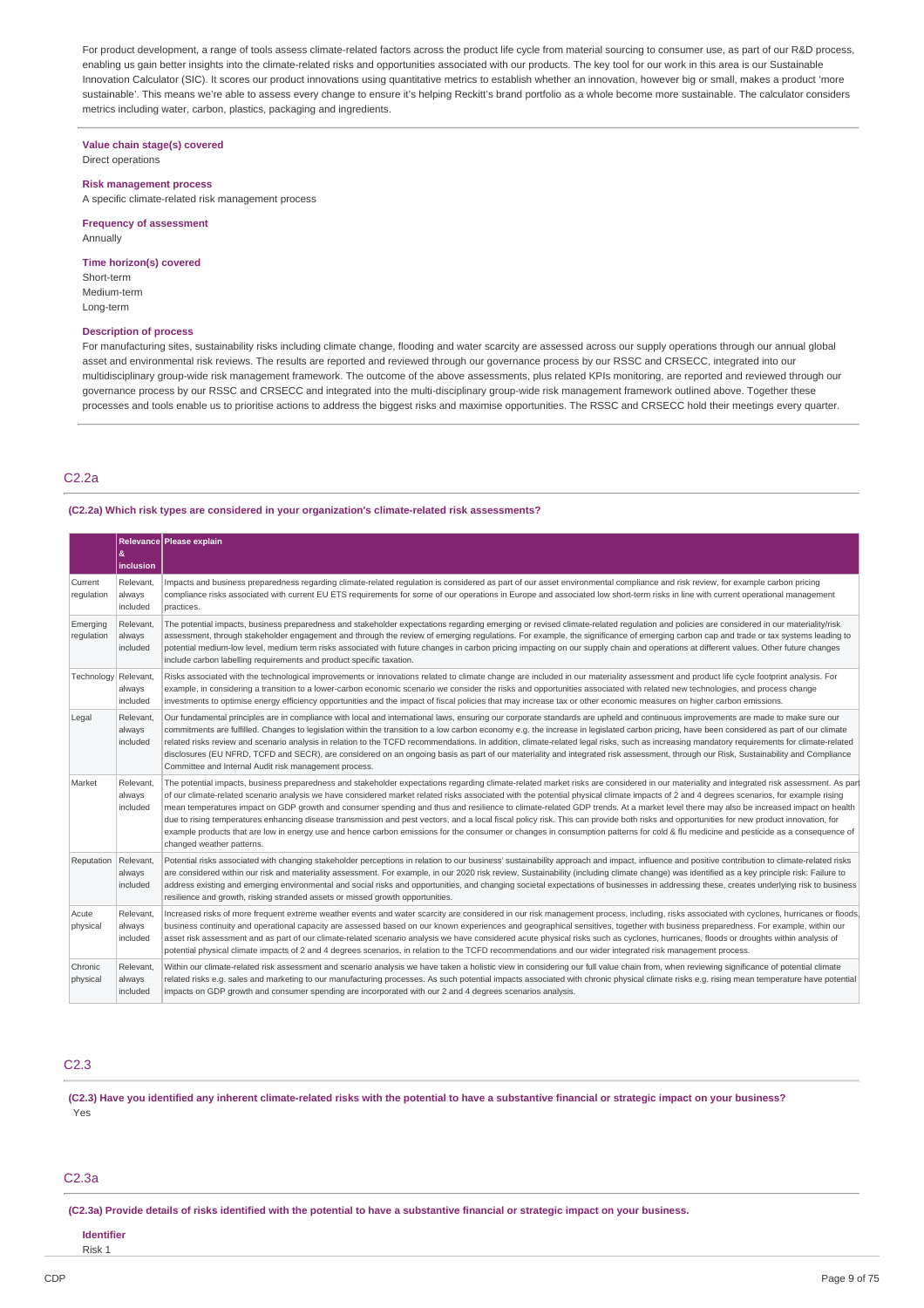For product development, a range of tools assess climate-related factors across the product life cycle from material sourcing to consumer use, as part of our R&D process, enabling us gain better insights into the climate-related risks and opportunities associated with our products. The key tool for our work in this area is our Sustainable Innovation Calculator (SIC). It scores our product innovations using quantitative metrics to establish whether an innovation, however big or small, makes a product 'more sustainable'. This means we're able to assess every change to ensure it's helping Reckitt's brand portfolio as a whole become more sustainable. The calculator considers metrics including water, carbon, plastics, packaging and ingredients.

**Value chain stage(s) covered**
Direct operations

**Risk management process**
A specific climate-related risk management process

**Frequency of assessment**
Annually

**Time horizon(s) covered**
Short-term
Medium-term
Long-term

**Description of process**
For manufacturing sites, sustainability risks including climate change, flooding and water scarcity are assessed across our supply operations through our annual global asset and environmental risk reviews. The results are reported and reviewed through our governance process by our RSSC and CRSECC, integrated into our multidisciplinary group-wide risk management framework. The outcome of the above assessments, plus related KPIs monitoring, are reported and reviewed through our governance process by our RSSC and CRSECC and integrated into the multi-disciplinary group-wide risk management framework outlined above. Together these processes and tools enable us to prioritise actions to address the biggest risks and maximise opportunities. The RSSC and CRSECC hold their meetings every quarter.

## C2.2a

**(C2.2a) Which risk types are considered in your organization's climate-related risk assessments?**

| | Relevance & inclusion | Please explain |
|---|---|---|
| Current regulation | Relevant, always included | Impacts and business preparedness regarding climate-related regulation is considered as part of our asset environmental compliance and risk review, for example carbon pricing compliance risks associated with current EU ETS requirements for some of our operations in Europe and associated low short-term risks in line with current operational management practices. |
| Emerging regulation | Relevant, always included | The potential impacts, business preparedness and stakeholder expectations regarding emerging or revised climate-related regulation and policies are considered in our materiality/risk assessment, through stakeholder engagement and through the review of emerging regulations. For example, the significance of emerging carbon cap and trade or tax systems leading to potential medium-low level, medium term risks associated with future changes in carbon pricing impacting on our supply chain and operations at different values. Other future changes include carbon labelling requirements and product specific taxation. |
| Technology | Relevant, always included | Risks associated with the technological improvements or innovations related to climate change are included in our materiality assessment and product life cycle footprint analysis. For example, in considering a transition to a lower-carbon economic scenario we consider the risks and opportunities associated with related new technologies, and process change investments to optimise energy efficiency opportunities and the impact of fiscal policies that may increase tax or other economic measures on higher carbon emissions. |
| Legal | Relevant, always included | Our fundamental principles are in compliance with local and international laws, ensuring our corporate standards are upheld and continuous improvements are made to make sure our commitments are fulfilled. Changes to legislation within the transition to a low carbon economy e.g. the increase in legislated carbon pricing, have been considered as part of our climate related risks review and scenario analysis in relation to the TCFD recommendations. In addition, climate-related legal risks, such as increasing mandatory requirements for climate-related disclosures (EU NFRD, TCFD and SECR), are considered on an ongoing basis as part of our materiality and integrated risk assessment, through our Risk, Sustainability and Compliance Committee and Internal Audit risk management process. |
| Market | Relevant, always included | The potential impacts, business preparedness and stakeholder expectations regarding climate-related market risks are considered in our materiality and integrated risk assessment. As part of our climate-related scenario analysis we have considered market related risks associated with the potential physical climate impacts of 2 and 4 degrees scenarios, for example rising mean temperatures impact on GDP growth and consumer spending and thus and resilience to climate-related GDP trends. At a market level there may also be increased impact on health due to rising temperatures enhancing disease transmission and pest vectors, and a local fiscal policy risk. This can provide both risks and opportunities for new product innovation, for example products that are low in energy use and hence carbon emissions for the consumer or changes in consumption patterns for cold & flu medicine and pesticide as a consequence of changed weather patterns. |
| Reputation | Relevant, always included | Potential risks associated with changing stakeholder perceptions in relation to our business' sustainability approach and impact, influence and positive contribution to climate-related risks are considered within our risk and materiality assessment. For example, in our 2020 risk review, Sustainability (including climate change) was identified as a key principle risk: Failure to address existing and emerging environmental and social risks and opportunities, and changing societal expectations of businesses in addressing these, creates underlying risk to business resilience and growth, risking stranded assets or missed growth opportunities. |
| Acute physical | Relevant, always included | Increased risks of more frequent extreme weather events and water scarcity are considered in our risk management process, including, risks associated with cyclones, hurricanes or floods, business continuity and operational capacity are assessed based on our known experiences and geographical sensitives, together with business preparedness. For example, within our asset risk assessment and as part of our climate-related scenario analysis we have considered acute physical risks such as cyclones, hurricanes, floods or droughts within analysis of potential physical climate impacts of 2 and 4 degrees scenarios, in relation to the TCFD recommendations and our wider integrated risk management process. |
| Chronic physical | Relevant, always included | Within our climate-related risk assessment and scenario analysis we have taken a holistic view in considering our full value chain from, when reviewing significance of potential climate related risks e.g. sales and marketing to our manufacturing processes. As such potential impacts associated with chronic physical climate risks e.g. rising mean temperature have potential impacts on GDP growth and consumer spending are incorporated with our 2 and 4 degrees scenarios analysis. |

## C2.3

**(C2.3) Have you identified any inherent climate-related risks with the potential to have a substantive financial or strategic impact on your business?**
Yes

## C2.3a

**(C2.3a) Provide details of risks identified with the potential to have a substantive financial or strategic impact on your business.**

**Identifier**
Risk 1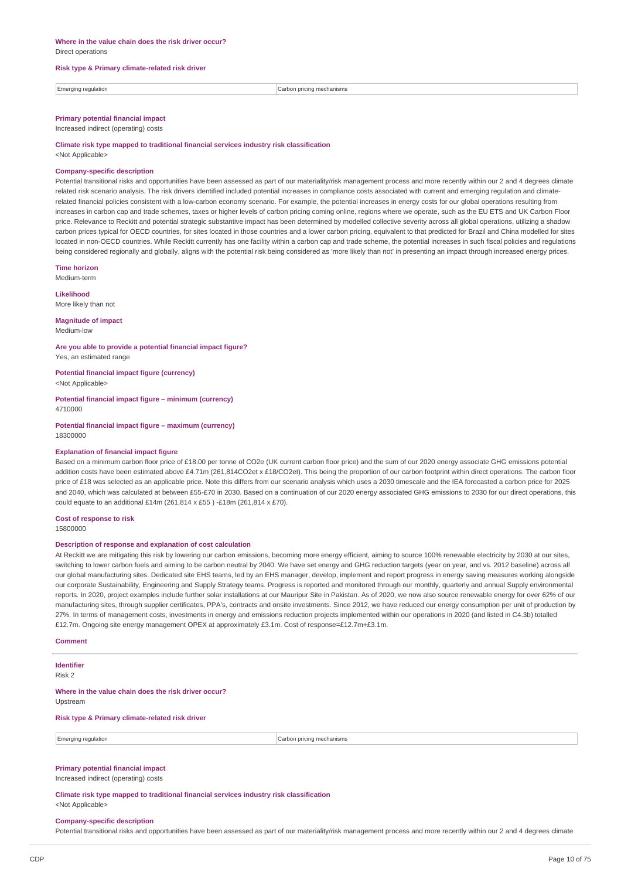**Where in the value chain does the risk driver occur?**
Direct operations

**Risk type & Primary climate-related risk driver**

| Emerging regulation | Carbon pricing mechanisms |
|---|---|

**Primary potential financial impact**
Increased indirect (operating) costs

**Climate risk type mapped to traditional financial services industry risk classification**
<Not Applicable>

**Company-specific description**
Potential transitional risks and opportunities have been assessed as part of our materiality/risk management process and more recently within our 2 and 4 degrees climate related risk scenario analysis. The risk drivers identified included potential increases in compliance costs associated with current and emerging regulation and climate-related financial policies consistent with a low-carbon economy scenario. For example, the potential increases in energy costs for our global operations resulting from increases in carbon cap and trade schemes, taxes or higher levels of carbon pricing coming online, regions where we operate, such as the EU ETS and UK Carbon Floor price. Relevance to Reckitt and potential strategic substantive impact has been determined by modelled collective severity across all global operations, utilizing a shadow carbon prices typical for OECD countries, for sites located in those countries and a lower carbon pricing, equivalent to that predicted for Brazil and China modelled for sites located in non-OECD countries. While Reckitt currently has one facility within a carbon cap and trade scheme, the potential increases in such fiscal policies and regulations being considered regionally and globally, aligns with the potential risk being considered as 'more likely than not' in presenting an impact through increased energy prices.

**Time horizon**
Medium-term

**Likelihood**
More likely than not

**Magnitude of impact**
Medium-low

**Are you able to provide a potential financial impact figure?**
Yes, an estimated range

**Potential financial impact figure (currency)**
<Not Applicable>

**Potential financial impact figure – minimum (currency)**
4710000

**Potential financial impact figure – maximum (currency)**
18300000

**Explanation of financial impact figure**
Based on a minimum carbon floor price of £18.00 per tonne of CO2e (UK current carbon floor price) and the sum of our 2020 energy associate GHG emissions potential addition costs have been estimated above £4.71m (261,814CO2et x £18/CO2et). This being the proportion of our carbon footprint within direct operations. The carbon floor price of £18 was selected as an applicable price. Note this differs from our scenario analysis which uses a 2030 timescale and the IEA forecasted a carbon price for 2025 and 2040, which was calculated at between £55-£70 in 2030. Based on a continuation of our 2020 energy associated GHG emissions to 2030 for our direct operations, this could equate to an additional £14m (261,814 x £55 ) -£18m (261,814 x £70).

**Cost of response to risk**
15800000

**Description of response and explanation of cost calculation**
At Reckitt we are mitigating this risk by lowering our carbon emissions, becoming more energy efficient, aiming to source 100% renewable electricity by 2030 at our sites, switching to lower carbon fuels and aiming to be carbon neutral by 2040. We have set energy and GHG reduction targets (year on year, and vs. 2012 baseline) across all our global manufacturing sites. Dedicated site EHS teams, led by an EHS manager, develop, implement and report progress in energy saving measures working alongside our corporate Sustainability, Engineering and Supply Strategy teams. Progress is reported and monitored through our monthly, quarterly and annual Supply environmental reports. In 2020, project examples include further solar installations at our Mauripur Site in Pakistan. As of 2020, we now also source renewable energy for over 62% of our manufacturing sites, through supplier certificates, PPA's, contracts and onsite investments. Since 2012, we have reduced our energy consumption per unit of production by 27%. In terms of management costs, investments in energy and emissions reduction projects implemented within our operations in 2020 (and listed in C4.3b) totalled £12.7m. Ongoing site energy management OPEX at approximately £3.1m. Cost of response=£12.7m+£3.1m.

**Comment**

---

**Identifier**
Risk 2

**Where in the value chain does the risk driver occur?**
Upstream

**Risk type & Primary climate-related risk driver**

| Emerging regulation | Carbon pricing mechanisms |
|---|---|

**Primary potential financial impact**
Increased indirect (operating) costs

**Climate risk type mapped to traditional financial services industry risk classification**
<Not Applicable>

**Company-specific description**
Potential transitional risks and opportunities have been assessed as part of our materiality/risk management process and more recently within our 2 and 4 degrees climate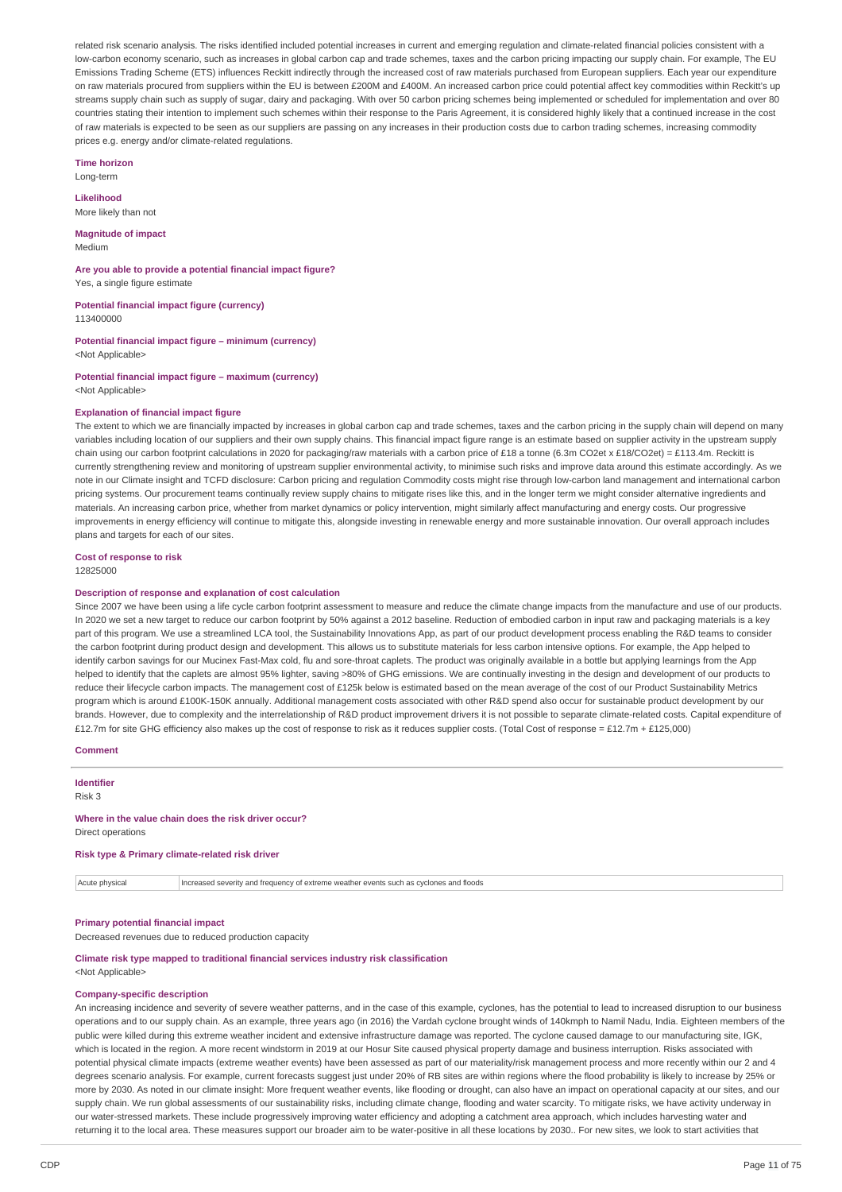related risk scenario analysis. The risks identified included potential increases in current and emerging regulation and climate-related financial policies consistent with a low-carbon economy scenario, such as increases in global carbon cap and trade schemes, taxes and the carbon pricing impacting our supply chain. For example, The EU Emissions Trading Scheme (ETS) influences Reckitt indirectly through the increased cost of raw materials purchased from European suppliers. Each year our expenditure on raw materials procured from suppliers within the EU is between £200M and £400M. An increased carbon price could potential affect key commodities within Reckitt's up streams supply chain such as supply of sugar, dairy and packaging. With over 50 carbon pricing schemes being implemented or scheduled for implementation and over 80 countries stating their intention to implement such schemes within their response to the Paris Agreement, it is considered highly likely that a continued increase in the cost of raw materials is expected to be seen as our suppliers are passing on any increases in their production costs due to carbon trading schemes, increasing commodity prices e.g. energy and/or climate-related regulations.

**Time horizon**
Long-term

**Likelihood**
More likely than not

**Magnitude of impact**
Medium

**Are you able to provide a potential financial impact figure?**
Yes, a single figure estimate

**Potential financial impact figure (currency)**
113400000

**Potential financial impact figure – minimum (currency)**
<Not Applicable>

**Potential financial impact figure – maximum (currency)**
<Not Applicable>

**Explanation of financial impact figure**
The extent to which we are financially impacted by increases in global carbon cap and trade schemes, taxes and the carbon pricing in the supply chain will depend on many variables including location of our suppliers and their own supply chains. This financial impact figure range is an estimate based on supplier activity in the upstream supply chain using our carbon footprint calculations in 2020 for packaging/raw materials with a carbon price of £18 a tonne (6.3m CO2et x £18/CO2et) = £113.4m. Reckitt is currently strengthening review and monitoring of upstream supplier environmental activity, to minimise such risks and improve data around this estimate accordingly. As we note in our Climate insight and TCFD disclosure: Carbon pricing and regulation Commodity costs might rise through low-carbon land management and international carbon pricing systems. Our procurement teams continually review supply chains to mitigate rises like this, and in the longer term we might consider alternative ingredients and materials. An increasing carbon price, whether from market dynamics or policy intervention, might similarly affect manufacturing and energy costs. Our progressive improvements in energy efficiency will continue to mitigate this, alongside investing in renewable energy and more sustainable innovation. Our overall approach includes plans and targets for each of our sites.

**Cost of response to risk**
12825000

**Description of response and explanation of cost calculation**
Since 2007 we have been using a life cycle carbon footprint assessment to measure and reduce the climate change impacts from the manufacture and use of our products. In 2020 we set a new target to reduce our carbon footprint by 50% against a 2012 baseline. Reduction of embodied carbon in input raw and packaging materials is a key part of this program. We use a streamlined LCA tool, the Sustainability Innovations App, as part of our product development process enabling the R&D teams to consider the carbon footprint during product design and development. This allows us to substitute materials for less carbon intensive options. For example, the App helped to identify carbon savings for our Mucinex Fast-Max cold, flu and sore-throat caplets. The product was originally available in a bottle but applying learnings from the App helped to identify that the caplets are almost 95% lighter, saving >80% of GHG emissions. We are continually investing in the design and development of our products to reduce their lifecycle carbon impacts. The management cost of £125k below is estimated based on the mean average of the cost of our Product Sustainability Metrics program which is around £100K-150K annually. Additional management costs associated with other R&D spend also occur for sustainable product development by our brands. However, due to complexity and the interrelationship of R&D product improvement drivers it is not possible to separate climate-related costs. Capital expenditure of £12.7m for site GHG efficiency also makes up the cost of response to risk as it reduces supplier costs. (Total Cost of response = £12.7m + £125,000)

**Comment**

---

**Identifier**
Risk 3

**Where in the value chain does the risk driver occur?**
Direct operations

**Risk type & Primary climate-related risk driver**

| Acute physical | Increased severity and frequency of extreme weather events such as cyclones and floods |
|---|---|

**Primary potential financial impact**
Decreased revenues due to reduced production capacity

**Climate risk type mapped to traditional financial services industry risk classification**
<Not Applicable>

**Company-specific description**
An increasing incidence and severity of severe weather patterns, and in the case of this example, cyclones, has the potential to lead to increased disruption to our business operations and to our supply chain. As an example, three years ago (in 2016) the Vardah cyclone brought winds of 140kmph to Namil Nadu, India. Eighteen members of the public were killed during this extreme weather incident and extensive infrastructure damage was reported. The cyclone caused damage to our manufacturing site, IGK, which is located in the region. A more recent windstorm in 2019 at our Hosur Site caused physical property damage and business interruption. Risks associated with potential physical climate impacts (extreme weather events) have been assessed as part of our materiality/risk management process and more recently within our 2 and 4 degrees scenario analysis. For example, current forecasts suggest just under 20% of RB sites are within regions where the flood probability is likely to increase by 25% or more by 2030. As noted in our climate insight: More frequent weather events, like flooding or drought, can also have an impact on operational capacity at our sites, and our supply chain. We run global assessments of our sustainability risks, including climate change, flooding and water scarcity. To mitigate risks, we have activity underway in our water-stressed markets. These include progressively improving water efficiency and adopting a catchment area approach, which includes harvesting water and returning it to the local area. These measures support our broader aim to be water-positive in all these locations by 2030.. For new sites, we look to start activities that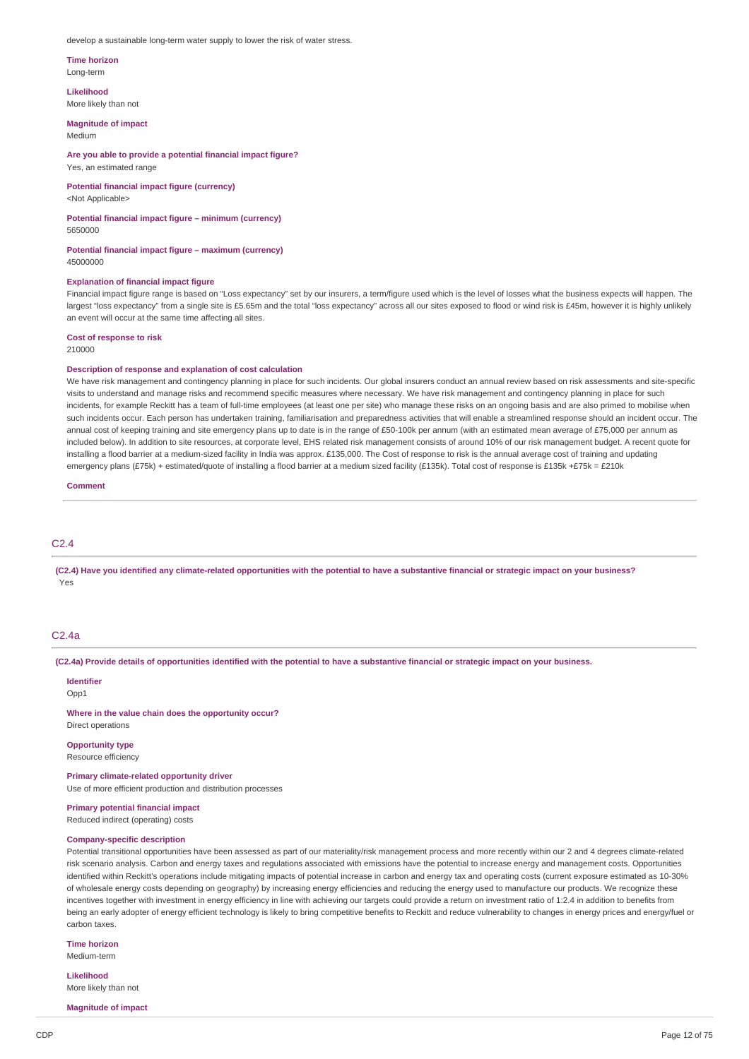develop a sustainable long-term water supply to lower the risk of water stress.

**Time horizon**
Long-term

**Likelihood**
More likely than not

**Magnitude of impact**
Medium

**Are you able to provide a potential financial impact figure?**
Yes, an estimated range

**Potential financial impact figure (currency)**
<Not Applicable>

**Potential financial impact figure – minimum (currency)**
5650000

**Potential financial impact figure – maximum (currency)**
45000000

**Explanation of financial impact figure**
Financial impact figure range is based on "Loss expectancy" set by our insurers, a term/figure used which is the level of losses what the business expects will happen. The largest "loss expectancy" from a single site is £5.65m and the total "loss expectancy" across all our sites exposed to flood or wind risk is £45m, however it is highly unlikely an event will occur at the same time affecting all sites.

**Cost of response to risk**
210000

**Description of response and explanation of cost calculation**
We have risk management and contingency planning in place for such incidents. Our global insurers conduct an annual review based on risk assessments and site-specific visits to understand and manage risks and recommend specific measures where necessary. We have risk management and contingency planning in place for such incidents, for example Reckitt has a team of full-time employees (at least one per site) who manage these risks on an ongoing basis and are also primed to mobilise when such incidents occur. Each person has undertaken training, familiarisation and preparedness activities that will enable a streamlined response should an incident occur. The annual cost of keeping training and site emergency plans up to date is in the range of £50-100k per annum (with an estimated mean average of £75,000 per annum as included below). In addition to site resources, at corporate level, EHS related risk management consists of around 10% of our risk management budget. A recent quote for installing a flood barrier at a medium-sized facility in India was approx. £135,000. The Cost of response to risk is the annual average cost of training and updating emergency plans (£75k) + estimated/quote of installing a flood barrier at a medium sized facility (£135k). Total cost of response is £135k +£75k = £210k

**Comment**

## C2.4

**(C2.4) Have you identified any climate-related opportunities with the potential to have a substantive financial or strategic impact on your business?**
Yes

## C2.4a

**(C2.4a) Provide details of opportunities identified with the potential to have a substantive financial or strategic impact on your business.**

**Identifier**
Opp1

**Where in the value chain does the opportunity occur?**
Direct operations

**Opportunity type**
Resource efficiency

**Primary climate-related opportunity driver**
Use of more efficient production and distribution processes

**Primary potential financial impact**
Reduced indirect (operating) costs

**Company-specific description**
Potential transitional opportunities have been assessed as part of our materiality/risk management process and more recently within our 2 and 4 degrees climate-related risk scenario analysis. Carbon and energy taxes and regulations associated with emissions have the potential to increase energy and management costs. Opportunities identified within Reckitt's operations include mitigating impacts of potential increase in carbon and energy tax and operating costs (current exposure estimated as 10-30% of wholesale energy costs depending on geography) by increasing energy efficiencies and reducing the energy used to manufacture our products. We recognize these incentives together with investment in energy efficiency in line with achieving our targets could provide a return on investment ratio of 1:2.4 in addition to benefits from being an early adopter of energy efficient technology is likely to bring competitive benefits to Reckitt and reduce vulnerability to changes in energy prices and energy/fuel or carbon taxes.

**Time horizon**
Medium-term

**Likelihood**
More likely than not

**Magnitude of impact**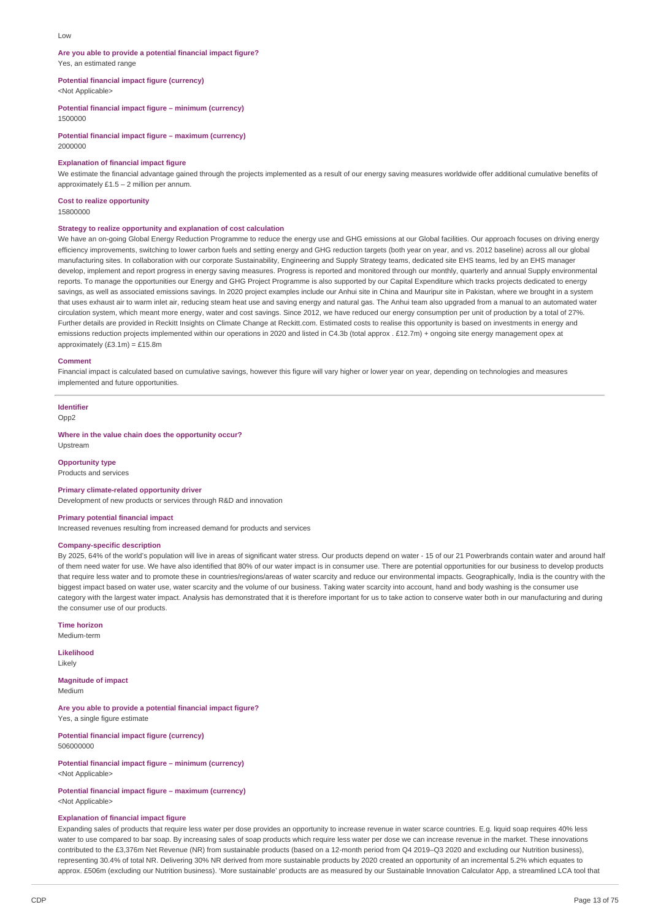Low

**Are you able to provide a potential financial impact figure?**
Yes, an estimated range

**Potential financial impact figure (currency)**
<Not Applicable>

**Potential financial impact figure – minimum (currency)**
1500000

**Potential financial impact figure – maximum (currency)**
2000000

**Explanation of financial impact figure**
We estimate the financial advantage gained through the projects implemented as a result of our energy saving measures worldwide offer additional cumulative benefits of approximately £1.5 – 2 million per annum.

**Cost to realize opportunity**
15800000

**Strategy to realize opportunity and explanation of cost calculation**
We have an on-going Global Energy Reduction Programme to reduce the energy use and GHG emissions at our Global facilities. Our approach focuses on driving energy efficiency improvements, switching to lower carbon fuels and setting energy and GHG reduction targets (both year on year, and vs. 2012 baseline) across all our global manufacturing sites. In collaboration with our corporate Sustainability, Engineering and Supply Strategy teams, dedicated site EHS teams, led by an EHS manager develop, implement and report progress in energy saving measures. Progress is reported and monitored through our monthly, quarterly and annual Supply environmental reports. To manage the opportunities our Energy and GHG Project Programme is also supported by our Capital Expenditure which tracks projects dedicated to energy savings, as well as associated emissions savings. In 2020 project examples include our Anhui site in China and Mauripur site in Pakistan, where we brought in a system that uses exhaust air to warm inlet air, reducing steam heat use and saving energy and natural gas. The Anhui team also upgraded from a manual to an automated water circulation system, which meant more energy, water and cost savings. Since 2012, we have reduced our energy consumption per unit of production by a total of 27%. Further details are provided in Reckitt Insights on Climate Change at Reckitt.com. Estimated costs to realise this opportunity is based on investments in energy and emissions reduction projects implemented within our operations in 2020 and listed in C4.3b (total approx . £12.7m) + ongoing site energy management opex at approximately (£3.1m) = £15.8m

**Comment**
Financial impact is calculated based on cumulative savings, however this figure will vary higher or lower year on year, depending on technologies and measures implemented and future opportunities.

---

**Identifier**
Opp2

**Where in the value chain does the opportunity occur?**
Upstream

**Opportunity type**
Products and services

**Primary climate-related opportunity driver**
Development of new products or services through R&D and innovation

**Primary potential financial impact**
Increased revenues resulting from increased demand for products and services

**Company-specific description**
By 2025, 64% of the world's population will live in areas of significant water stress. Our products depend on water - 15 of our 21 Powerbrands contain water and around half of them need water for use. We have also identified that 80% of our water impact is in consumer use. There are potential opportunities for our business to develop products that require less water and to promote these in countries/regions/areas of water scarcity and reduce our environmental impacts. Geographically, India is the country with the biggest impact based on water use, water scarcity and the volume of our business. Taking water scarcity into account, hand and body washing is the consumer use category with the largest water impact. Analysis has demonstrated that it is therefore important for us to take action to conserve water both in our manufacturing and during the consumer use of our products.

**Time horizon**
Medium-term

**Likelihood**
Likely

**Magnitude of impact**
Medium

**Are you able to provide a potential financial impact figure?**
Yes, a single figure estimate

**Potential financial impact figure (currency)**
506000000

**Potential financial impact figure – minimum (currency)**
<Not Applicable>

**Potential financial impact figure – maximum (currency)**
<Not Applicable>

**Explanation of financial impact figure**
Expanding sales of products that require less water per dose provides an opportunity to increase revenue in water scarce countries. E.g. liquid soap requires 40% less water to use compared to bar soap. By increasing sales of soap products which require less water per dose we can increase revenue in the market. These innovations contributed to the £3,376m Net Revenue (NR) from sustainable products (based on a 12-month period from Q4 2019–Q3 2020 and excluding our Nutrition business), representing 30.4% of total NR. Delivering 30% NR derived from more sustainable products by 2020 created an opportunity of an incremental 5.2% which equates to approx. £506m (excluding our Nutrition business). 'More sustainable' products are as measured by our Sustainable Innovation Calculator App, a streamlined LCA tool that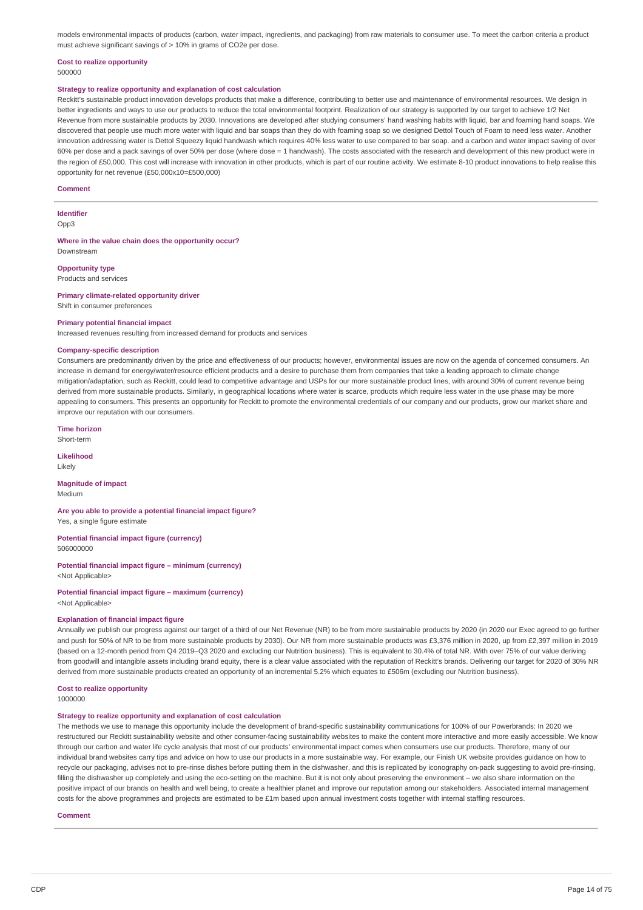models environmental impacts of products (carbon, water impact, ingredients, and packaging) from raw materials to consumer use. To meet the carbon criteria a product must achieve significant savings of > 10% in grams of CO2e per dose.

**Cost to realize opportunity**
500000

**Strategy to realize opportunity and explanation of cost calculation**
Reckitt's sustainable product innovation develops products that make a difference, contributing to better use and maintenance of environmental resources. We design in better ingredients and ways to use our products to reduce the total environmental footprint. Realization of our strategy is supported by our target to achieve 1/2 Net Revenue from more sustainable products by 2030. Innovations are developed after studying consumers' hand washing habits with liquid, bar and foaming hand soaps. We discovered that people use much more water with liquid and bar soaps than they do with foaming soap so we designed Dettol Touch of Foam to need less water. Another innovation addressing water is Dettol Squeezy liquid handwash which requires 40% less water to use compared to bar soap. and a carbon and water impact saving of over 60% per dose and a pack savings of over 50% per dose (where dose = 1 handwash). The costs associated with the research and development of this new product were in the region of £50,000. This cost will increase with innovation in other products, which is part of our routine activity. We estimate 8-10 product innovations to help realise this opportunity for net revenue (£50,000x10=£500,000)

**Comment**

---

**Identifier**
Opp3

**Where in the value chain does the opportunity occur?**
Downstream

**Opportunity type**
Products and services

**Primary climate-related opportunity driver**
Shift in consumer preferences

**Primary potential financial impact**
Increased revenues resulting from increased demand for products and services

**Company-specific description**
Consumers are predominantly driven by the price and effectiveness of our products; however, environmental issues are now on the agenda of concerned consumers. An increase in demand for energy/water/resource efficient products and a desire to purchase them from companies that take a leading approach to climate change mitigation/adaptation, such as Reckitt, could lead to competitive advantage and USPs for our more sustainable product lines, with around 30% of current revenue being derived from more sustainable products. Similarly, in geographical locations where water is scarce, products which require less water in the use phase may be more appealing to consumers. This presents an opportunity for Reckitt to promote the environmental credentials of our company and our products, grow our market share and improve our reputation with our consumers.

**Time horizon**
Short-term

**Likelihood**
Likely

**Magnitude of impact**
Medium

**Are you able to provide a potential financial impact figure?**
Yes, a single figure estimate

**Potential financial impact figure (currency)**
506000000

**Potential financial impact figure – minimum (currency)**
<Not Applicable>

**Potential financial impact figure – maximum (currency)**
<Not Applicable>

**Explanation of financial impact figure**
Annually we publish our progress against our target of a third of our Net Revenue (NR) to be from more sustainable products by 2020 (in 2020 our Exec agreed to go further and push for 50% of NR to be from more sustainable products by 2030). Our NR from more sustainable products was £3,376 million in 2020, up from £2,397 million in 2019 (based on a 12-month period from Q4 2019–Q3 2020 and excluding our Nutrition business). This is equivalent to 30.4% of total NR. With over 75% of our value deriving from goodwill and intangible assets including brand equity, there is a clear value associated with the reputation of Reckitt's brands. Delivering our target for 2020 of 30% NR derived from more sustainable products created an opportunity of an incremental 5.2% which equates to £506m (excluding our Nutrition business).

**Cost to realize opportunity**
1000000

**Strategy to realize opportunity and explanation of cost calculation**
The methods we use to manage this opportunity include the development of brand-specific sustainability communications for 100% of our Powerbrands: In 2020 we restructured our Reckitt sustainability website and other consumer-facing sustainability websites to make the content more interactive and more easily accessible. We know through our carbon and water life cycle analysis that most of our products' environmental impact comes when consumers use our products. Therefore, many of our individual brand websites carry tips and advice on how to use our products in a more sustainable way. For example, our Finish UK website provides guidance on how to recycle our packaging, advises not to pre-rinse dishes before putting them in the dishwasher, and this is replicated by iconography on-pack suggesting to avoid pre-rinsing, filling the dishwasher up completely and using the eco-setting on the machine. But it is not only about preserving the environment – we also share information on the positive impact of our brands on health and well being, to create a healthier planet and improve our reputation among our stakeholders. Associated internal management costs for the above programmes and projects are estimated to be £1m based upon annual investment costs together with internal staffing resources.

**Comment**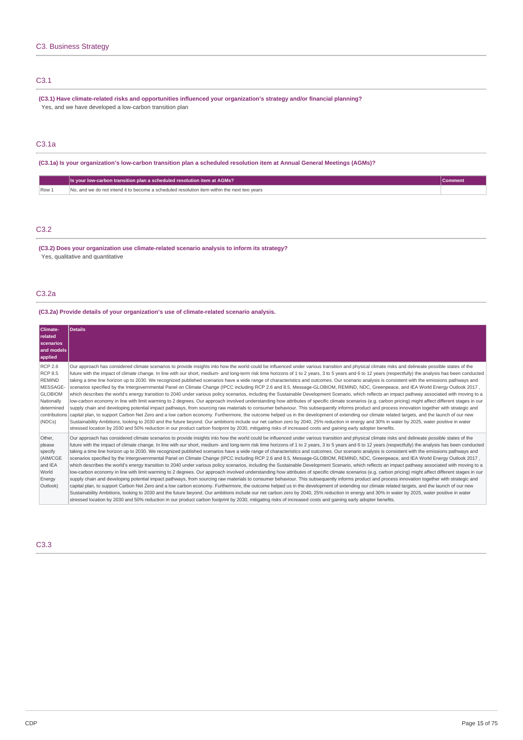## C3. Business Strategy

### C3.1

**(C3.1) Have climate-related risks and opportunities influenced your organization's strategy and/or financial planning?**

Yes, and we have developed a low-carbon transition plan

### C3.1a

**(C3.1a) Is your organization's low-carbon transition plan a scheduled resolution item at Annual General Meetings (AGMs)?**

| | Is your low-carbon transition plan a scheduled resolution item at AGMs? | Comment |
|---|---|---|
| Row 1 | No, and we do not intend it to become a scheduled resolution item within the next two years | |

### C3.2

**(C3.2) Does your organization use climate-related scenario analysis to inform its strategy?**

Yes, qualitative and quantitative

### C3.2a

**(C3.2a) Provide details of your organization's use of climate-related scenario analysis.**

| Climate-related scenarios and models applied | Details |
|---|---|
| RCP 2.6<br>RCP 8.5<br>REMIND<br>MESSAGE-GLOBIOM<br>Nationally determined contributions (NDCs) | Our approach has considered climate scenarios to provide insights into how the world could be influenced under various transition and physical climate risks and delineate possible states of the future with the impact of climate change. In line with our short, medium- and long-term risk time horizons of 1 to 2 years, 3 to 5 years and 6 to 12 years (respectfully) the analysis has been conducted taking a time line horizon up to 2030. We recognized published scenarios have a wide range of characteristics and outcomes. Our scenario analysis is consistent with the emissions pathways and scenarios specified by the Intergovernmental Panel on Climate Change (IPCC including RCP 2.6 and 8.5, Message-GLOBIOM, REMIND, NDC, Greenpeace, and IEA World Energy Outlook 2017 , which describes the world's energy transition to 2040 under various policy scenarios, including the Sustainable Development Scenario, which reflects an impact pathway associated with moving to a low-carbon economy in line with limit warming to 2 degrees. Our approach involved understanding how attributes of specific climate scenarios (e.g. carbon pricing) might affect different stages in our supply chain and developing potential impact pathways, from sourcing raw materials to consumer behaviour. This subsequently informs product and process innovation together with strategic and capital plan, to support Carbon Net Zero and a low carbon economy. Furthermore, the outcome helped us in the development of extending our climate related targets, and the launch of our new Sustainability Ambitions, looking to 2030 and the future beyond. Our ambitions include our net carbon zero by 2040, 25% reduction in energy and 30% in water by 2025, water positive in water stressed location by 2030 and 50% reduction in our product carbon footprint by 2030, mitigating risks of increased costs and gaining early adopter benefits. |
| Other, please specify (AIM/CGE and IEA World Energy Outlook) | Our approach has considered climate scenarios to provide insights into how the world could be influenced under various transition and physical climate risks and delineate possible states of the future with the impact of climate change. In line with our short, medium- and long-term risk time horizons of 1 to 2 years, 3 to 5 years and 6 to 12 years (respectfully) the analysis has been conducted taking a time line horizon up to 2030. We recognized published scenarios have a wide range of characteristics and outcomes. Our scenario analysis is consistent with the emissions pathways and scenarios specified by the Intergovernmental Panel on Climate Change (IPCC including RCP 2.6 and 8.5, Message-GLOBIOM, REMIND, NDC, Greenpeace, and IEA World Energy Outlook 2017 , which describes the world's energy transition to 2040 under various policy scenarios, including the Sustainable Development Scenario, which reflects an impact pathway associated with moving to a low-carbon economy in line with limit warming to 2 degrees. Our approach involved understanding how attributes of specific climate scenarios (e.g. carbon pricing) might affect different stages in our supply chain and developing potential impact pathways, from sourcing raw materials to consumer behaviour. This subsequently informs product and process innovation together with strategic and capital plan, to support Carbon Net Zero and a low carbon economy. Furthermore, the outcome helped us in the development of extending our climate related targets, and the launch of our new Sustainability Ambitions, looking to 2030 and the future beyond. Our ambitions include our net carbon zero by 2040, 25% reduction in energy and 30% in water by 2025, water positive in water stressed location by 2030 and 50% reduction in our product carbon footprint by 2030, mitigating risks of increased costs and gaining early adopter benefits. |

### C3.3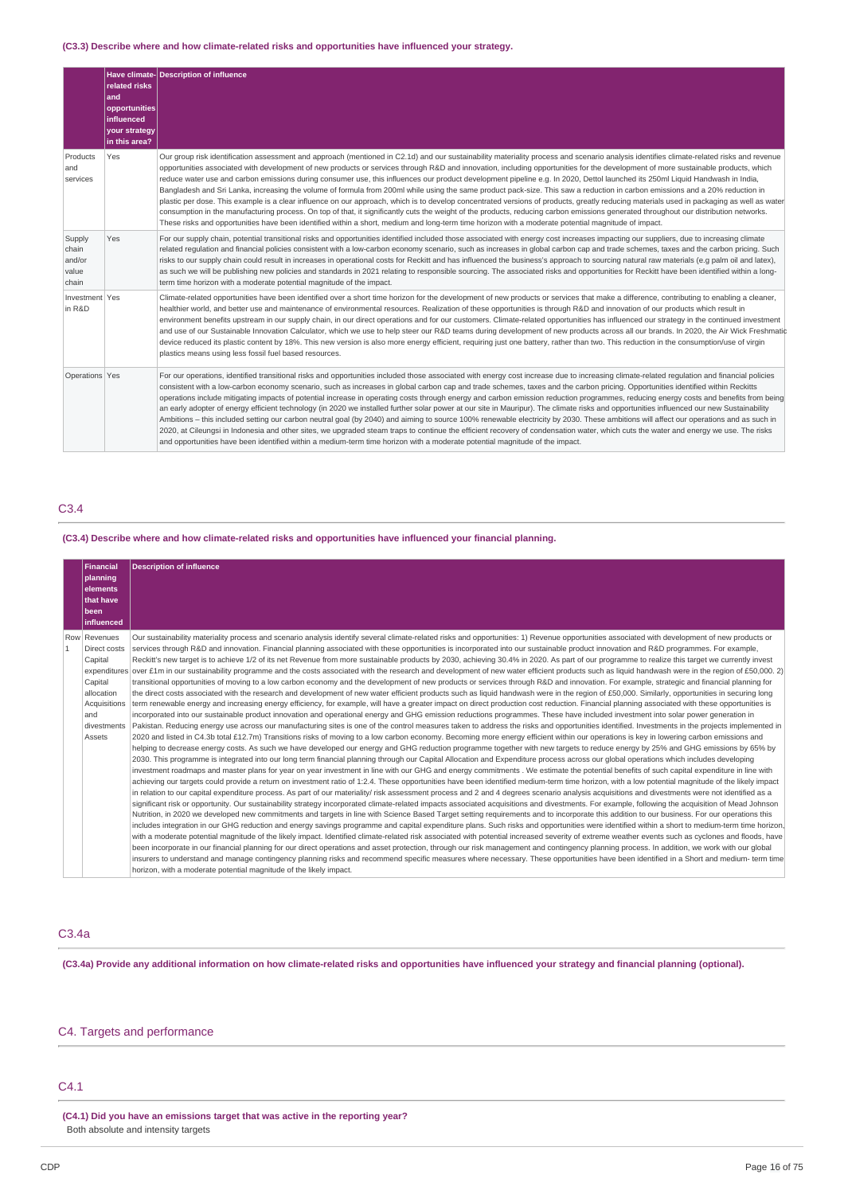#### (C3.3) Describe where and how climate-related risks and opportunities have influenced your strategy.

| | Have climate-related risks and opportunities influenced your strategy in this area? | Description of influence |
|---|---|---|
| Products and services | Yes | Our group risk identification assessment and approach (mentioned in C2.1d) and our sustainability materiality process and scenario analysis identifies climate-related risks and revenue opportunities associated with development of new products or services through R&D and innovation, including opportunities for the development of more sustainable products, which reduce water use and carbon emissions during consumer use, this influences our product development pipeline e.g. In 2020, Dettol launched its 250ml Liquid Handwash in India, Bangladesh and Sri Lanka, increasing the volume of formula from 200ml while using the same product pack-size. This saw a reduction in carbon emissions and a 20% reduction in plastic per dose. This example is a clear influence on our approach, which is to develop concentrated versions of products, greatly reducing materials used in packaging as well as water consumption in the manufacturing process. On top of that, it significantly cuts the weight of the products, reducing carbon emissions generated throughout our distribution networks. These risks and opportunities have been identified within a short, medium and long-term time horizon with a moderate potential magnitude of impact. |
| Supply chain and/or value chain | Yes | For our supply chain, potential transitional risks and opportunities identified included those associated with energy cost increases impacting our suppliers, due to increasing climate related regulation and financial policies consistent with a low-carbon economy scenario, such as increases in global carbon cap and trade schemes, taxes and the carbon pricing. Such risks to our supply chain could result in increases in operational costs for Reckitt and has influenced the business's approach to sourcing natural raw materials (e.g palm oil and latex), as such we will be publishing new policies and standards in 2021 relating to responsible sourcing. The associated risks and opportunities for Reckitt have been identified within a long-term time horizon with a moderate potential magnitude of the impact. |
| Investment in R&D | Yes | Climate-related opportunities have been identified over a short time horizon for the development of new products or services that make a difference, contributing to enabling a cleaner, healthier world, and better use and maintenance of environmental resources. Realization of these opportunities is through R&D and innovation of our products which result in environment benefits upstream in our supply chain, in our direct operations and for our customers. Climate-related opportunities has influenced our strategy in the continued investment and use of our Sustainable Innovation Calculator, which we use to help steer our R&D teams during development of new products across all our brands. In 2020, the Air Wick Freshmatic device reduced its plastic content by 18%. This new version is also more energy efficient, requiring just one battery, rather than two. This reduction in the consumption/use of virgin plastics means using less fossil fuel based resources. |
| Operations | Yes | For our operations, identified transitional risks and opportunities included those associated with energy cost increase due to increasing climate-related regulation and financial policies consistent with a low-carbon economy scenario, such as increases in global carbon cap and trade schemes, taxes and the carbon pricing. Opportunities identified within Reckitts operations include mitigating impacts of potential increase in operating costs through energy and carbon emission reduction programmes, reducing energy costs and benefits from being an early adopter of energy efficient technology (in 2020 we installed further solar power at our site in Mauripur). The climate risks and opportunities influenced our new Sustainability Ambitions – this included setting our carbon neutral goal (by 2040) and aiming to source 100% renewable electricity by 2030. These ambitions will affect our operations and as such in 2020, at Cileungsi in Indonesia and other sites, we upgraded steam traps to continue the efficient recovery of condensation water, which cuts the water and energy we use. The risks and opportunities have been identified within a medium-term time horizon with a moderate potential magnitude of the impact. |

## C3.4

#### (C3.4) Describe where and how climate-related risks and opportunities have influenced your financial planning.

| | Financial planning elements that have been influenced | Description of influence |
|---|---|---|
| Row 1 | Revenues Direct costs Capital expenditures Capital allocation Acquisitions and divestments Assets | Our sustainability materiality process and scenario analysis identify several climate-related risks and opportunities: 1) Revenue opportunities associated with development of new products or services through R&D and innovation. Financial planning associated with these opportunities is incorporated into our sustainable product innovation and R&D programmes. For example, Reckitt's new target is to achieve 1/2 of its net Revenue from more sustainable products by 2030, achieving 30.4% in 2020. As part of our programme to realize this target we currently invest over £1m in our sustainability programme and the costs associated with the research and development of new water efficient products such as liquid handwash were in the region of £50,000. 2) transitional opportunities of moving to a low carbon economy and the development of new products or services through R&D and innovation. For example, strategic and financial planning for the direct costs associated with the research and development of new water efficient products such as liquid handwash were in the region of £50,000. Similarly, opportunities in securing long term renewable energy and increasing energy efficiency, for example, will have a greater impact on direct production cost reduction. Financial planning associated with these opportunities is incorporated into our sustainable product innovation and operational energy and GHG emission reductions programmes. These have included investment into solar power generation in Pakistan. Reducing energy use across our manufacturing sites is one of the control measures taken to address the risks and opportunities identified. Investments in the projects implemented in 2020 and listed in C4.3b total £12.7m) Transitions risks of moving to a low carbon economy. Becoming more energy efficient within our operations is key in lowering carbon emissions and helping to decrease energy costs. As such we have developed our energy and GHG reduction programme together with new targets to reduce energy by 25% and GHG emissions by 65% by 2030. This programme is integrated into our long term financial planning through our Capital Allocation and Expenditure process across our global operations which includes developing investment roadmaps and master plans for year on year investment in line with our GHG and energy commitments . We estimate the potential benefits of such capital expenditure in line with achieving our targets could provide a return on investment ratio of 1:2.4. These opportunities have been identified medium-term time horizon, with a low potential magnitude of the likely impact in relation to our capital expenditure process. As part of our materiality/ risk assessment process and 2 and 4 degrees scenario analysis acquisitions and divestments were not identified as a significant risk or opportunity. Our sustainability strategy incorporated climate-related impacts associated acquisitions and divestments. For example, following the acquisition of Mead Johnson Nutrition, in 2020 we developed new commitments and targets in line with Science Based Target setting requirements and to incorporate this addition to our business. For our operations this includes integration in our GHG reduction and energy savings programme and capital expenditure plans. Such risks and opportunities were identified within a short to medium-term time horizon, with a moderate potential magnitude of the likely impact. Identified climate-related risk associated with potential increased severity of extreme weather events such as cyclones and floods, have been incorporate in our financial planning for our direct operations and asset protection, through our risk management and contingency planning process. In addition, we work with our global insurers to understand and manage contingency planning risks and recommend specific measures where necessary. These opportunities have been identified in a Short and medium- term time horizon, with a moderate potential magnitude of the likely impact. |

## C3.4a

#### (C3.4a) Provide any additional information on how climate-related risks and opportunities have influenced your strategy and financial planning (optional).

# C4. Targets and performance

## C4.1

#### (C4.1) Did you have an emissions target that was active in the reporting year?

Both absolute and intensity targets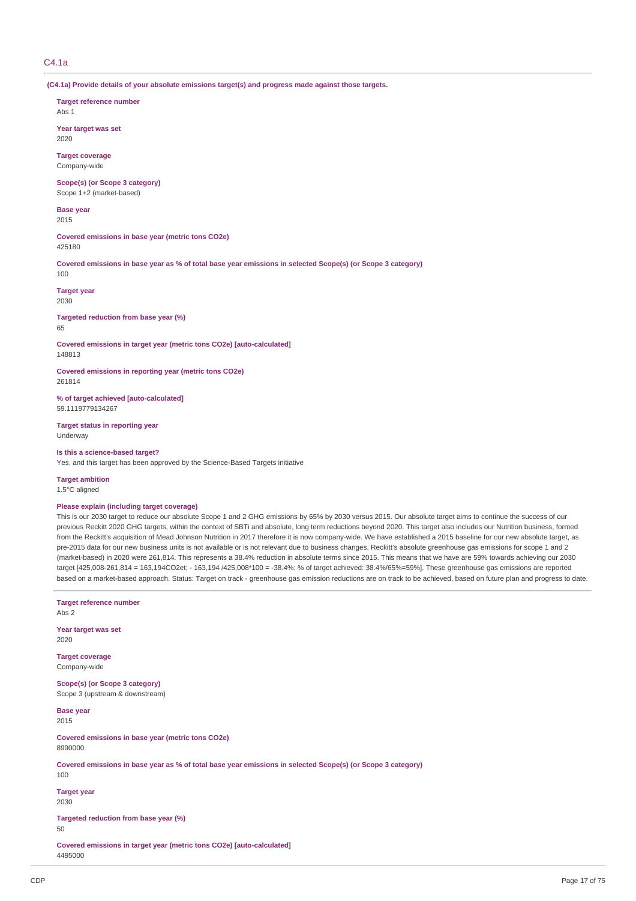## C4.1a

**(C4.1a) Provide details of your absolute emissions target(s) and progress made against those targets.**

**Target reference number**
Abs 1

**Year target was set**
2020

**Target coverage**
Company-wide

**Scope(s) (or Scope 3 category)**
Scope 1+2 (market-based)

**Base year**
2015

**Covered emissions in base year (metric tons CO2e)**
425180

**Covered emissions in base year as % of total base year emissions in selected Scope(s) (or Scope 3 category)**
100

**Target year**
2030

**Targeted reduction from base year (%)**
65

**Covered emissions in target year (metric tons CO2e) [auto-calculated]**
148813

**Covered emissions in reporting year (metric tons CO2e)**
261814

**% of target achieved [auto-calculated]**
59.1119779134267

**Target status in reporting year**
Underway

**Is this a science-based target?**
Yes, and this target has been approved by the Science-Based Targets initiative

**Target ambition**
1.5°C aligned

**Please explain (including target coverage)**
This is our 2030 target to reduce our absolute Scope 1 and 2 GHG emissions by 65% by 2030 versus 2015. Our absolute target aims to continue the success of our previous Reckitt 2020 GHG targets, within the context of SBTi and absolute, long term reductions beyond 2020. This target also includes our Nutrition business, formed from the Reckitt's acquisition of Mead Johnson Nutrition in 2017 therefore it is now company-wide. We have established a 2015 baseline for our new absolute target, as pre-2015 data for our new business units is not available or is not relevant due to business changes. Reckitt's absolute greenhouse gas emissions for scope 1 and 2 (market-based) in 2020 were 261,814. This represents a 38.4% reduction in absolute terms since 2015. This means that we have are 59% towards achieving our 2030 target [425,008-261,814 = 163,194CO2et; - 163,194 /425,008*100 = -38.4%; % of target achieved: 38.4%/65%=59%]. These greenhouse gas emissions are reported based on a market-based approach. Status: Target on track - greenhouse gas emission reductions are on track to be achieved, based on future plan and progress to date.

---

**Target reference number**
Abs 2

**Year target was set**
2020

**Target coverage**
Company-wide

**Scope(s) (or Scope 3 category)**
Scope 3 (upstream & downstream)

**Base year**
2015

**Covered emissions in base year (metric tons CO2e)**
8990000

**Covered emissions in base year as % of total base year emissions in selected Scope(s) (or Scope 3 category)**
100

**Target year**
2030

**Targeted reduction from base year (%)**
50

**Covered emissions in target year (metric tons CO2e) [auto-calculated]**
4495000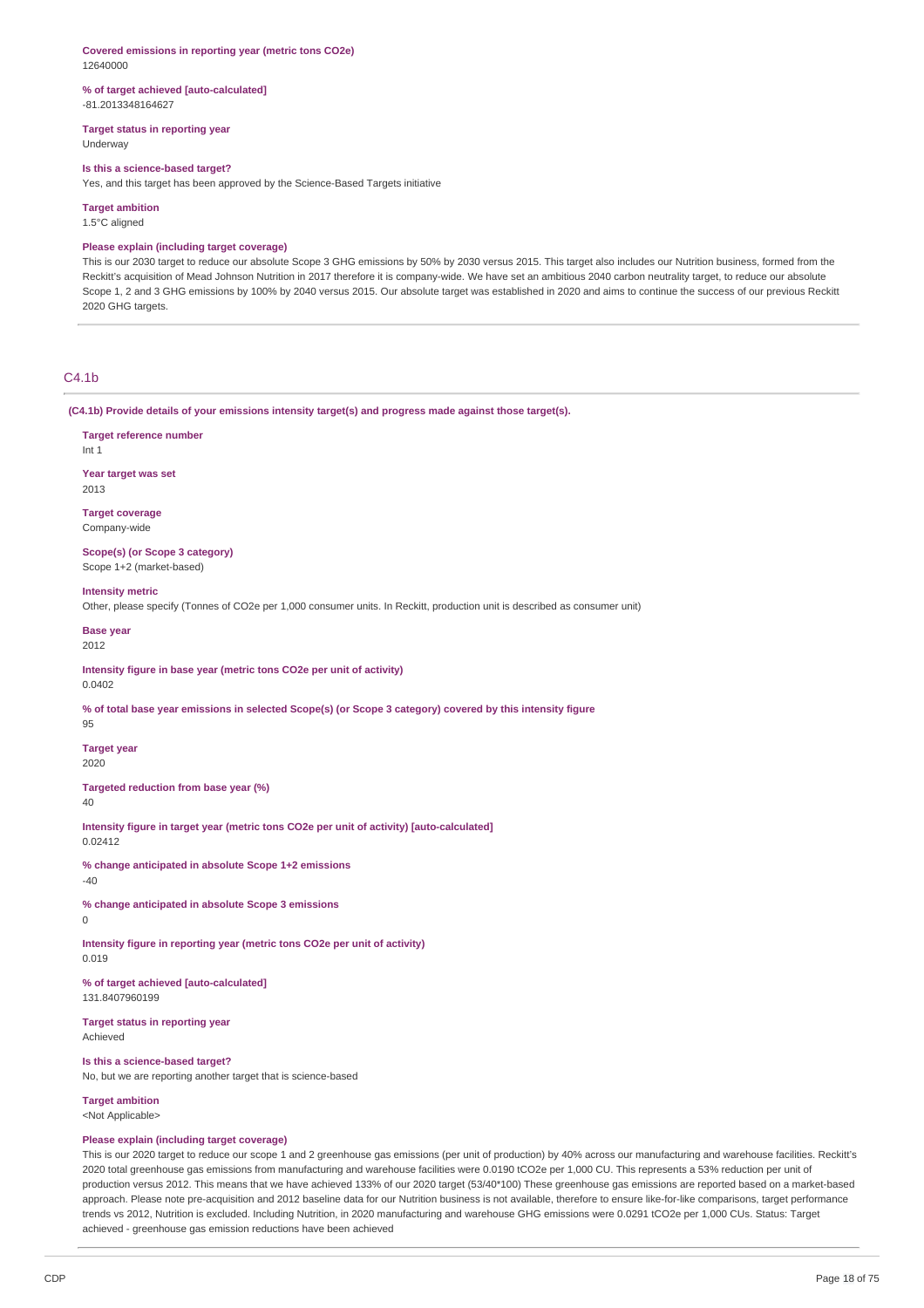**Covered emissions in reporting year (metric tons CO2e)**
12640000

**% of target achieved [auto-calculated]**
-81.2013348164627

**Target status in reporting year**
Underway

**Is this a science-based target?**
Yes, and this target has been approved by the Science-Based Targets initiative

**Target ambition**
1.5°C aligned

**Please explain (including target coverage)**
This is our 2030 target to reduce our absolute Scope 3 GHG emissions by 50% by 2030 versus 2015. This target also includes our Nutrition business, formed from the Reckitt's acquisition of Mead Johnson Nutrition in 2017 therefore it is company-wide. We have set an ambitious 2040 carbon neutrality target, to reduce our absolute Scope 1, 2 and 3 GHG emissions by 100% by 2040 versus 2015. Our absolute target was established in 2020 and aims to continue the success of our previous Reckitt 2020 GHG targets.

## C4.1b

**(C4.1b) Provide details of your emissions intensity target(s) and progress made against those target(s).**

**Target reference number**
Int 1

**Year target was set**
2013

**Target coverage**
Company-wide

**Scope(s) (or Scope 3 category)**
Scope 1+2 (market-based)

**Intensity metric**
Other, please specify (Tonnes of CO2e per 1,000 consumer units. In Reckitt, production unit is described as consumer unit)

**Base year**
2012

**Intensity figure in base year (metric tons CO2e per unit of activity)**
0.0402

**% of total base year emissions in selected Scope(s) (or Scope 3 category) covered by this intensity figure**
95

**Target year**
2020

**Targeted reduction from base year (%)**
40

**Intensity figure in target year (metric tons CO2e per unit of activity) [auto-calculated]**
0.02412

**% change anticipated in absolute Scope 1+2 emissions**
-40

**% change anticipated in absolute Scope 3 emissions**
0

**Intensity figure in reporting year (metric tons CO2e per unit of activity)**
0.019

**% of target achieved [auto-calculated]**
131.8407960199

**Target status in reporting year**
Achieved

**Is this a science-based target?**
No, but we are reporting another target that is science-based

**Target ambition**
<Not Applicable>

**Please explain (including target coverage)**
This is our 2020 target to reduce our scope 1 and 2 greenhouse gas emissions (per unit of production) by 40% across our manufacturing and warehouse facilities. Reckitt's 2020 total greenhouse gas emissions from manufacturing and warehouse facilities were 0.0190 tCO2e per 1,000 CU. This represents a 53% reduction per unit of production versus 2012. This means that we have achieved 133% of our 2020 target (53/40*100) These greenhouse gas emissions are reported based on a market-based approach. Please note pre-acquisition and 2012 baseline data for our Nutrition business is not available, therefore to ensure like-for-like comparisons, target performance trends vs 2012, Nutrition is excluded. Including Nutrition, in 2020 manufacturing and warehouse GHG emissions were 0.0291 tCO2e per 1,000 CUs. Status: Target achieved - greenhouse gas emission reductions have been achieved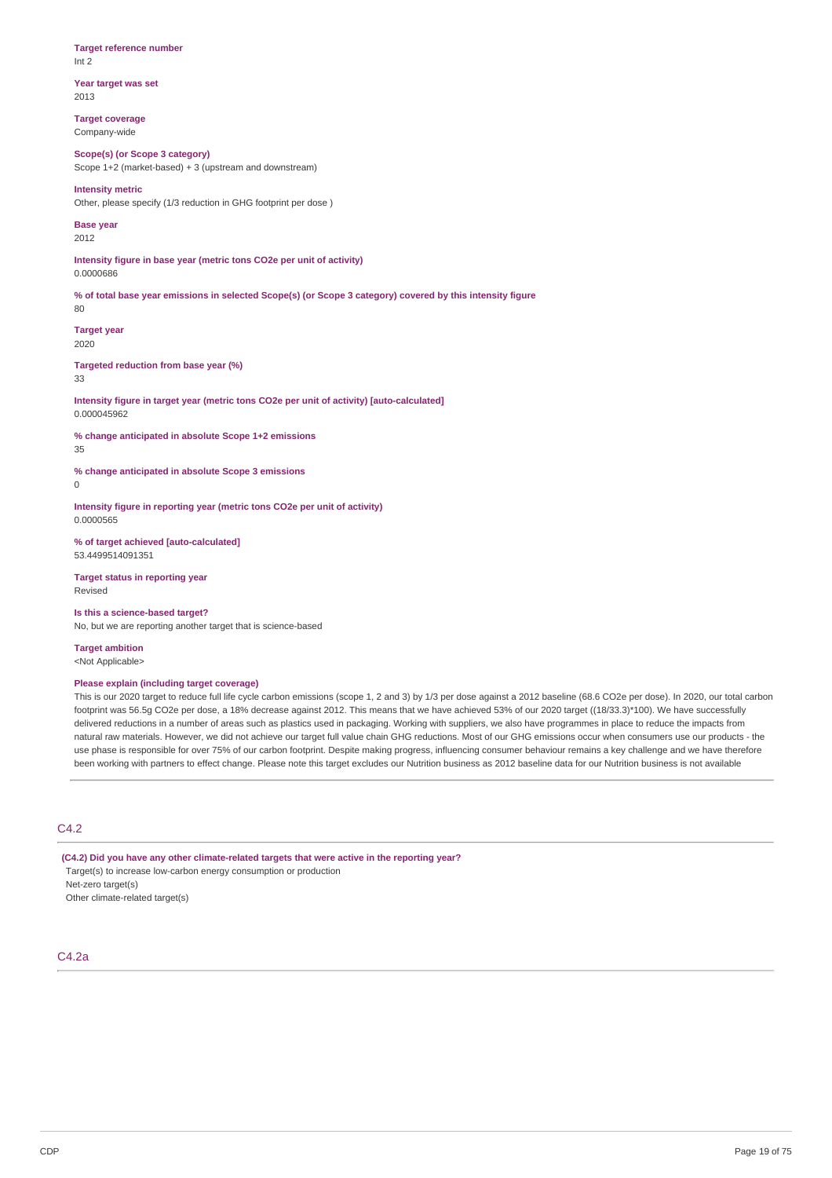**Target reference number**
Int 2

**Year target was set**
2013

**Target coverage**
Company-wide

**Scope(s) (or Scope 3 category)**
Scope 1+2 (market-based) + 3 (upstream and downstream)

**Intensity metric**
Other, please specify (1/3 reduction in GHG footprint per dose )

**Base year**
2012

**Intensity figure in base year (metric tons CO2e per unit of activity)**
0.0000686

**% of total base year emissions in selected Scope(s) (or Scope 3 category) covered by this intensity figure**
80

**Target year**
2020

**Targeted reduction from base year (%)**
33

**Intensity figure in target year (metric tons CO2e per unit of activity) [auto-calculated]**
0.000045962

**% change anticipated in absolute Scope 1+2 emissions**
35

**% change anticipated in absolute Scope 3 emissions**
0

**Intensity figure in reporting year (metric tons CO2e per unit of activity)**
0.0000565

**% of target achieved [auto-calculated]**
53.4499514091351

**Target status in reporting year**
Revised

**Is this a science-based target?**
No, but we are reporting another target that is science-based

**Target ambition**
<Not Applicable>

**Please explain (including target coverage)**
This is our 2020 target to reduce full life cycle carbon emissions (scope 1, 2 and 3) by 1/3 per dose against a 2012 baseline (68.6 CO2e per dose). In 2020, our total carbon footprint was 56.5g CO2e per dose, a 18% decrease against 2012. This means that we have achieved 53% of our 2020 target ((18/33.3)*100). We have successfully delivered reductions in a number of areas such as plastics used in packaging. Working with suppliers, we also have programmes in place to reduce the impacts from natural raw materials. However, we did not achieve our target full value chain GHG reductions. Most of our GHG emissions occur when consumers use our products - the use phase is responsible for over 75% of our carbon footprint. Despite making progress, influencing consumer behaviour remains a key challenge and we have therefore been working with partners to effect change. Please note this target excludes our Nutrition business as 2012 baseline data for our Nutrition business is not available

## C4.2

**(C4.2) Did you have any other climate-related targets that were active in the reporting year?**

Target(s) to increase low-carbon energy consumption or production
Net-zero target(s)
Other climate-related target(s)

## C4.2a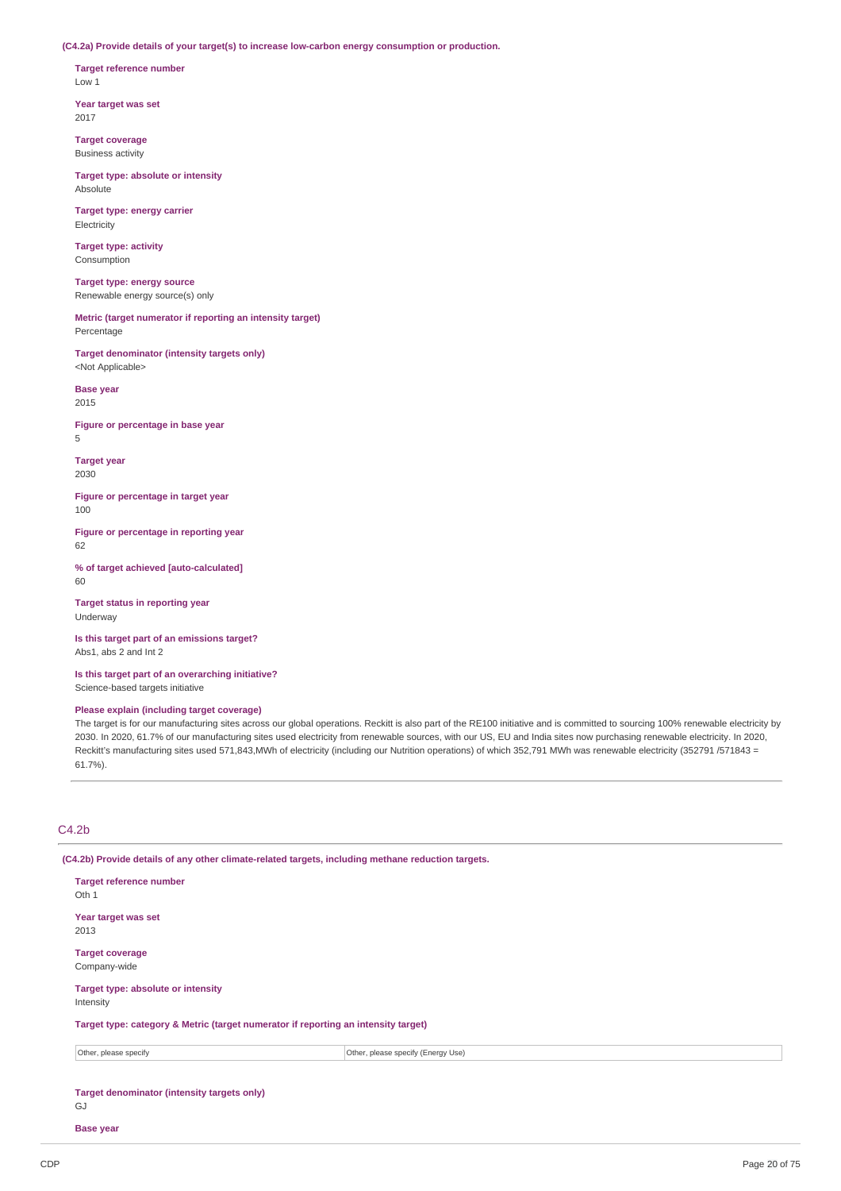**(C4.2a) Provide details of your target(s) to increase low-carbon energy consumption or production.**

**Target reference number**
Low 1

**Year target was set**
2017

**Target coverage**
Business activity

**Target type: absolute or intensity**
Absolute

**Target type: energy carrier**
Electricity

**Target type: activity**
Consumption

**Target type: energy source**
Renewable energy source(s) only

**Metric (target numerator if reporting an intensity target)**
Percentage

**Target denominator (intensity targets only)**
<Not Applicable>

**Base year**
2015

**Figure or percentage in base year**
5

**Target year**
2030

**Figure or percentage in target year**
100

**Figure or percentage in reporting year**
62

**% of target achieved [auto-calculated]**
60

**Target status in reporting year**
Underway

**Is this target part of an emissions target?**
Abs1, abs 2 and Int 2

**Is this target part of an overarching initiative?**
Science-based targets initiative

**Please explain (including target coverage)**
The target is for our manufacturing sites across our global operations. Reckitt is also part of the RE100 initiative and is committed to sourcing 100% renewable electricity by 2030. In 2020, 61.7% of our manufacturing sites used electricity from renewable sources, with our US, EU and India sites now purchasing renewable electricity. In 2020, Reckitt's manufacturing sites used 571,843,MWh of electricity (including our Nutrition operations) of which 352,791 MWh was renewable electricity (352791 /571843 = 61.7%).

## C4.2b

**(C4.2b) Provide details of any other climate-related targets, including methane reduction targets.**

**Target reference number**
Oth 1

**Year target was set**
2013

**Target coverage**
Company-wide

**Target type: absolute or intensity**
Intensity

**Target type: category & Metric (target numerator if reporting an intensity target)**

| | |
|---|---|
| Other, please specify | Other, please specify (Energy Use) |

**Target denominator (intensity targets only)**
GJ

**Base year**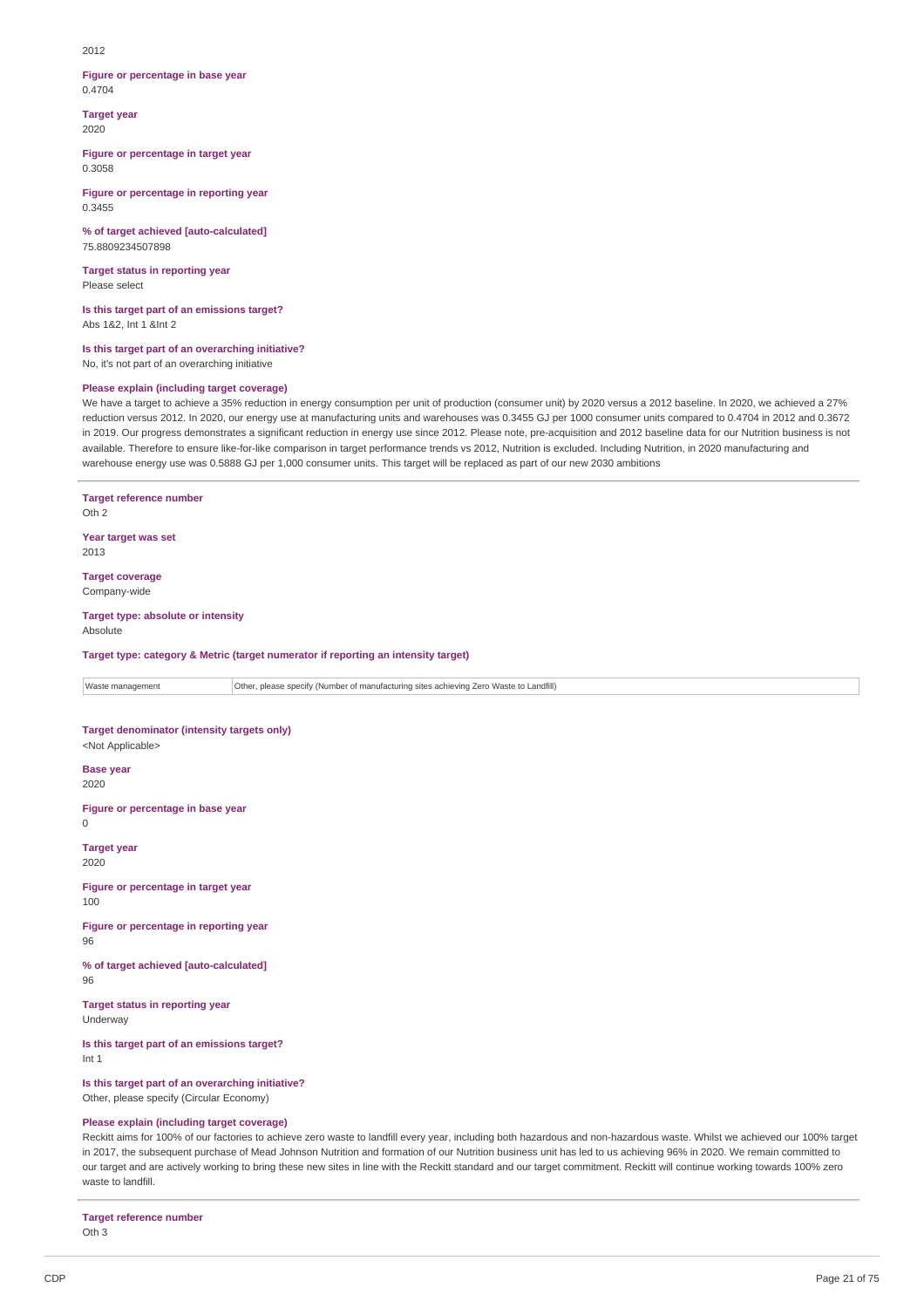2012

**Figure or percentage in base year**
0.4704

**Target year**
2020

**Figure or percentage in target year**
0.3058

**Figure or percentage in reporting year**
0.3455

**% of target achieved [auto-calculated]**
75.8809234507898

**Target status in reporting year**
Please select

**Is this target part of an emissions target?**
Abs 1&2, Int 1 &Int 2

**Is this target part of an overarching initiative?**
No, it's not part of an overarching initiative

**Please explain (including target coverage)**
We have a target to achieve a 35% reduction in energy consumption per unit of production (consumer unit) by 2020 versus a 2012 baseline. In 2020, we achieved a 27% reduction versus 2012. In 2020, our energy use at manufacturing units and warehouses was 0.3455 GJ per 1000 consumer units compared to 0.4704 in 2012 and 0.3672 in 2019. Our progress demonstrates a significant reduction in energy use since 2012. Please note, pre-acquisition and 2012 baseline data for our Nutrition business is not available. Therefore to ensure like-for-like comparison in target performance trends vs 2012, Nutrition is excluded. Including Nutrition, in 2020 manufacturing and warehouse energy use was 0.5888 GJ per 1,000 consumer units. This target will be replaced as part of our new 2030 ambitions

---

**Target reference number**
Oth 2

**Year target was set**
2013

**Target coverage**
Company-wide

**Target type: absolute or intensity**
Absolute

**Target type: category & Metric (target numerator if reporting an intensity target)**

| Waste management | Other, please specify (Number of manufacturing sites achieving Zero Waste to Landfill) |
|---|---|

**Target denominator (intensity targets only)**
<Not Applicable>

**Base year**
2020

**Figure or percentage in base year**
0

**Target year**
2020

**Figure or percentage in target year**
100

**Figure or percentage in reporting year**
96

**% of target achieved [auto-calculated]**
96

**Target status in reporting year**
Underway

**Is this target part of an emissions target?**
Int 1

**Is this target part of an overarching initiative?**
Other, please specify (Circular Economy)

**Please explain (including target coverage)**
Reckitt aims for 100% of our factories to achieve zero waste to landfill every year, including both hazardous and non-hazardous waste. Whilst we achieved our 100% target in 2017, the subsequent purchase of Mead Johnson Nutrition and formation of our Nutrition business unit has led to us achieving 96% in 2020. We remain committed to our target and are actively working to bring these new sites in line with the Reckitt standard and our target commitment. Reckitt will continue working towards 100% zero waste to landfill.

---

**Target reference number**
Oth 3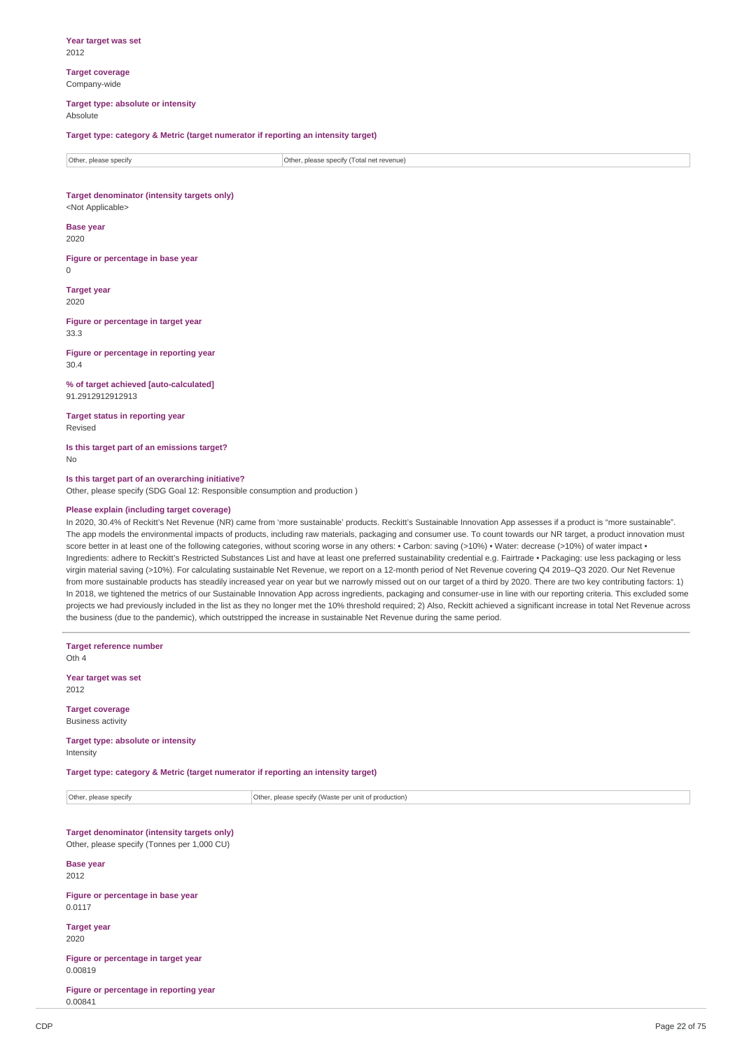**Year target was set**
2012

**Target coverage**
Company-wide

**Target type: absolute or intensity**
Absolute

**Target type: category & Metric (target numerator if reporting an intensity target)**

| Other, please specify | Other, please specify (Total net revenue) |
|---|---|

**Target denominator (intensity targets only)**
<Not Applicable>

**Base year**
2020

**Figure or percentage in base year**
0

**Target year**
2020

**Figure or percentage in target year**
33.3

**Figure or percentage in reporting year**
30.4

**% of target achieved [auto-calculated]**
91.2912912912913

**Target status in reporting year**
Revised

**Is this target part of an emissions target?**
No

**Is this target part of an overarching initiative?**
Other, please specify (SDG Goal 12: Responsible consumption and production )

**Please explain (including target coverage)**
In 2020, 30.4% of Reckitt's Net Revenue (NR) came from 'more sustainable' products. Reckitt's Sustainable Innovation App assesses if a product is "more sustainable". The app models the environmental impacts of products, including raw materials, packaging and consumer use. To count towards our NR target, a product innovation must score better in at least one of the following categories, without scoring worse in any others: • Carbon: saving (>10%) • Water: decrease (>10%) of water impact • Ingredients: adhere to Reckitt's Restricted Substances List and have at least one preferred sustainability credential e.g. Fairtrade • Packaging: use less packaging or less virgin material saving (>10%). For calculating sustainable Net Revenue, we report on a 12-month period of Net Revenue covering Q4 2019–Q3 2020. Our Net Revenue from more sustainable products has steadily increased year on year but we narrowly missed out on our target of a third by 2020. There are two key contributing factors: 1) In 2018, we tightened the metrics of our Sustainable Innovation App across ingredients, packaging and consumer-use in line with our reporting criteria. This excluded some projects we had previously included in the list as they no longer met the 10% threshold required; 2) Also, Reckitt achieved a significant increase in total Net Revenue across the business (due to the pandemic), which outstripped the increase in sustainable Net Revenue during the same period.

---

**Target reference number**
Oth 4

**Year target was set**
2012

**Target coverage**
Business activity

**Target type: absolute or intensity**
Intensity

**Target type: category & Metric (target numerator if reporting an intensity target)**

| Other, please specify | Other, please specify (Waste per unit of production) |
|---|---|

**Target denominator (intensity targets only)**
Other, please specify (Tonnes per 1,000 CU)

**Base year**
2012

**Figure or percentage in base year**
0.0117

**Target year**
2020

**Figure or percentage in target year**
0.00819

**Figure or percentage in reporting year**
0.00841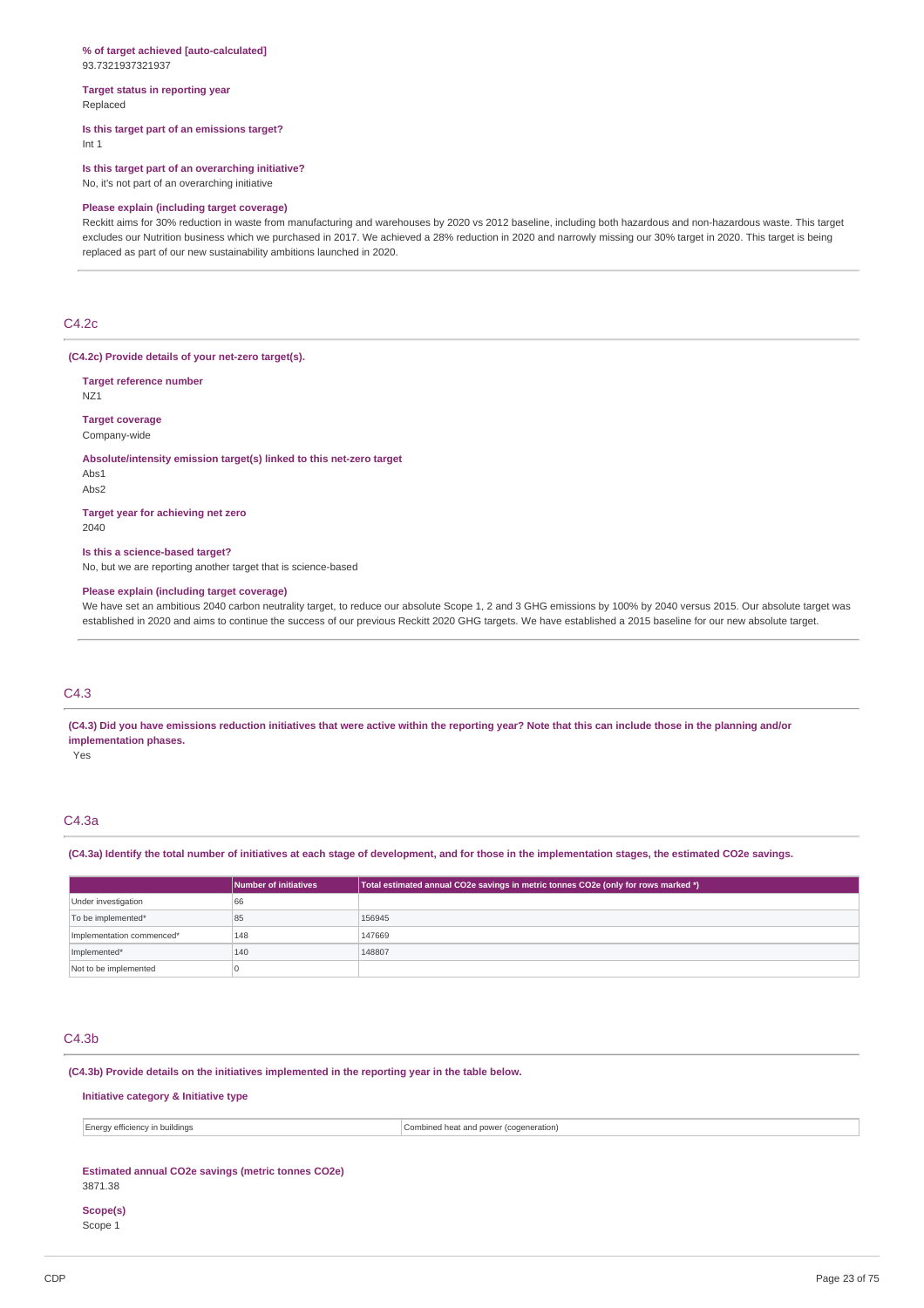**% of target achieved [auto-calculated]**
93.7321937321937

**Target status in reporting year**
Replaced

**Is this target part of an emissions target?**
Int 1

**Is this target part of an overarching initiative?**
No, it's not part of an overarching initiative

**Please explain (including target coverage)**
Reckitt aims for 30% reduction in waste from manufacturing and warehouses by 2020 vs 2012 baseline, including both hazardous and non-hazardous waste. This target excludes our Nutrition business which we purchased in 2017. We achieved a 28% reduction in 2020 and narrowly missing our 30% target in 2020. This target is being replaced as part of our new sustainability ambitions launched in 2020.

## C4.2c

**(C4.2c) Provide details of your net-zero target(s).**

**Target reference number**
NZ1

**Target coverage**
Company-wide

**Absolute/intensity emission target(s) linked to this net-zero target**
Abs1
Abs2

**Target year for achieving net zero**
2040

**Is this a science-based target?**
No, but we are reporting another target that is science-based

**Please explain (including target coverage)**
We have set an ambitious 2040 carbon neutrality target, to reduce our absolute Scope 1, 2 and 3 GHG emissions by 100% by 2040 versus 2015. Our absolute target was established in 2020 and aims to continue the success of our previous Reckitt 2020 GHG targets. We have established a 2015 baseline for our new absolute target.

## C4.3

**(C4.3) Did you have emissions reduction initiatives that were active within the reporting year? Note that this can include those in the planning and/or implementation phases.**
Yes

## C4.3a

**(C4.3a) Identify the total number of initiatives at each stage of development, and for those in the implementation stages, the estimated CO2e savings.**

| | Number of initiatives | Total estimated annual CO2e savings in metric tonnes CO2e (only for rows marked *) |
|---|---|---|
| Under investigation | 66 | |
| To be implemented* | 85 | 156945 |
| Implementation commenced* | 148 | 147669 |
| Implemented* | 140 | 148807 |
| Not to be implemented | 0 | |

## C4.3b

**(C4.3b) Provide details on the initiatives implemented in the reporting year in the table below.**

**Initiative category & Initiative type**

| | |
|---|---|
| Energy efficiency in buildings | Combined heat and power (cogeneration) |

**Estimated annual CO2e savings (metric tonnes CO2e)**
3871.38

**Scope(s)**
Scope 1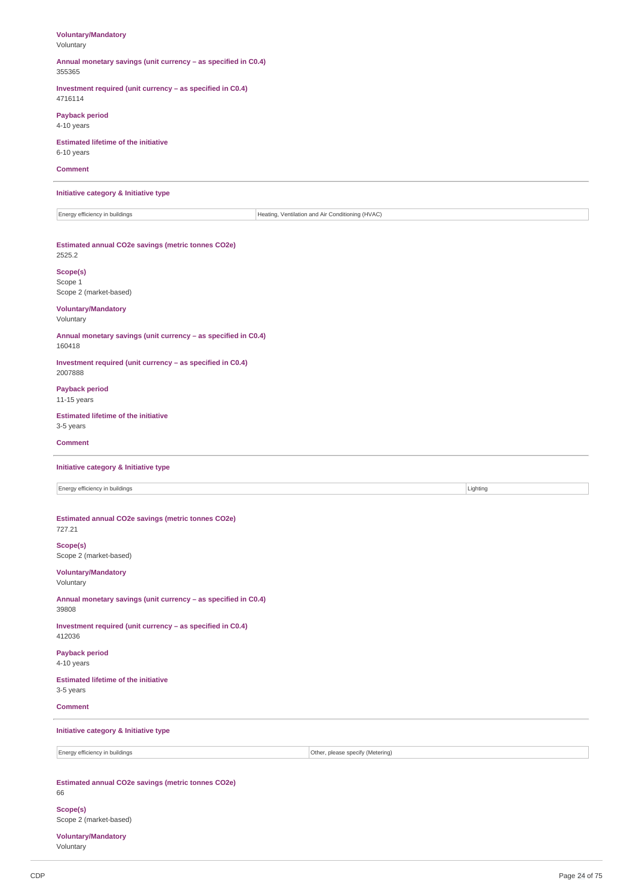**Voluntary/Mandatory**
Voluntary

**Annual monetary savings (unit currency – as specified in C0.4)**
355365

**Investment required (unit currency – as specified in C0.4)**
4716114

**Payback period**
4-10 years

**Estimated lifetime of the initiative**
6-10 years

**Comment**

---

**Initiative category & Initiative type**

| Energy efficiency in buildings | Heating, Ventilation and Air Conditioning (HVAC) |
|---|---|

**Estimated annual CO2e savings (metric tonnes CO2e)**
2525.2

**Scope(s)**
Scope 1
Scope 2 (market-based)

**Voluntary/Mandatory**
Voluntary

**Annual monetary savings (unit currency – as specified in C0.4)**
160418

**Investment required (unit currency – as specified in C0.4)**
2007888

**Payback period**
11-15 years

**Estimated lifetime of the initiative**
3-5 years

**Comment**

---

**Initiative category & Initiative type**

| Energy efficiency in buildings | Lighting |
|---|---|

**Estimated annual CO2e savings (metric tonnes CO2e)**
727.21

**Scope(s)**
Scope 2 (market-based)

**Voluntary/Mandatory**
Voluntary

**Annual monetary savings (unit currency – as specified in C0.4)**
39808

**Investment required (unit currency – as specified in C0.4)**
412036

**Payback period**
4-10 years

**Estimated lifetime of the initiative**
3-5 years

**Comment**

---

**Initiative category & Initiative type**

| Energy efficiency in buildings | Other, please specify (Metering) |
|---|---|

**Estimated annual CO2e savings (metric tonnes CO2e)**
66

**Scope(s)**
Scope 2 (market-based)

**Voluntary/Mandatory**
Voluntary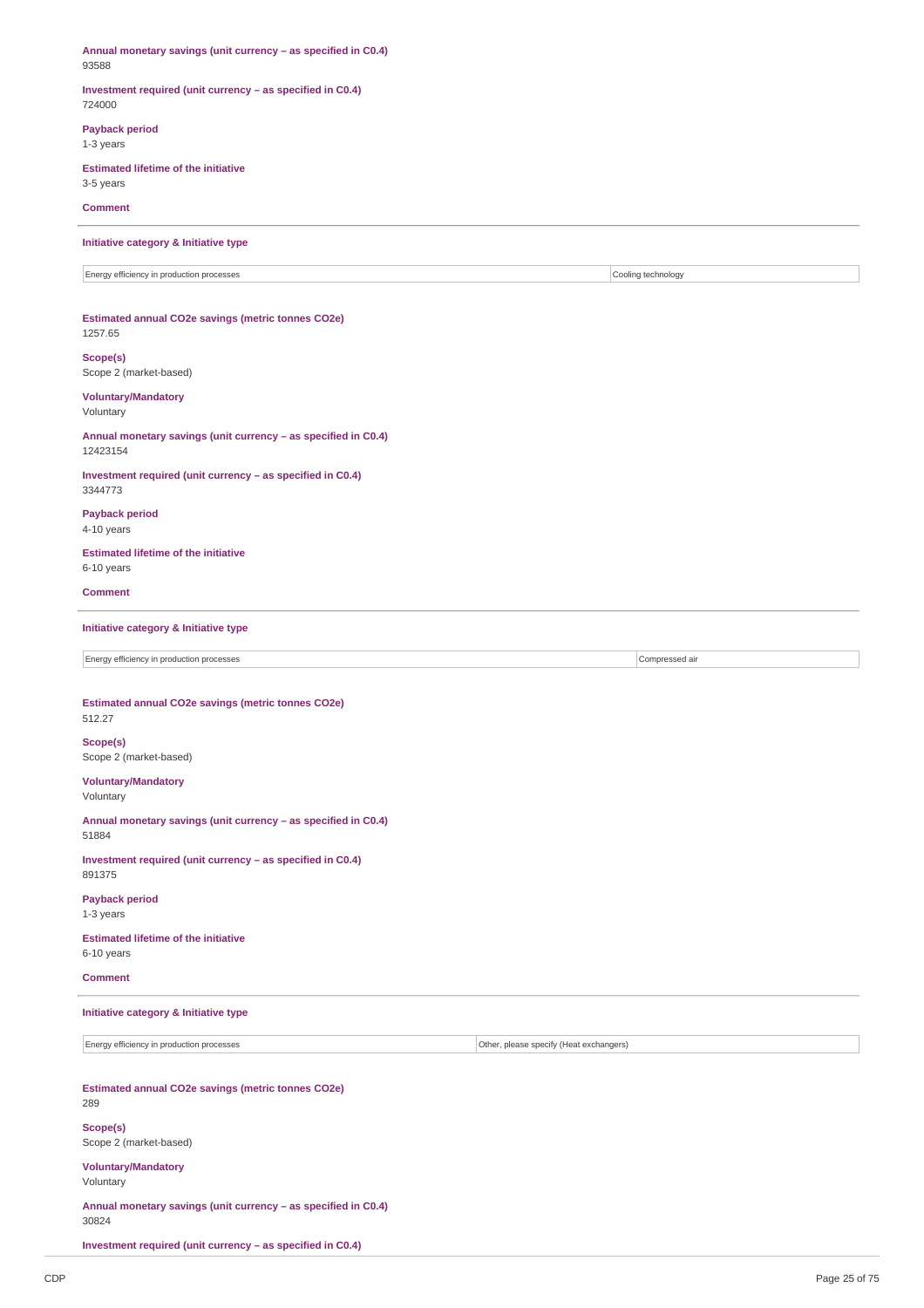**Annual monetary savings (unit currency – as specified in C0.4)**
93588

**Investment required (unit currency – as specified in C0.4)**
724000

**Payback period**
1-3 years

**Estimated lifetime of the initiative**
3-5 years

**Comment**

---

**Initiative category & Initiative type**

| Energy efficiency in production processes | Cooling technology |
|---|---|

**Estimated annual CO2e savings (metric tonnes CO2e)**
1257.65

**Scope(s)**
Scope 2 (market-based)

**Voluntary/Mandatory**
Voluntary

**Annual monetary savings (unit currency – as specified in C0.4)**
12423154

**Investment required (unit currency – as specified in C0.4)**
3344773

**Payback period**
4-10 years

**Estimated lifetime of the initiative**
6-10 years

**Comment**

---

**Initiative category & Initiative type**

| Energy efficiency in production processes | Compressed air |
|---|---|

**Estimated annual CO2e savings (metric tonnes CO2e)**
512.27

**Scope(s)**
Scope 2 (market-based)

**Voluntary/Mandatory**
Voluntary

**Annual monetary savings (unit currency – as specified in C0.4)**
51884

**Investment required (unit currency – as specified in C0.4)**
891375

**Payback period**
1-3 years

**Estimated lifetime of the initiative**
6-10 years

**Comment**

---

**Initiative category & Initiative type**

| Energy efficiency in production processes | Other, please specify (Heat exchangers) |
|---|---|

**Estimated annual CO2e savings (metric tonnes CO2e)**
289

**Scope(s)**
Scope 2 (market-based)

**Voluntary/Mandatory**
Voluntary

**Annual monetary savings (unit currency – as specified in C0.4)**
30824

**Investment required (unit currency – as specified in C0.4)**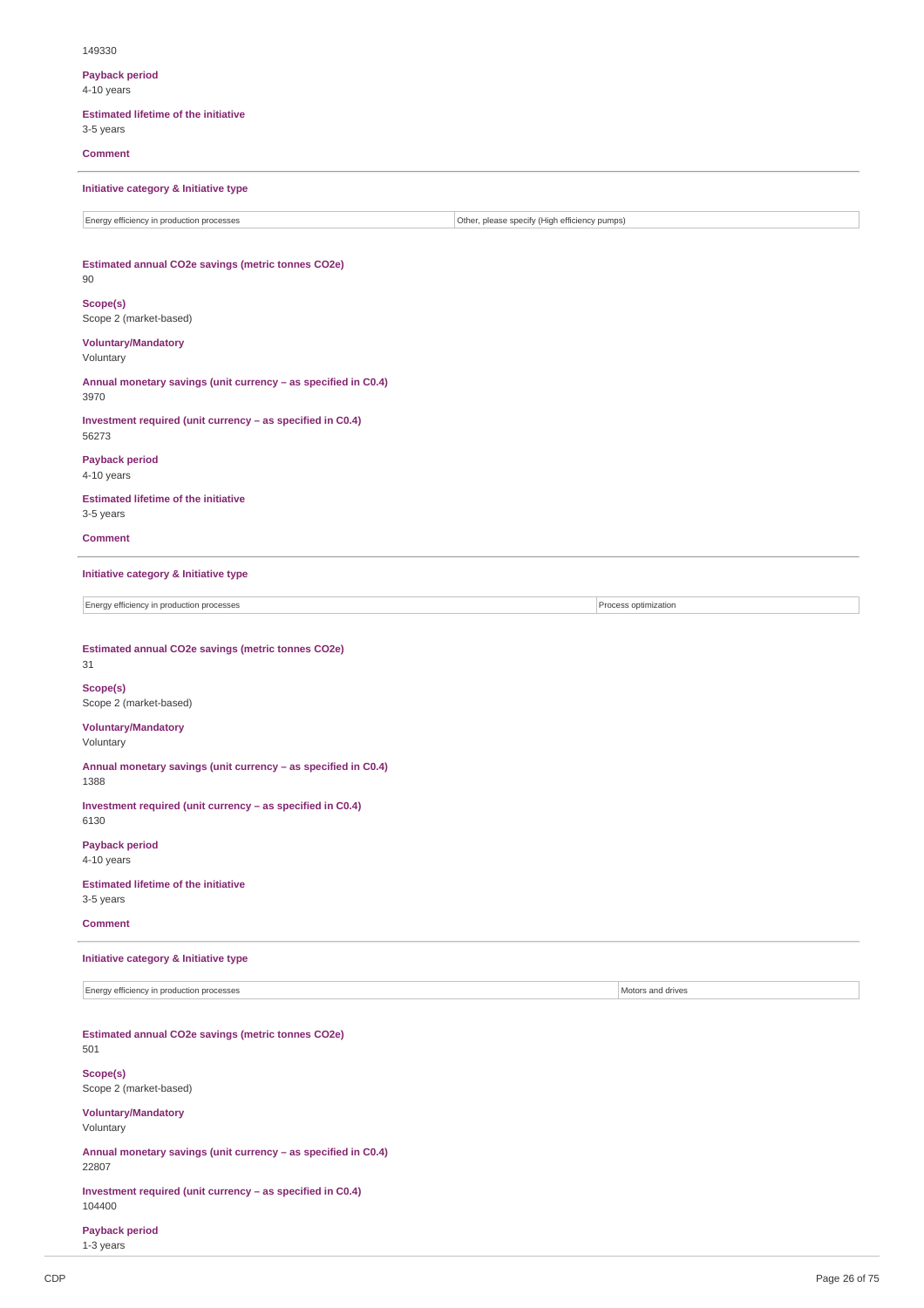149330

**Payback period**
4-10 years

**Estimated lifetime of the initiative**
3-5 years

**Comment**

---

**Initiative category & Initiative type**

| Energy efficiency in production processes | Other, please specify (High efficiency pumps) |
|---|---|

**Estimated annual CO2e savings (metric tonnes CO2e)**
90

**Scope(s)**
Scope 2 (market-based)

**Voluntary/Mandatory**
Voluntary

**Annual monetary savings (unit currency – as specified in C0.4)**
3970

**Investment required (unit currency – as specified in C0.4)**
56273

**Payback period**
4-10 years

**Estimated lifetime of the initiative**
3-5 years

**Comment**

---

**Initiative category & Initiative type**

| Energy efficiency in production processes | Process optimization |
|---|---|

**Estimated annual CO2e savings (metric tonnes CO2e)**
31

**Scope(s)**
Scope 2 (market-based)

**Voluntary/Mandatory**
Voluntary

**Annual monetary savings (unit currency – as specified in C0.4)**
1388

**Investment required (unit currency – as specified in C0.4)**
6130

**Payback period**
4-10 years

**Estimated lifetime of the initiative**
3-5 years

**Comment**

---

**Initiative category & Initiative type**

| Energy efficiency in production processes | Motors and drives |
|---|---|

**Estimated annual CO2e savings (metric tonnes CO2e)**
501

**Scope(s)**
Scope 2 (market-based)

**Voluntary/Mandatory**
Voluntary

**Annual monetary savings (unit currency – as specified in C0.4)**
22807

**Investment required (unit currency – as specified in C0.4)**
104400

**Payback period**
1-3 years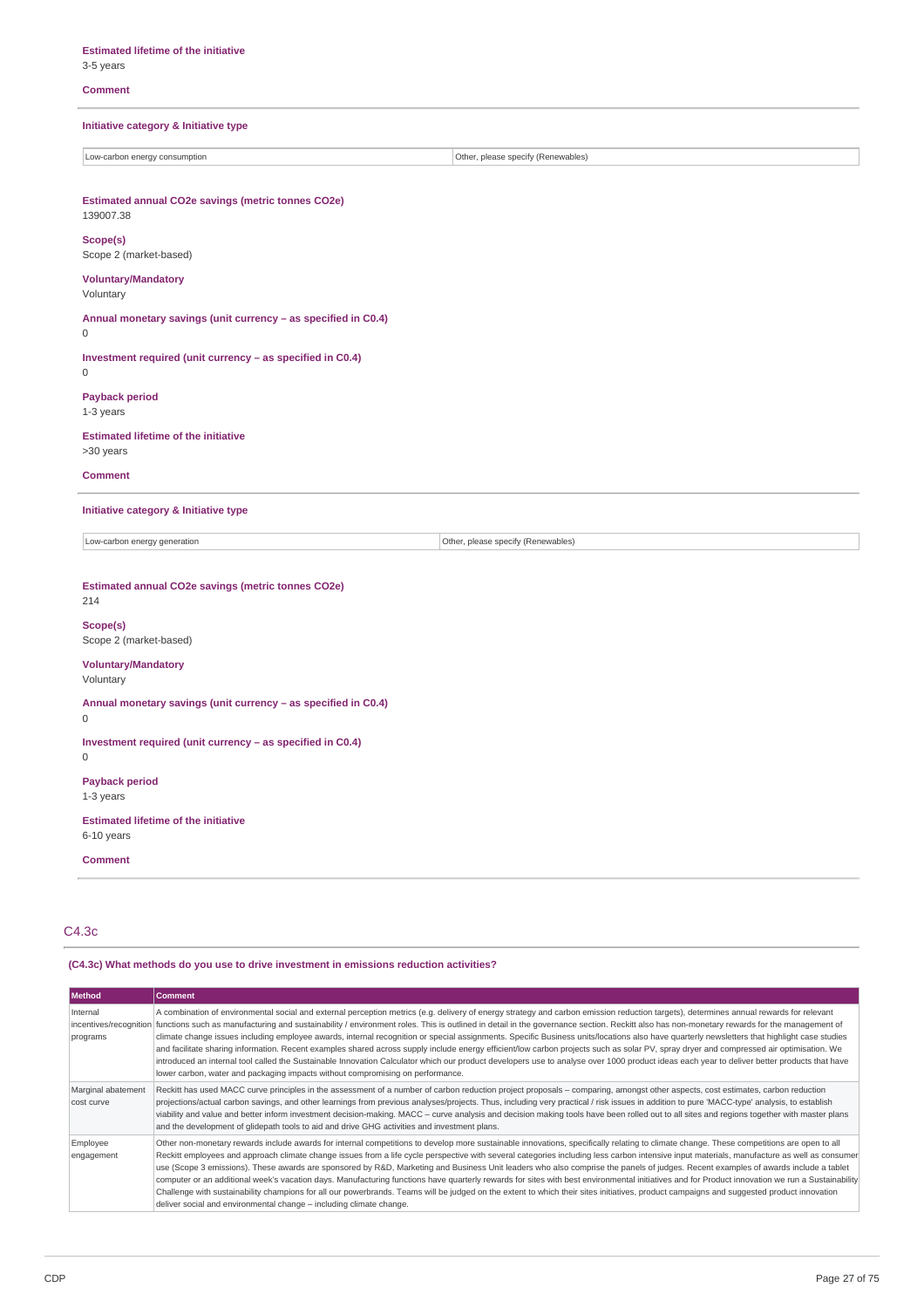**Estimated lifetime of the initiative**
3-5 years

**Comment**

---

**Initiative category & Initiative type**

| Low-carbon energy consumption | Other, please specify (Renewables) |
|---|---|

**Estimated annual CO2e savings (metric tonnes CO2e)**
139007.38

**Scope(s)**
Scope 2 (market-based)

**Voluntary/Mandatory**
Voluntary

**Annual monetary savings (unit currency – as specified in C0.4)**
0

**Investment required (unit currency – as specified in C0.4)**
0

**Payback period**
1-3 years

**Estimated lifetime of the initiative**
>30 years

**Comment**

---

**Initiative category & Initiative type**

| Low-carbon energy generation | Other, please specify (Renewables) |
|---|---|

**Estimated annual CO2e savings (metric tonnes CO2e)**
214

**Scope(s)**
Scope 2 (market-based)

**Voluntary/Mandatory**
Voluntary

**Annual monetary savings (unit currency – as specified in C0.4)**
0

**Investment required (unit currency – as specified in C0.4)**
0

**Payback period**
1-3 years

**Estimated lifetime of the initiative**
6-10 years

**Comment**

---

## C4.3c

**(C4.3c) What methods do you use to drive investment in emissions reduction activities?**

| Method | Comment |
|---|---|
| Internal incentives/recognition programs | A combination of environmental social and external perception metrics (e.g. delivery of energy strategy and carbon emission reduction targets), determines annual rewards for relevant functions such as manufacturing and sustainability / environment roles. This is outlined in detail in the governance section. Reckitt also has non-monetary rewards for the management of climate change issues including employee awards, internal recognition or special assignments. Specific Business units/locations also have quarterly newsletters that highlight case studies and facilitate sharing information. Recent examples shared across supply include energy efficient/low carbon projects such as solar PV, spray dryer and compressed air optimisation. We introduced an internal tool called the Sustainable Innovation Calculator which our product developers use to analyse over 1000 product ideas each year to deliver better products that have lower carbon, water and packaging impacts without compromising on performance. |
| Marginal abatement cost curve | Reckitt has used MACC curve principles in the assessment of a number of carbon reduction project proposals – comparing, amongst other aspects, cost estimates, carbon reduction projections/actual carbon savings, and other learnings from previous analyses/projects. Thus, including very practical / risk issues in addition to pure 'MACC-type' analysis, to establish viability and value and better inform investment decision-making. MACC – curve analysis and decision making tools have been rolled out to all sites and regions together with master plans and the development of glidepath tools to aid and drive GHG activities and investment plans. |
| Employee engagement | Other non-monetary rewards include awards for internal competitions to develop more sustainable innovations, specifically relating to climate change. These competitions are open to all Reckitt employees and approach climate change issues from a life cycle perspective with several categories including less carbon intensive input materials, manufacture as well as consumer use (Scope 3 emissions). These awards are sponsored by R&D, Marketing and Business Unit leaders who also comprise the panels of judges. Recent examples of awards include a tablet computer or an additional week's vacation days. Manufacturing functions have quarterly rewards for sites with best environmental initiatives and for Product innovation we run a Sustainability Challenge with sustainability champions for all our powerbrands. Teams will be judged on the extent to which their sites initiatives, product campaigns and suggested product innovation deliver social and environmental change – including climate change. |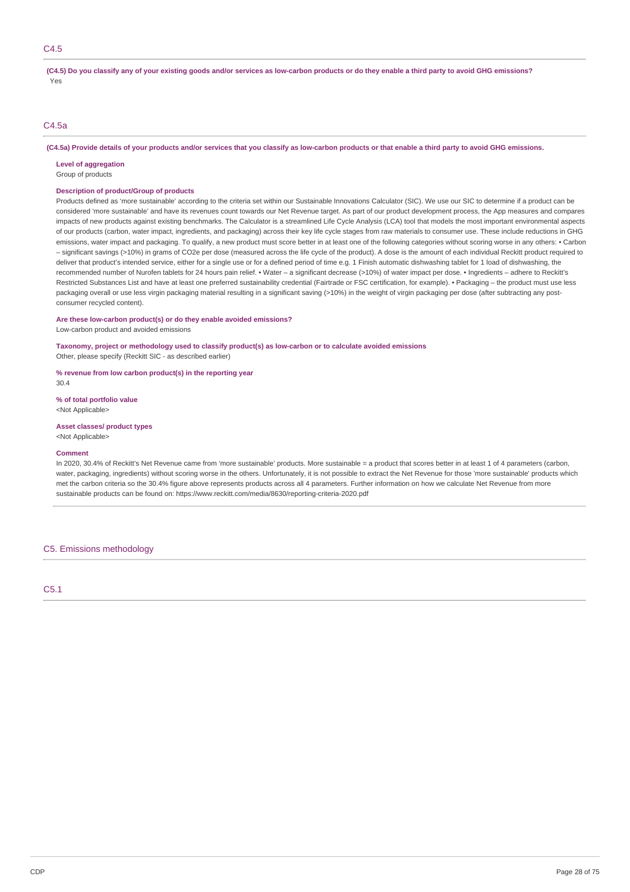## C4.5

**(C4.5) Do you classify any of your existing goods and/or services as low-carbon products or do they enable a third party to avoid GHG emissions?**

Yes

## C4.5a

**(C4.5a) Provide details of your products and/or services that you classify as low-carbon products or that enable a third party to avoid GHG emissions.**

**Level of aggregation**

Group of products

**Description of product/Group of products**

Products defined as 'more sustainable' according to the criteria set within our Sustainable Innovations Calculator (SIC). We use our SIC to determine if a product can be considered 'more sustainable' and have its revenues count towards our Net Revenue target. As part of our product development process, the App measures and compares impacts of new products against existing benchmarks. The Calculator is a streamlined Life Cycle Analysis (LCA) tool that models the most important environmental aspects of our products (carbon, water impact, ingredients, and packaging) across their key life cycle stages from raw materials to consumer use. These include reductions in GHG emissions, water impact and packaging. To qualify, a new product must score better in at least one of the following categories without scoring worse in any others: • Carbon – significant savings (>10%) in grams of CO2e per dose (measured across the life cycle of the product). A dose is the amount of each individual Reckitt product required to deliver that product's intended service, either for a single use or for a defined period of time e.g. 1 Finish automatic dishwashing tablet for 1 load of dishwashing, the recommended number of Nurofen tablets for 24 hours pain relief. • Water – a significant decrease (>10%) of water impact per dose. • Ingredients – adhere to Reckitt's Restricted Substances List and have at least one preferred sustainability credential (Fairtrade or FSC certification, for example). • Packaging – the product must use less packaging overall or use less virgin packaging material resulting in a significant saving (>10%) in the weight of virgin packaging per dose (after subtracting any post-consumer recycled content).

**Are these low-carbon product(s) or do they enable avoided emissions?**

Low-carbon product and avoided emissions

**Taxonomy, project or methodology used to classify product(s) as low-carbon or to calculate avoided emissions**

Other, please specify (Reckitt SIC - as described earlier)

**% revenue from low carbon product(s) in the reporting year**

30.4

**% of total portfolio value**

<Not Applicable>

**Asset classes/ product types**

<Not Applicable>

**Comment**

In 2020, 30.4% of Reckitt's Net Revenue came from 'more sustainable' products. More sustainable = a product that scores better in at least 1 of 4 parameters (carbon, water, packaging, ingredients) without scoring worse in the others. Unfortunately, it is not possible to extract the Net Revenue for those 'more sustainable' products which met the carbon criteria so the 30.4% figure above represents products across all 4 parameters. Further information on how we calculate Net Revenue from more sustainable products can be found on: https://www.reckitt.com/media/8630/reporting-criteria-2020.pdf

# C5. Emissions methodology

## C5.1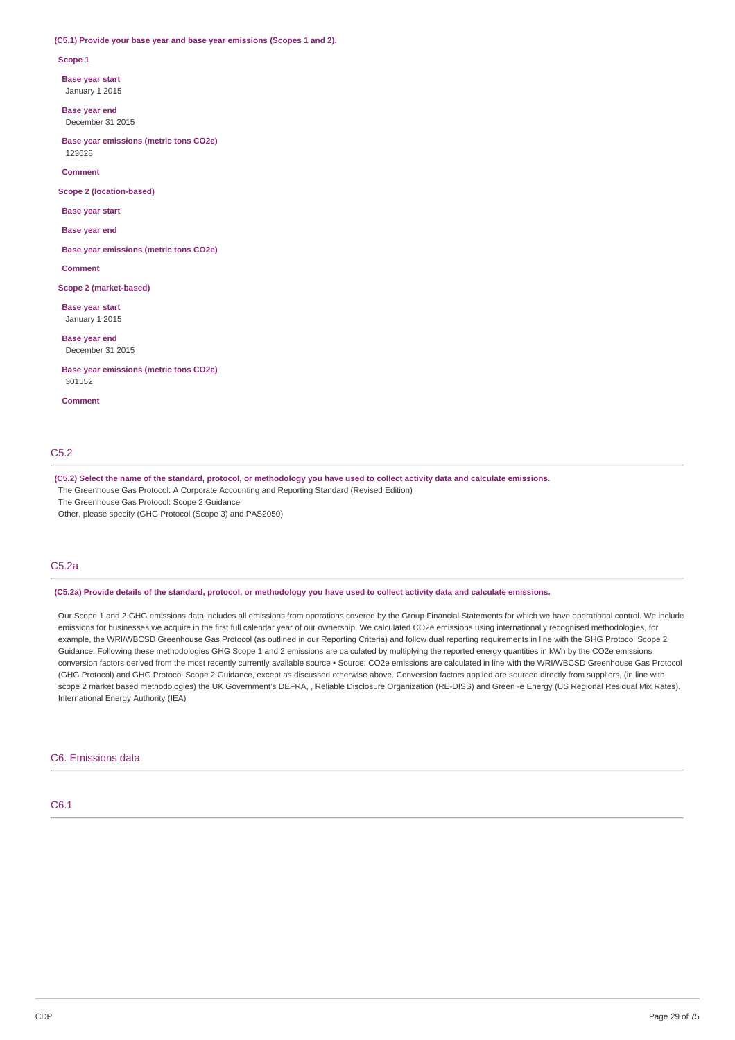**(C5.1) Provide your base year and base year emissions (Scopes 1 and 2).**

**Scope 1**

**Base year start**
January 1 2015

**Base year end**
December 31 2015

**Base year emissions (metric tons CO2e)**
123628

**Comment**

**Scope 2 (location-based)**

**Base year start**

**Base year end**

**Base year emissions (metric tons CO2e)**

**Comment**

**Scope 2 (market-based)**

**Base year start**
January 1 2015

**Base year end**
December 31 2015

**Base year emissions (metric tons CO2e)**
301552

**Comment**

## C5.2

**(C5.2) Select the name of the standard, protocol, or methodology you have used to collect activity data and calculate emissions.**

The Greenhouse Gas Protocol: A Corporate Accounting and Reporting Standard (Revised Edition)
The Greenhouse Gas Protocol: Scope 2 Guidance
Other, please specify (GHG Protocol (Scope 3) and PAS2050)

## C5.2a

**(C5.2a) Provide details of the standard, protocol, or methodology you have used to collect activity data and calculate emissions.**

Our Scope 1 and 2 GHG emissions data includes all emissions from operations covered by the Group Financial Statements for which we have operational control. We include emissions for businesses we acquire in the first full calendar year of our ownership. We calculated CO2e emissions using internationally recognised methodologies, for example, the WRI/WBCSD Greenhouse Gas Protocol (as outlined in our Reporting Criteria) and follow dual reporting requirements in line with the GHG Protocol Scope 2 Guidance. Following these methodologies GHG Scope 1 and 2 emissions are calculated by multiplying the reported energy quantities in kWh by the CO2e emissions conversion factors derived from the most recently currently available source • Source: CO2e emissions are calculated in line with the WRI/WBCSD Greenhouse Gas Protocol (GHG Protocol) and GHG Protocol Scope 2 Guidance, except as discussed otherwise above. Conversion factors applied are sourced directly from suppliers, (in line with scope 2 market based methodologies) the UK Government's DEFRA, , Reliable Disclosure Organization (RE-DISS) and Green -e Energy (US Regional Residual Mix Rates). International Energy Authority (IEA)

# C6. Emissions data

## C6.1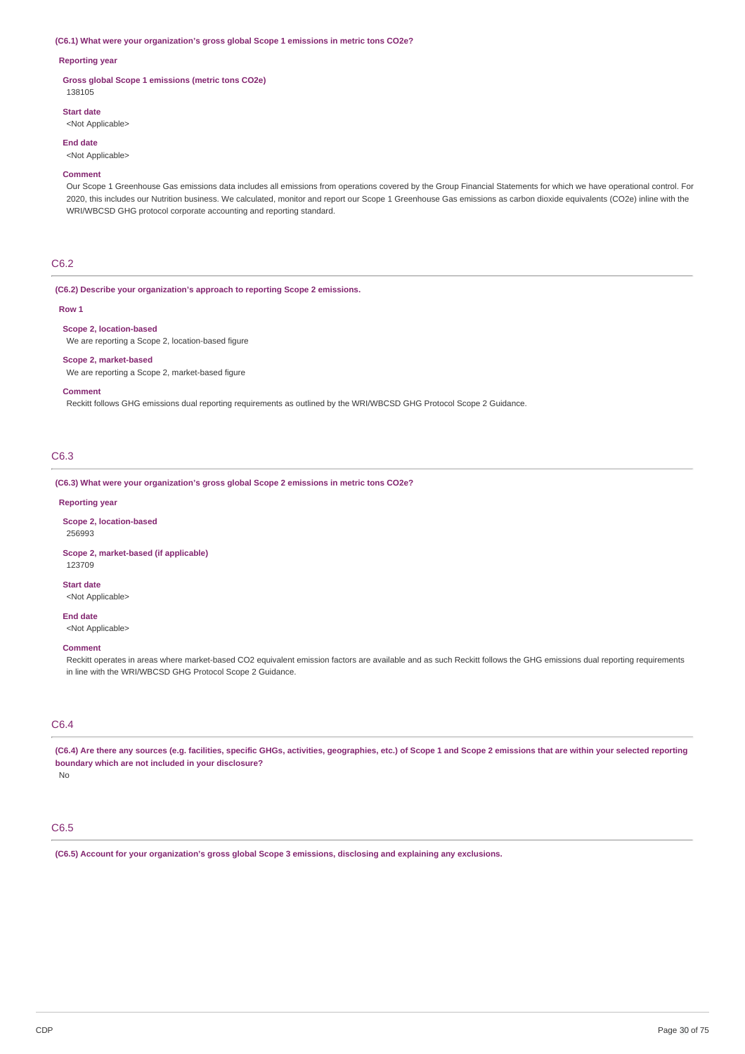**(C6.1) What were your organization's gross global Scope 1 emissions in metric tons CO2e?**

**Reporting year**

**Gross global Scope 1 emissions (metric tons CO2e)**
138105

**Start date**
<Not Applicable>

**End date**
<Not Applicable>

**Comment**
Our Scope 1 Greenhouse Gas emissions data includes all emissions from operations covered by the Group Financial Statements for which we have operational control. For 2020, this includes our Nutrition business. We calculated, monitor and report our Scope 1 Greenhouse Gas emissions as carbon dioxide equivalents (CO2e) inline with the WRI/WBCSD GHG protocol corporate accounting and reporting standard.

## C6.2

**(C6.2) Describe your organization's approach to reporting Scope 2 emissions.**

**Row 1**

**Scope 2, location-based**
We are reporting a Scope 2, location-based figure

**Scope 2, market-based**
We are reporting a Scope 2, market-based figure

**Comment**
Reckitt follows GHG emissions dual reporting requirements as outlined by the WRI/WBCSD GHG Protocol Scope 2 Guidance.

## C6.3

**(C6.3) What were your organization's gross global Scope 2 emissions in metric tons CO2e?**

**Reporting year**

**Scope 2, location-based**
256993

**Scope 2, market-based (if applicable)**
123709

**Start date**
<Not Applicable>

**End date**
<Not Applicable>

**Comment**
Reckitt operates in areas where market-based CO2 equivalent emission factors are available and as such Reckitt follows the GHG emissions dual reporting requirements in line with the WRI/WBCSD GHG Protocol Scope 2 Guidance.

## C6.4

**(C6.4) Are there any sources (e.g. facilities, specific GHGs, activities, geographies, etc.) of Scope 1 and Scope 2 emissions that are within your selected reporting boundary which are not included in your disclosure?**
No

## C6.5

**(C6.5) Account for your organization's gross global Scope 3 emissions, disclosing and explaining any exclusions.**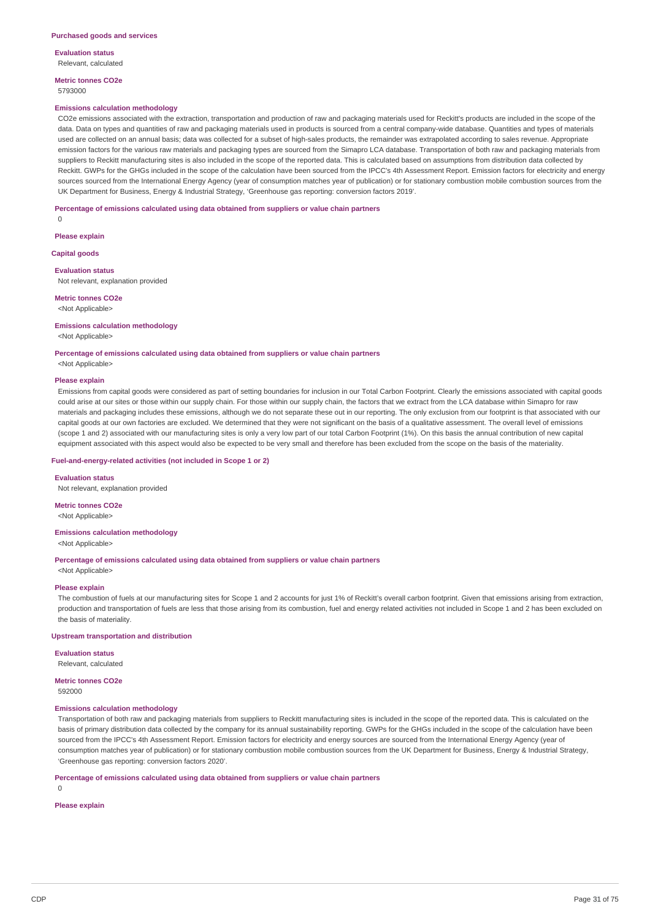### Purchased goods and services

**Evaluation status**

Relevant, calculated

**Metric tonnes CO2e**

5793000

**Emissions calculation methodology**

CO2e emissions associated with the extraction, transportation and production of raw and packaging materials used for Reckitt's products are included in the scope of the data. Data on types and quantities of raw and packaging materials used in products is sourced from a central company-wide database. Quantities and types of materials used are collected on an annual basis; data was collected for a subset of high-sales products, the remainder was extrapolated according to sales revenue. Appropriate emission factors for the various raw materials and packaging types are sourced from the Simapro LCA database. Transportation of both raw and packaging materials from suppliers to Reckitt manufacturing sites is also included in the scope of the reported data. This is calculated based on assumptions from distribution data collected by Reckitt. GWPs for the GHGs included in the scope of the calculation have been sourced from the IPCC's 4th Assessment Report. Emission factors for electricity and energy sources sourced from the International Energy Agency (year of consumption matches year of publication) or for stationary combustion mobile combustion sources from the UK Department for Business, Energy & Industrial Strategy, 'Greenhouse gas reporting: conversion factors 2019'.

**Percentage of emissions calculated using data obtained from suppliers or value chain partners**

0

**Please explain**

### Capital goods

**Evaluation status**

Not relevant, explanation provided

**Metric tonnes CO2e**

<Not Applicable>

**Emissions calculation methodology**

<Not Applicable>

**Percentage of emissions calculated using data obtained from suppliers or value chain partners**

<Not Applicable>

**Please explain**

Emissions from capital goods were considered as part of setting boundaries for inclusion in our Total Carbon Footprint. Clearly the emissions associated with capital goods could arise at our sites or those within our supply chain. For those within our supply chain, the factors that we extract from the LCA database within Simapro for raw materials and packaging includes these emissions, although we do not separate these out in our reporting. The only exclusion from our footprint is that associated with our capital goods at our own factories are excluded. We determined that they were not significant on the basis of a qualitative assessment. The overall level of emissions (scope 1 and 2) associated with our manufacturing sites is only a very low part of our total Carbon Footprint (1%). On this basis the annual contribution of new capital equipment associated with this aspect would also be expected to be very small and therefore has been excluded from the scope on the basis of the materiality.

### Fuel-and-energy-related activities (not included in Scope 1 or 2)

**Evaluation status**

Not relevant, explanation provided

**Metric tonnes CO2e**

<Not Applicable>

**Emissions calculation methodology**

<Not Applicable>

**Percentage of emissions calculated using data obtained from suppliers or value chain partners**

<Not Applicable>

**Please explain**

The combustion of fuels at our manufacturing sites for Scope 1 and 2 accounts for just 1% of Reckitt's overall carbon footprint. Given that emissions arising from extraction, production and transportation of fuels are less that those arising from its combustion, fuel and energy related activities not included in Scope 1 and 2 has been excluded on the basis of materiality.

### Upstream transportation and distribution

**Evaluation status**

Relevant, calculated

**Metric tonnes CO2e**

592000

**Emissions calculation methodology**

Transportation of both raw and packaging materials from suppliers to Reckitt manufacturing sites is included in the scope of the reported data. This is calculated on the basis of primary distribution data collected by the company for its annual sustainability reporting. GWPs for the GHGs included in the scope of the calculation have been sourced from the IPCC's 4th Assessment Report. Emission factors for electricity and energy sources are sourced from the International Energy Agency (year of consumption matches year of publication) or for stationary combustion mobile combustion sources from the UK Department for Business, Energy & Industrial Strategy, 'Greenhouse gas reporting: conversion factors 2020'.

**Percentage of emissions calculated using data obtained from suppliers or value chain partners**

0

**Please explain**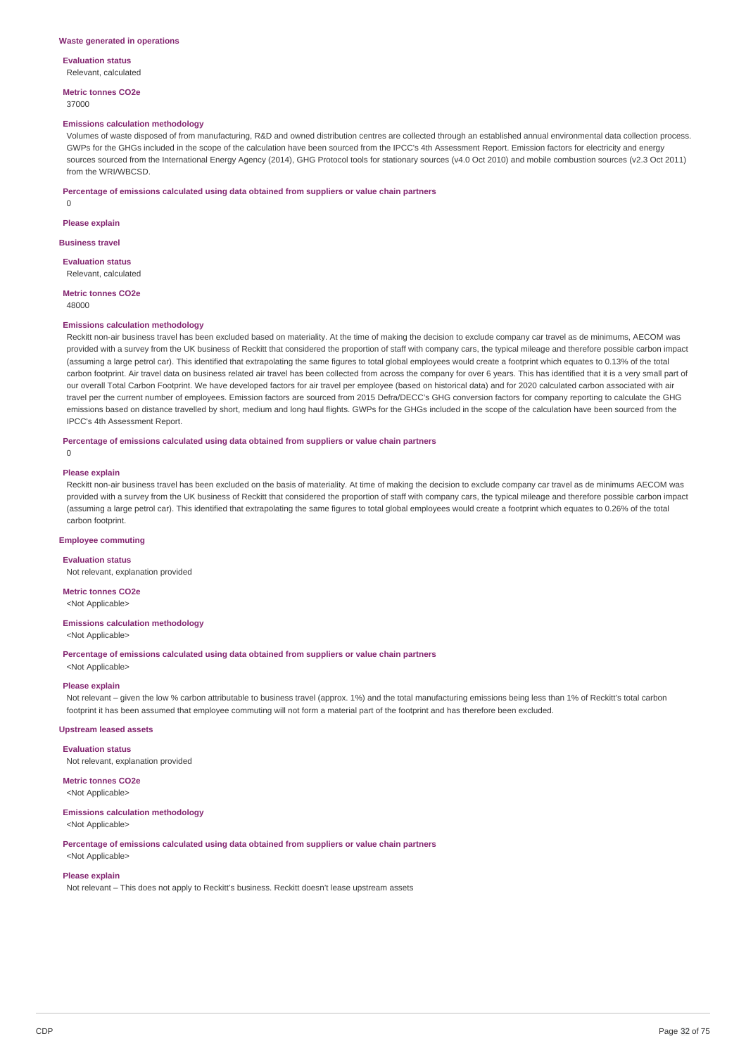### Waste generated in operations

**Evaluation status**

Relevant, calculated

**Metric tonnes CO2e**

37000

**Emissions calculation methodology**

Volumes of waste disposed of from manufacturing, R&D and owned distribution centres are collected through an established annual environmental data collection process. GWPs for the GHGs included in the scope of the calculation have been sourced from the IPCC's 4th Assessment Report. Emission factors for electricity and energy sources sourced from the International Energy Agency (2014), GHG Protocol tools for stationary sources (v4.0 Oct 2010) and mobile combustion sources (v2.3 Oct 2011) from the WRI/WBCSD.

**Percentage of emissions calculated using data obtained from suppliers or value chain partners**

0

**Please explain**

### Business travel

**Evaluation status**

Relevant, calculated

**Metric tonnes CO2e**

48000

**Emissions calculation methodology**

Reckitt non-air business travel has been excluded based on materiality. At the time of making the decision to exclude company car travel as de minimums, AECOM was provided with a survey from the UK business of Reckitt that considered the proportion of staff with company cars, the typical mileage and therefore possible carbon impact (assuming a large petrol car). This identified that extrapolating the same figures to total global employees would create a footprint which equates to 0.13% of the total carbon footprint. Air travel data on business related air travel has been collected from across the company for over 6 years. This has identified that it is a very small part of our overall Total Carbon Footprint. We have developed factors for air travel per employee (based on historical data) and for 2020 calculated carbon associated with air travel per the current number of employees. Emission factors are sourced from 2015 Defra/DECC's GHG conversion factors for company reporting to calculate the GHG emissions based on distance travelled by short, medium and long haul flights. GWPs for the GHGs included in the scope of the calculation have been sourced from the IPCC's 4th Assessment Report.

**Percentage of emissions calculated using data obtained from suppliers or value chain partners**

0

**Please explain**

Reckitt non-air business travel has been excluded on the basis of materiality. At time of making the decision to exclude company car travel as de minimums AECOM was provided with a survey from the UK business of Reckitt that considered the proportion of staff with company cars, the typical mileage and therefore possible carbon impact (assuming a large petrol car). This identified that extrapolating the same figures to total global employees would create a footprint which equates to 0.26% of the total carbon footprint.

### Employee commuting

**Evaluation status**

Not relevant, explanation provided

**Metric tonnes CO2e**

<Not Applicable>

**Emissions calculation methodology**

<Not Applicable>

**Percentage of emissions calculated using data obtained from suppliers or value chain partners**

<Not Applicable>

**Please explain**

Not relevant – given the low % carbon attributable to business travel (approx. 1%) and the total manufacturing emissions being less than 1% of Reckitt's total carbon footprint it has been assumed that employee commuting will not form a material part of the footprint and has therefore been excluded.

### Upstream leased assets

**Evaluation status**

Not relevant, explanation provided

**Metric tonnes CO2e**

<Not Applicable>

**Emissions calculation methodology**

<Not Applicable>

**Percentage of emissions calculated using data obtained from suppliers or value chain partners**

<Not Applicable>

**Please explain**

Not relevant – This does not apply to Reckitt's business. Reckitt doesn't lease upstream assets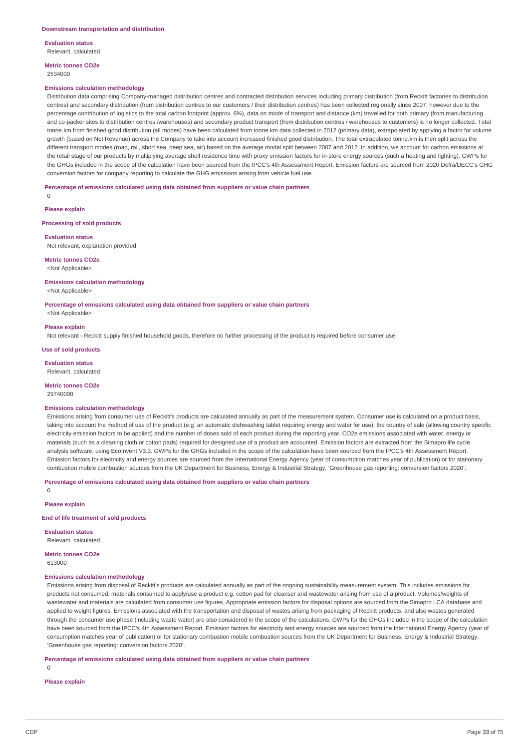### Downstream transportation and distribution

**Evaluation status**

Relevant, calculated

**Metric tonnes CO2e**

2534000

**Emissions calculation methodology**

Distribution data comprising Company-managed distribution centres and contracted distribution services including primary distribution (from Reckitt factories to distribution centres) and secondary distribution (from distribution centres to our customers / their distribution centres) has been collected regionally since 2007, however due to the percentage contribution of logistics to the total carbon footprint (approx. 6%), data on mode of transport and distance (km) travelled for both primary (from manufacturing and co-packer sites to distribution centres /warehouses) and secondary product transport (from distribution centres / warehouses to customers) is no longer collected. Total tonne.km from finished good distribution (all modes) have been calculated from tonne.km data collected in 2012 (primary data), extrapolated by applying a factor for volume growth (based on Net Revenue) across the Company to take into account increased finished good distribution. The total extrapolated tonne.km is then split across the different transport modes (road, rail, short sea, deep sea, air) based on the average modal split between 2007 and 2012. In addition, we account for carbon emissions at the retail stage of our products by multiplying average shelf residence time with proxy emission factors for in-store energy sources (such a heating and lighting). GWPs for the GHGs included in the scope of the calculation have been sourced from the IPCC's 4th Assessment Report. Emission factors are sourced from 2020 Defra/DECC's GHG conversion factors for company reporting to calculate the GHG emissions arising from vehicle fuel use.

**Percentage of emissions calculated using data obtained from suppliers or value chain partners**

0

**Please explain**

### Processing of sold products

**Evaluation status**

Not relevant, explanation provided

**Metric tonnes CO2e**

<Not Applicable>

**Emissions calculation methodology**

<Not Applicable>

**Percentage of emissions calculated using data obtained from suppliers or value chain partners**

<Not Applicable>

**Please explain**

Not relevant - Reckitt supply finished household goods, therefore no further processing of the product is required before consumer use.

### Use of sold products

**Evaluation status**

Relevant, calculated

**Metric tonnes CO2e**

29740000

**Emissions calculation methodology**

Emissions arising from consumer use of Reckitt's products are calculated annually as part of the measurement system. Consumer use is calculated on a product basis, taking into account the method of use of the product (e.g. an automatic dishwashing tablet requiring energy and water for use), the country of sale (allowing country specific electricity emission factors to be applied) and the number of doses sold of each product during the reporting year. CO2e emissions associated with water, energy or materials (such as a cleaning cloth or cotton pads) required for designed use of a product are accounted. Emission factors are extracted from the Simapro life cycle analysis software, using EcoInvent V3.3. GWPs for the GHGs included in the scope of the calculation have been sourced from the IPCC's 4th Assessment Report. Emission factors for electricity and energy sources are sourced from the International Energy Agency (year of consumption matches year of publication) or for stationary combustion mobile combustion sources from the UK Department for Business, Energy & Industrial Strategy, 'Greenhouse gas reporting: conversion factors 2020'.

**Percentage of emissions calculated using data obtained from suppliers or value chain partners**

0

**Please explain**

### End of life treatment of sold products

**Evaluation status**

Relevant, calculated

**Metric tonnes CO2e**

613000

**Emissions calculation methodology**

Emissions arising from disposal of Reckitt's products are calculated annually as part of the ongoing sustainability measurement system. This includes emissions for products not consumed, materials consumed to apply/use a product e.g. cotton pad for cleanser and wastewater arising from use of a product. Volumes/weights of wastewater and materials are calculated from consumer use figures. Appropriate emission factors for disposal options are sourced from the Simapro LCA database and applied to weight figures. Emissions associated with the transportation and disposal of wastes arising from packaging of Reckitt products, and also wastes generated through the consumer use phase (including waste water) are also considered in the scope of the calculations. GWPs for the GHGs included in the scope of the calculation have been sourced from the IPCC's 4th Assessment Report. Emission factors for electricity and energy sources are sourced from the International Energy Agency (year of consumption matches year of publication) or for stationary combustion mobile combustion sources from the UK Department for Business, Energy & Industrial Strategy, 'Greenhouse gas reporting: conversion factors 2020'.

**Percentage of emissions calculated using data obtained from suppliers or value chain partners**

0

**Please explain**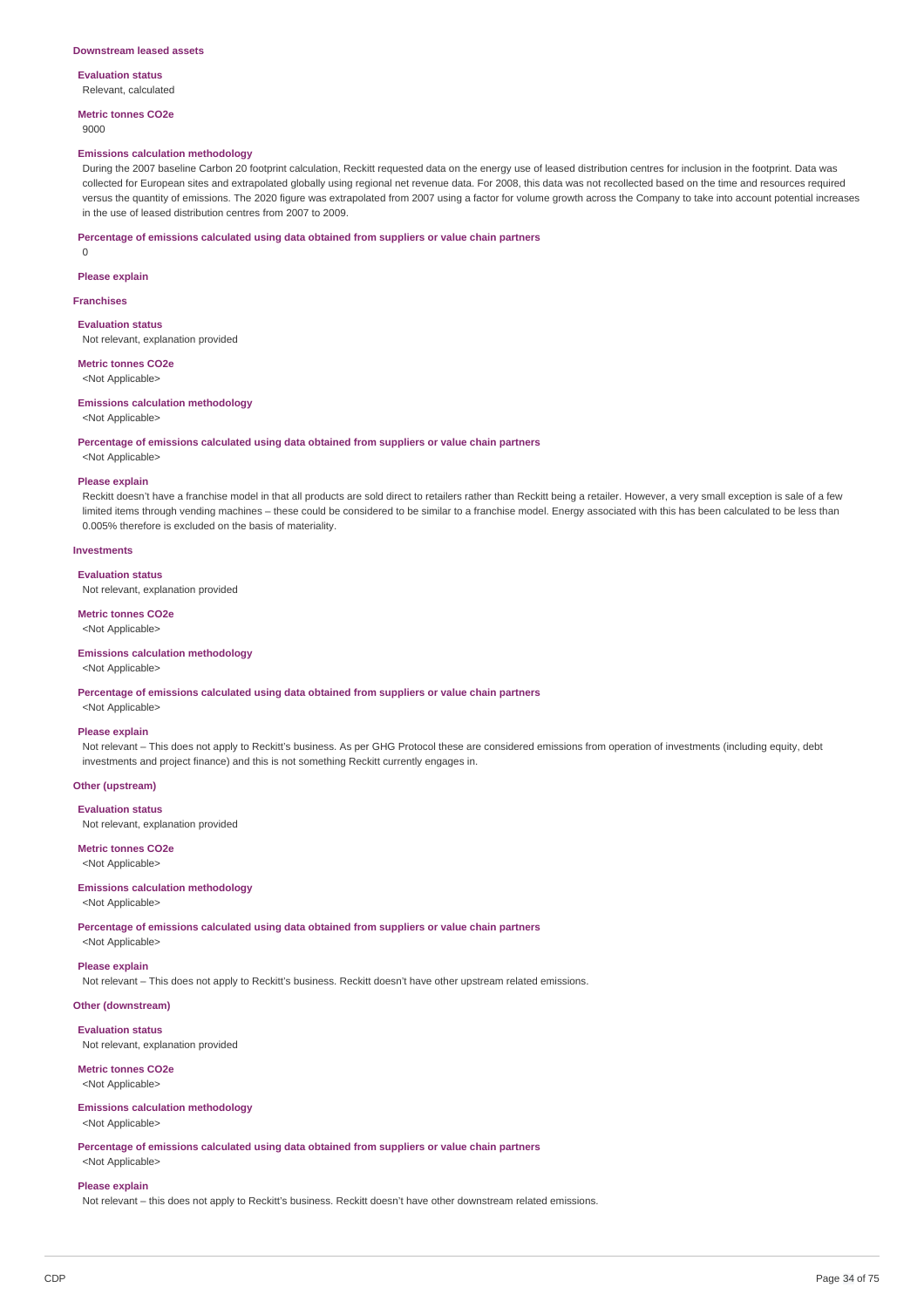**Downstream leased assets**

**Evaluation status**

Relevant, calculated

**Metric tonnes CO2e**

9000

**Emissions calculation methodology**

During the 2007 baseline Carbon 20 footprint calculation, Reckitt requested data on the energy use of leased distribution centres for inclusion in the footprint. Data was collected for European sites and extrapolated globally using regional net revenue data. For 2008, this data was not recollected based on the time and resources required versus the quantity of emissions. The 2020 figure was extrapolated from 2007 using a factor for volume growth across the Company to take into account potential increases in the use of leased distribution centres from 2007 to 2009.

**Percentage of emissions calculated using data obtained from suppliers or value chain partners**

0

**Please explain**

**Franchises**

**Evaluation status**

Not relevant, explanation provided

**Metric tonnes CO2e**

<Not Applicable>

**Emissions calculation methodology**

<Not Applicable>

**Percentage of emissions calculated using data obtained from suppliers or value chain partners**

<Not Applicable>

**Please explain**

Reckitt doesn't have a franchise model in that all products are sold direct to retailers rather than Reckitt being a retailer. However, a very small exception is sale of a few limited items through vending machines – these could be considered to be similar to a franchise model. Energy associated with this has been calculated to be less than 0.005% therefore is excluded on the basis of materiality.

**Investments**

**Evaluation status**

Not relevant, explanation provided

**Metric tonnes CO2e**

<Not Applicable>

**Emissions calculation methodology**

<Not Applicable>

**Percentage of emissions calculated using data obtained from suppliers or value chain partners**

<Not Applicable>

**Please explain**

Not relevant – This does not apply to Reckitt's business. As per GHG Protocol these are considered emissions from operation of investments (including equity, debt investments and project finance) and this is not something Reckitt currently engages in.

**Other (upstream)**

**Evaluation status**

Not relevant, explanation provided

**Metric tonnes CO2e**

<Not Applicable>

**Emissions calculation methodology**

<Not Applicable>

**Percentage of emissions calculated using data obtained from suppliers or value chain partners**

<Not Applicable>

**Please explain**

Not relevant – This does not apply to Reckitt's business. Reckitt doesn't have other upstream related emissions.

**Other (downstream)**

**Evaluation status**

Not relevant, explanation provided

**Metric tonnes CO2e**

<Not Applicable>

**Emissions calculation methodology**

<Not Applicable>

**Percentage of emissions calculated using data obtained from suppliers or value chain partners**

<Not Applicable>

**Please explain**

Not relevant – this does not apply to Reckitt's business. Reckitt doesn't have other downstream related emissions.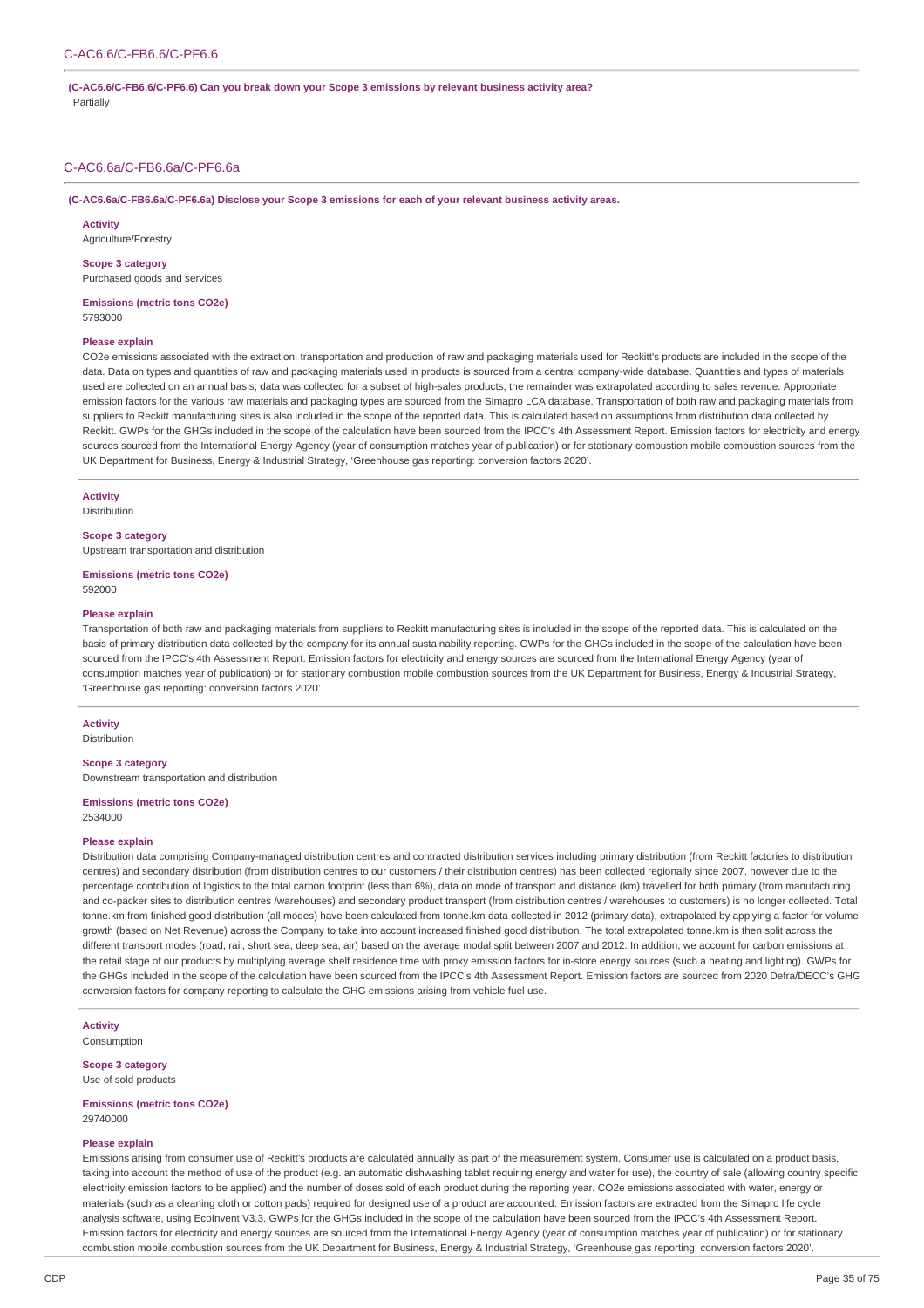## C-AC6.6/C-FB6.6/C-PF6.6

**(C-AC6.6/C-FB6.6/C-PF6.6) Can you break down your Scope 3 emissions by relevant business activity area?**

Partially

## C-AC6.6a/C-FB6.6a/C-PF6.6a

**(C-AC6.6a/C-FB6.6a/C-PF6.6a) Disclose your Scope 3 emissions for each of your relevant business activity areas.**

**Activity**

Agriculture/Forestry

**Scope 3 category**

Purchased goods and services

**Emissions (metric tons CO2e)**

5793000

**Please explain**

CO2e emissions associated with the extraction, transportation and production of raw and packaging materials used for Reckitt's products are included in the scope of the data. Data on types and quantities of raw and packaging materials used in products is sourced from a central company-wide database. Quantities and types of materials used are collected on an annual basis; data was collected for a subset of high-sales products, the remainder was extrapolated according to sales revenue. Appropriate emission factors for the various raw materials and packaging types are sourced from the Simapro LCA database. Transportation of both raw and packaging materials from suppliers to Reckitt manufacturing sites is also included in the scope of the reported data. This is calculated based on assumptions from distribution data collected by Reckitt. GWPs for the GHGs included in the scope of the calculation have been sourced from the IPCC's 4th Assessment Report. Emission factors for electricity and energy sources sourced from the International Energy Agency (year of consumption matches year of publication) or for stationary combustion mobile combustion sources from the UK Department for Business, Energy & Industrial Strategy, 'Greenhouse gas reporting: conversion factors 2020'.

---

**Activity**

Distribution

**Scope 3 category**

Upstream transportation and distribution

**Emissions (metric tons CO2e)**

592000

**Please explain**

Transportation of both raw and packaging materials from suppliers to Reckitt manufacturing sites is included in the scope of the reported data. This is calculated on the basis of primary distribution data collected by the company for its annual sustainability reporting. GWPs for the GHGs included in the scope of the calculation have been sourced from the IPCC's 4th Assessment Report. Emission factors for electricity and energy sources are sourced from the International Energy Agency (year of consumption matches year of publication) or for stationary combustion mobile combustion sources from the UK Department for Business, Energy & Industrial Strategy, 'Greenhouse gas reporting: conversion factors 2020'

---

**Activity**

Distribution

**Scope 3 category**

Downstream transportation and distribution

**Emissions (metric tons CO2e)**

2534000

**Please explain**

Distribution data comprising Company-managed distribution centres and contracted distribution services including primary distribution (from Reckitt factories to distribution centres) and secondary distribution (from distribution centres to our customers / their distribution centres) has been collected regionally since 2007, however due to the percentage contribution of logistics to the total carbon footprint (less than 6%), data on mode of transport and distance (km) travelled for both primary (from manufacturing and co-packer sites to distribution centres /warehouses) and secondary product transport (from distribution centres / warehouses to customers) is no longer collected. Total tonne.km from finished good distribution (all modes) have been calculated from tonne.km data collected in 2012 (primary data), extrapolated by applying a factor for volume growth (based on Net Revenue) across the Company to take into account increased finished good distribution. The total extrapolated tonne.km is then split across the different transport modes (road, rail, short sea, deep sea, air) based on the average modal split between 2007 and 2012. In addition, we account for carbon emissions at the retail stage of our products by multiplying average shelf residence time with proxy emission factors for in-store energy sources (such a heating and lighting). GWPs for the GHGs included in the scope of the calculation have been sourced from the IPCC's 4th Assessment Report. Emission factors are sourced from 2020 Defra/DECC's GHG conversion factors for company reporting to calculate the GHG emissions arising from vehicle fuel use.

---

**Activity**

Consumption

**Scope 3 category**

Use of sold products

**Emissions (metric tons CO2e)**

29740000

**Please explain**

Emissions arising from consumer use of Reckitt's products are calculated annually as part of the measurement system. Consumer use is calculated on a product basis, taking into account the method of use of the product (e.g. an automatic dishwashing tablet requiring energy and water for use), the country of sale (allowing country specific electricity emission factors to be applied) and the number of doses sold of each product during the reporting year. CO2e emissions associated with water, energy or materials (such as a cleaning cloth or cotton pads) required for designed use of a product are accounted. Emission factors are extracted from the Simapro life cycle analysis software, using EcoInvent V3.3. GWPs for the GHGs included in the scope of the calculation have been sourced from the IPCC's 4th Assessment Report. Emission factors for electricity and energy sources are sourced from the International Energy Agency (year of consumption matches year of publication) or for stationary combustion mobile combustion sources from the UK Department for Business, Energy & Industrial Strategy, 'Greenhouse gas reporting: conversion factors 2020'.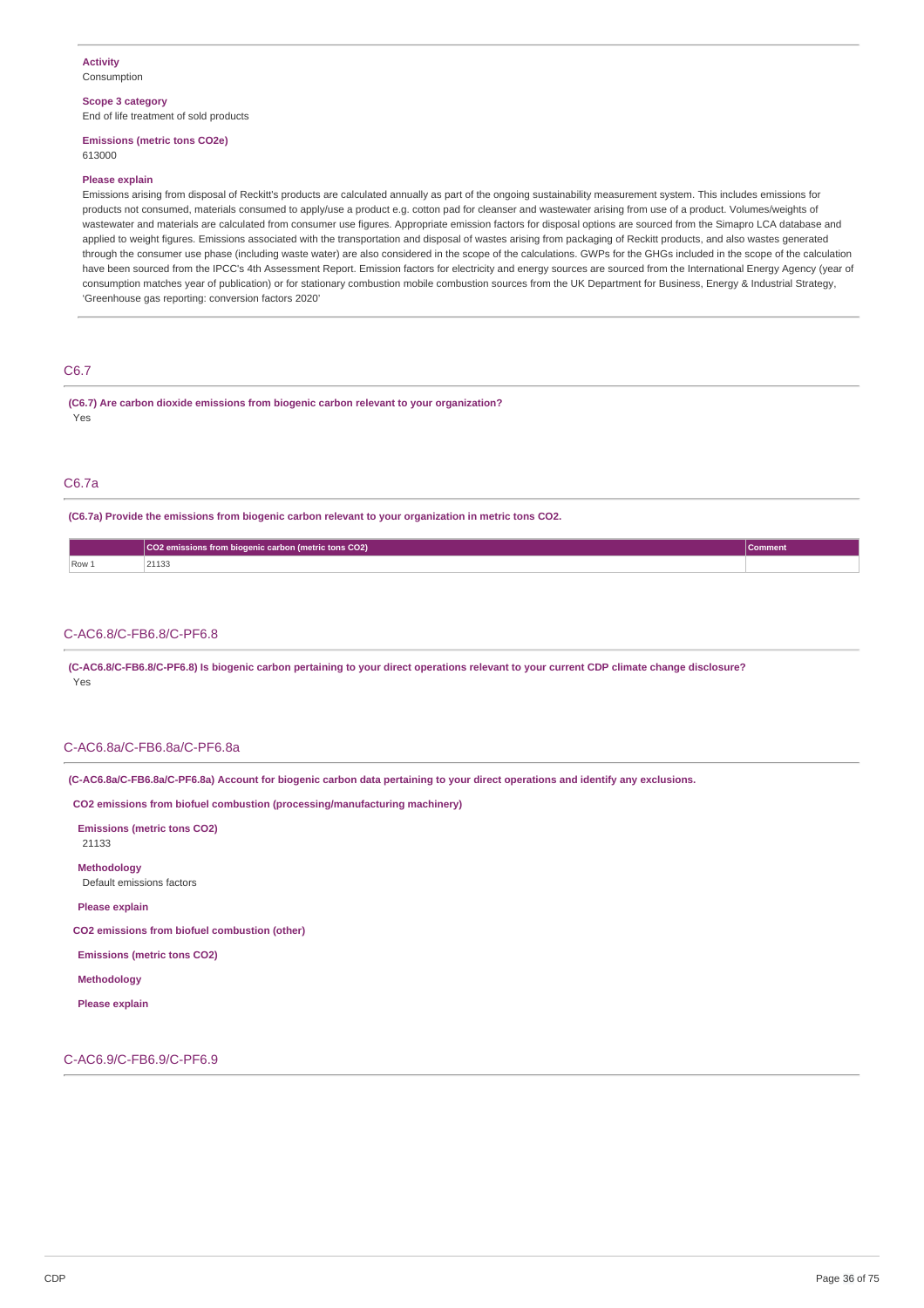**Activity**
Consumption

**Scope 3 category**
End of life treatment of sold products

**Emissions (metric tons CO2e)**
613000

**Please explain**
Emissions arising from disposal of Reckitt's products are calculated annually as part of the ongoing sustainability measurement system. This includes emissions for products not consumed, materials consumed to apply/use a product e.g. cotton pad for cleanser and wastewater arising from use of a product. Volumes/weights of wastewater and materials are calculated from consumer use figures. Appropriate emission factors for disposal options are sourced from the Simapro LCA database and applied to weight figures. Emissions associated with the transportation and disposal of wastes arising from packaging of Reckitt products, and also wastes generated through the consumer use phase (including waste water) are also considered in the scope of the calculations. GWPs for the GHGs included in the scope of the calculation have been sourced from the IPCC's 4th Assessment Report. Emission factors for electricity and energy sources are sourced from the International Energy Agency (year of consumption matches year of publication) or for stationary combustion mobile combustion sources from the UK Department for Business, Energy & Industrial Strategy, 'Greenhouse gas reporting: conversion factors 2020'

## C6.7

**(C6.7) Are carbon dioxide emissions from biogenic carbon relevant to your organization?**
Yes

## C6.7a

**(C6.7a) Provide the emissions from biogenic carbon relevant to your organization in metric tons CO2.**

| | CO2 emissions from biogenic carbon (metric tons CO2) | Comment |
|---|---|---|
| Row 1 | 21133 | |

## C-AC6.8/C-FB6.8/C-PF6.8

**(C-AC6.8/C-FB6.8/C-PF6.8) Is biogenic carbon pertaining to your direct operations relevant to your current CDP climate change disclosure?**
Yes

## C-AC6.8a/C-FB6.8a/C-PF6.8a

**(C-AC6.8a/C-FB6.8a/C-PF6.8a) Account for biogenic carbon data pertaining to your direct operations and identify any exclusions.**

**CO2 emissions from biofuel combustion (processing/manufacturing machinery)**

**Emissions (metric tons CO2)**
21133

**Methodology**
Default emissions factors

**Please explain**

**CO2 emissions from biofuel combustion (other)**

**Emissions (metric tons CO2)**

**Methodology**

**Please explain**

## C-AC6.9/C-FB6.9/C-PF6.9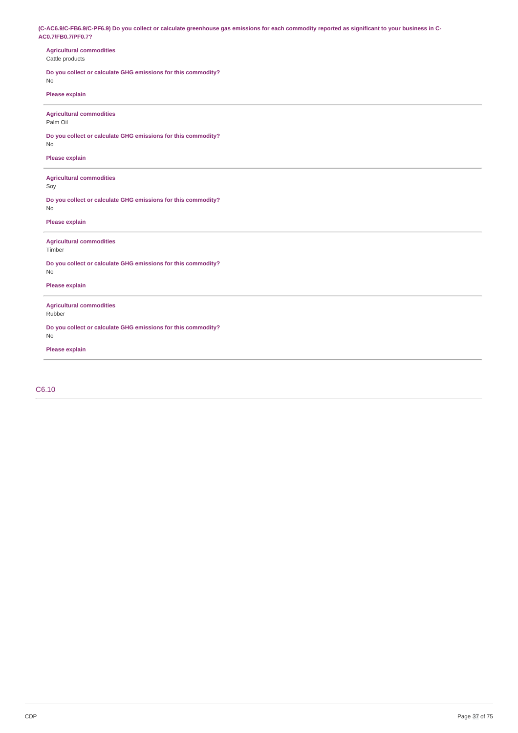**(C-AC6.9/C-FB6.9/C-PF6.9) Do you collect or calculate greenhouse gas emissions for each commodity reported as significant to your business in C-AC0.7/FB0.7/PF0.7?**

**Agricultural commodities**
Cattle products

**Do you collect or calculate GHG emissions for this commodity?**
No

**Please explain**

---

**Agricultural commodities**
Palm Oil

**Do you collect or calculate GHG emissions for this commodity?**
No

**Please explain**

---

**Agricultural commodities**
Soy

**Do you collect or calculate GHG emissions for this commodity?**
No

**Please explain**

---

**Agricultural commodities**
Timber

**Do you collect or calculate GHG emissions for this commodity?**
No

**Please explain**

---

**Agricultural commodities**
Rubber

**Do you collect or calculate GHG emissions for this commodity?**
No

**Please explain**

---

## C6.10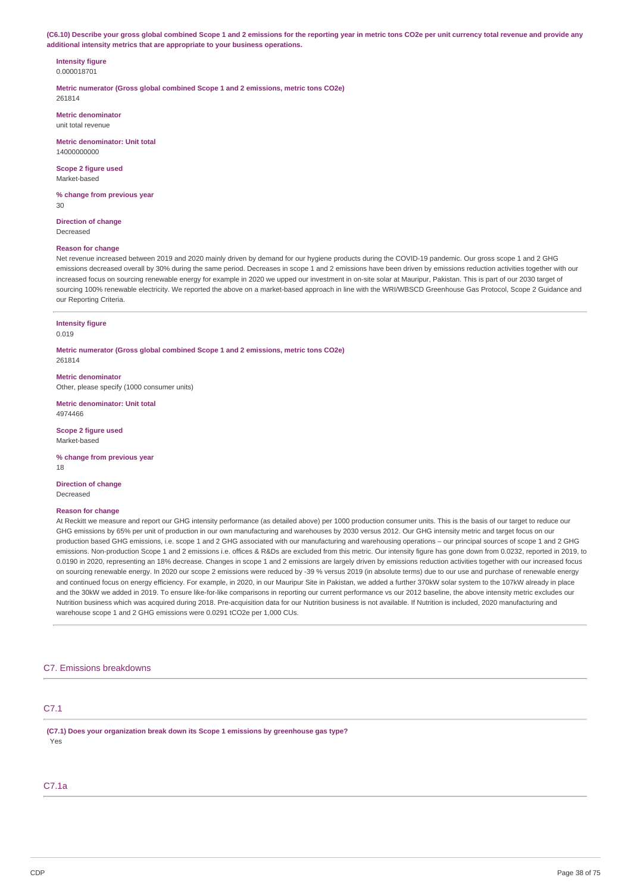**(C6.10) Describe your gross global combined Scope 1 and 2 emissions for the reporting year in metric tons CO2e per unit currency total revenue and provide any additional intensity metrics that are appropriate to your business operations.**

**Intensity figure**
0.000018701

**Metric numerator (Gross global combined Scope 1 and 2 emissions, metric tons CO2e)**
261814

**Metric denominator**
unit total revenue

**Metric denominator: Unit total**
14000000000

**Scope 2 figure used**
Market-based

**% change from previous year**
30

**Direction of change**
Decreased

**Reason for change**
Net revenue increased between 2019 and 2020 mainly driven by demand for our hygiene products during the COVID-19 pandemic. Our gross scope 1 and 2 GHG emissions decreased overall by 30% during the same period. Decreases in scope 1 and 2 emissions have been driven by emissions reduction activities together with our increased focus on sourcing renewable energy for example in 2020 we upped our investment in on-site solar at Mauripur, Pakistan. This is part of our 2030 target of sourcing 100% renewable electricity. We reported the above on a market-based approach in line with the WRI/WBSCD Greenhouse Gas Protocol, Scope 2 Guidance and our Reporting Criteria.

---

**Intensity figure**
0.019

**Metric numerator (Gross global combined Scope 1 and 2 emissions, metric tons CO2e)**
261814

**Metric denominator**
Other, please specify (1000 consumer units)

**Metric denominator: Unit total**
4974466

**Scope 2 figure used**
Market-based

**% change from previous year**
18

**Direction of change**
Decreased

**Reason for change**
At Reckitt we measure and report our GHG intensity performance (as detailed above) per 1000 production consumer units. This is the basis of our target to reduce our GHG emissions by 65% per unit of production in our own manufacturing and warehouses by 2030 versus 2012. Our GHG intensity metric and target focus on our production based GHG emissions, i.e. scope 1 and 2 GHG associated with our manufacturing and warehousing operations – our principal sources of scope 1 and 2 GHG emissions. Non-production Scope 1 and 2 emissions i.e. offices & R&Ds are excluded from this metric. Our intensity figure has gone down from 0.0232, reported in 2019, to 0.0190 in 2020, representing an 18% decrease. Changes in scope 1 and 2 emissions are largely driven by emissions reduction activities together with our increased focus on sourcing renewable energy. In 2020 our scope 2 emissions were reduced by -39 % versus 2019 (in absolute terms) due to our use and purchase of renewable energy and continued focus on energy efficiency. For example, in 2020, in our Mauripur Site in Pakistan, we added a further 370kW solar system to the 107kW already in place and the 30kW we added in 2019. To ensure like-for-like comparisons in reporting our current performance vs our 2012 baseline, the above intensity metric excludes our Nutrition business which was acquired during 2018. Pre-acquisition data for our Nutrition business is not available. If Nutrition is included, 2020 manufacturing and warehouse scope 1 and 2 GHG emissions were 0.0291 tCO2e per 1,000 CUs.

## C7. Emissions breakdowns

### C7.1

**(C7.1) Does your organization break down its Scope 1 emissions by greenhouse gas type?**
Yes

### C7.1a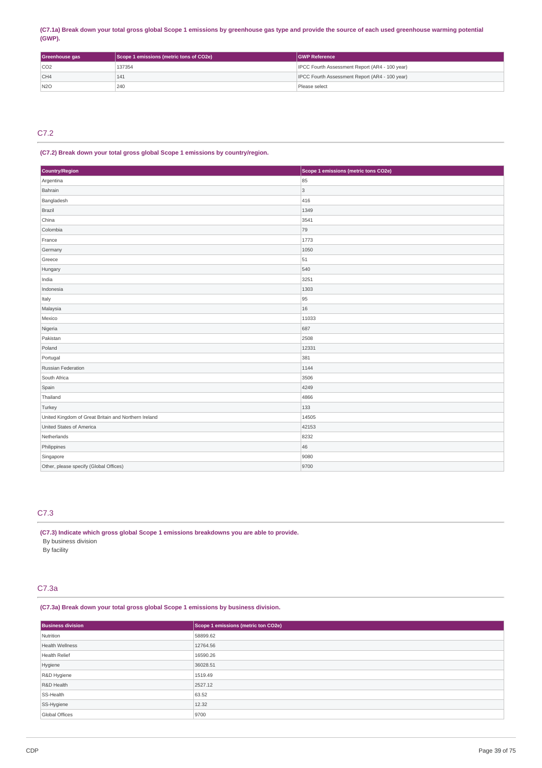**(C7.1a) Break down your total gross global Scope 1 emissions by greenhouse gas type and provide the source of each used greenhouse warming potential (GWP).**

| Greenhouse gas | Scope 1 emissions (metric tons of CO2e) | GWP Reference |
| --- | --- | --- |
| CO2 | 137354 | IPCC Fourth Assessment Report (AR4 - 100 year) |
| CH4 | 141 | IPCC Fourth Assessment Report (AR4 - 100 year) |
| N2O | 240 | Please select |

## C7.2

**(C7.2) Break down your total gross global Scope 1 emissions by country/region.**

| Country/Region | Scope 1 emissions (metric tons CO2e) |
| --- | --- |
| Argentina | 85 |
| Bahrain | 3 |
| Bangladesh | 416 |
| Brazil | 1349 |
| China | 3541 |
| Colombia | 79 |
| France | 1773 |
| Germany | 1050 |
| Greece | 51 |
| Hungary | 540 |
| India | 3251 |
| Indonesia | 1303 |
| Italy | 95 |
| Malaysia | 16 |
| Mexico | 11033 |
| Nigeria | 687 |
| Pakistan | 2508 |
| Poland | 12331 |
| Portugal | 381 |
| Russian Federation | 1144 |
| South Africa | 3506 |
| Spain | 4249 |
| Thailand | 4866 |
| Turkey | 133 |
| United Kingdom of Great Britain and Northern Ireland | 14505 |
| United States of America | 42153 |
| Netherlands | 8232 |
| Philippines | 46 |
| Singapore | 9080 |
| Other, please specify (Global Offices) | 9700 |

## C7.3

**(C7.3) Indicate which gross global Scope 1 emissions breakdowns you are able to provide.**

By business division

By facility

## C7.3a

**(C7.3a) Break down your total gross global Scope 1 emissions by business division.**

| Business division | Scope 1 emissions (metric ton CO2e) |
| --- | --- |
| Nutrition | 58899.62 |
| Health Wellness | 12764.56 |
| Health Relief | 16590.26 |
| Hygiene | 36028.51 |
| R&D Hygiene | 1519.49 |
| R&D Health | 2527.12 |
| SS-Health | 63.52 |
| SS-Hygiene | 12.32 |
| Global Offices | 9700 |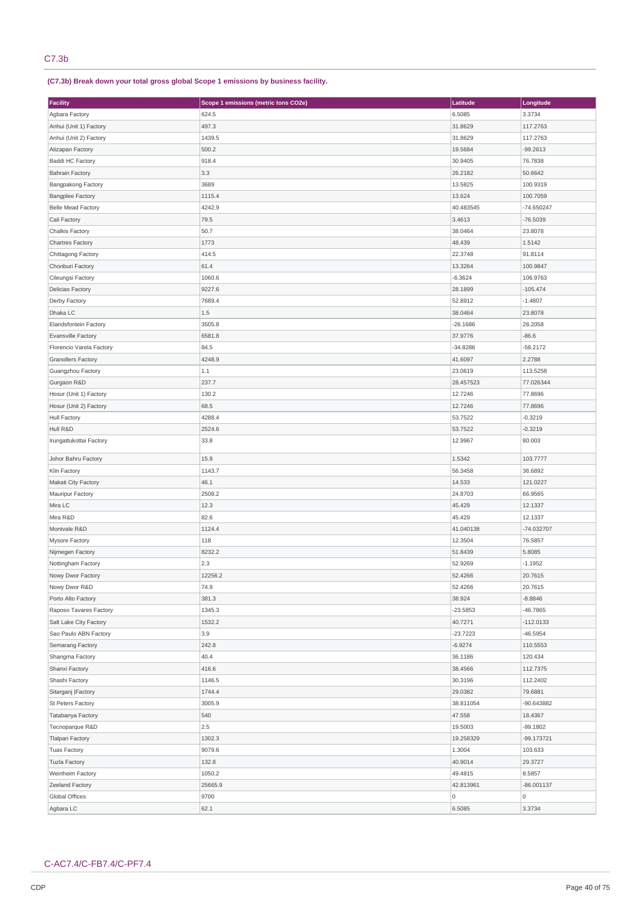## C7.3b

**(C7.3b) Break down your total gross global Scope 1 emissions by business facility.**

| Facility | Scope 1 emissions (metric tons CO2e) | Latitude | Longitude |
|---|---|---|---|
| Agbara Factory | 624.5 | 6.5085 | 3.3734 |
| Anhui (Unit 1) Factory | 497.3 | 31.8629 | 117.2763 |
| Anhui (Unit 2) Factory | 1439.5 | 31.8629 | 117.2763 |
| Atizapan Factory | 500.2 | 19.5684 | -99.2613 |
| Baddi HC Factory | 918.4 | 30.9405 | 76.7838 |
| Bahrain Factory | 3.3 | 26.2182 | 50.6642 |
| Bangpakong Factory | 3689 | 13.5825 | 100.9319 |
| Bangplee Factory | 1115.4 | 13.624 | 100.7059 |
| Belle Mead Factory | 4242.9 | 40.483545 | -74.650247 |
| Cali Factory | 79.5 | 3.4613 | -76.5039 |
| Chalkis Factory | 50.7 | 38.0464 | 23.8078 |
| Chartres Factory | 1773 | 48.439 | 1.5142 |
| Chittagong Factory | 414.5 | 22.3748 | 91.8114 |
| Chonburi Factory | 61.4 | 13.3264 | 100.9847 |
| Cileungsi Factory | 1060.6 | -6.3624 | 106.9763 |
| Delicias Factory | 9227.6 | 28.1899 | -105.474 |
| Derby Factory | 7689.4 | 52.8912 | -1.4807 |
| Dhaka LC | 1.5 | 38.0464 | 23.8078 |
| Elandsfontein Factory | 3505.8 | -26.1686 | 28.2058 |
| Evansville Factory | 6581.8 | 37.9776 | -86.6 |
| Florencio Varela Factory | 84.5 | -34.8286 | -58.2172 |
| Granollers Factory | 4248.9 | 41.6097 | 2.2788 |
| Guangzhou Factory | 1.1 | 23.0619 | 113.5258 |
| Gurgaon R&D | 237.7 | 28.457523 | 77.026344 |
| Hosur (Unit 1) Factory | 130.2 | 12.7246 | 77.8696 |
| Hosur (Unit 2) Factory | 68.5 | 12.7246 | 77.8696 |
| Hull Factory | 4288.4 | 53.7522 | -0.3219 |
| Hull R&D | 2524.6 | 53.7522 | -0.3219 |
| Irungattukottai Factory | 33.8 | 12.9967 | 80.003 |
| Johor Bahru Factory | 15.9 | 1.5342 | 103.7777 |
| Klin Factory | 1143.7 | 56.3458 | 36.6892 |
| Makati City Factory | 46.1 | 14.533 | 121.0227 |
| Mauripur Factory | 2508.2 | 24.8703 | 66.9565 |
| Mira LC | 12.3 | 45.429 | 12.1337 |
| Mira R&D | 82.6 | 45.429 | 12.1337 |
| Montvale R&D | 1124.4 | 41.040138 | -74.032707 |
| Mysore Factory | 118 | 12.3504 | 76.5857 |
| Nijmegen Factory | 8232.2 | 51.8439 | 5.8085 |
| Nottingham Factory | 2.3 | 52.9269 | -1.1952 |
| Nowy Dwor Factory | 12256.2 | 52.4266 | 20.7615 |
| Nowy Dwor R&D | 74.9 | 52.4266 | 20.7615 |
| Porto Alto Factory | 381.3 | 38.924 | -8.8846 |
| Raposo Tavares Factory | 1345.3 | -23.5853 | -46.7865 |
| Salt Lake City Factory | 1532.2 | 40.7271 | -112.0133 |
| Sao Paulo ABN Factory | 3.9 | -23.7223 | -46.5954 |
| Semarang Factory | 242.8 | -6.9274 | 110.5553 |
| Shangma Factory | 40.4 | 36.1186 | 120.434 |
| Shanxi Factory | 416.6 | 38.4566 | 112.7375 |
| Shashi Factory | 1146.5 | 30.3196 | 112.2402 |
| Sitarganj \|Factory | 1744.4 | 29.0382 | 79.6881 |
| St Peters Factory | 3005.9 | 38.811054 | -90.643882 |
| Tatabanya Factory | 540 | 47.558 | 18.4367 |
| Tecnoparque R&D | 2.5 | 19.5003 | -99.1802 |
| Tlalpan Factory | 1302.3 | 19.258329 | -99.173721 |
| Tuas Factory | 9079.6 | 1.3004 | 103.633 |
| Tuzla Factory | 132.8 | 40.9014 | 29.3727 |
| Weinheim Factory | 1050.2 | 49.4815 | 8.5857 |
| Zeeland Factory | 25665.9 | 42.813961 | -86.001137 |
| Global Offices | 9700 | 0 | 0 |
| Agbara LC | 62.1 | 6.5085 | 3.3734 |

## C-AC7.4/C-FB7.4/C-PF7.4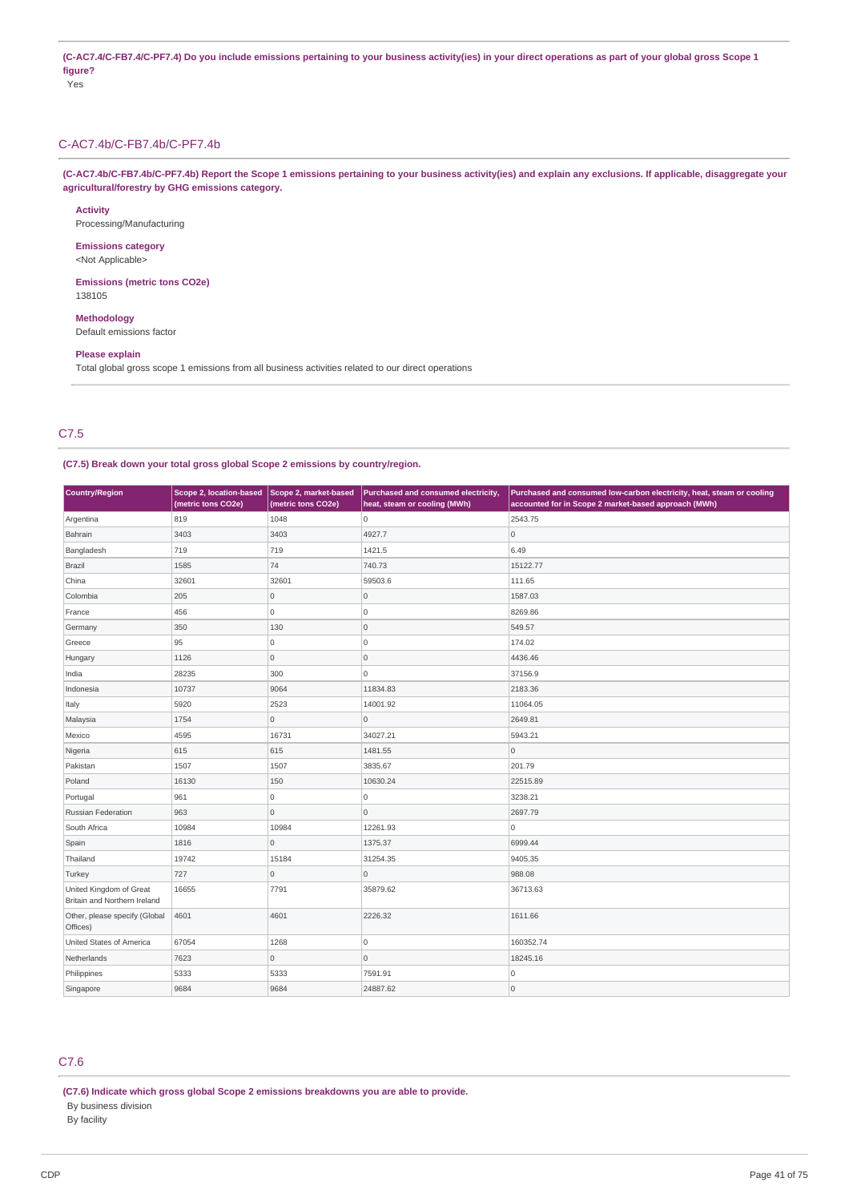**(C-AC7.4/C-FB7.4/C-PF7.4) Do you include emissions pertaining to your business activity(ies) in your direct operations as part of your global gross Scope 1 figure?**

Yes

## C-AC7.4b/C-FB7.4b/C-PF7.4b

**(C-AC7.4b/C-FB7.4b/C-PF7.4b) Report the Scope 1 emissions pertaining to your business activity(ies) and explain any exclusions. If applicable, disaggregate your agricultural/forestry by GHG emissions category.**

**Activity**
Processing/Manufacturing

**Emissions category**
<Not Applicable>

**Emissions (metric tons CO2e)**
138105

**Methodology**
Default emissions factor

**Please explain**
Total global gross scope 1 emissions from all business activities related to our direct operations

## C7.5

**(C7.5) Break down your total gross global Scope 2 emissions by country/region.**

| Country/Region | Scope 2, location-based (metric tons CO2e) | Scope 2, market-based (metric tons CO2e) | Purchased and consumed electricity, heat, steam or cooling (MWh) | Purchased and consumed low-carbon electricity, heat, steam or cooling accounted for in Scope 2 market-based approach (MWh) |
|---|---|---|---|---|
| Argentina | 819 | 1048 | 0 | 2543.75 |
| Bahrain | 3403 | 3403 | 4927.7 | 0 |
| Bangladesh | 719 | 719 | 1421.5 | 6.49 |
| Brazil | 1585 | 74 | 740.73 | 15122.77 |
| China | 32601 | 32601 | 59503.6 | 111.65 |
| Colombia | 205 | 0 | 0 | 1587.03 |
| France | 456 | 0 | 0 | 8269.86 |
| Germany | 350 | 130 | 0 | 549.57 |
| Greece | 95 | 0 | 0 | 174.02 |
| Hungary | 1126 | 0 | 0 | 4436.46 |
| India | 28235 | 300 | 0 | 37156.9 |
| Indonesia | 10737 | 9064 | 11834.83 | 2183.36 |
| Italy | 5920 | 2523 | 14001.92 | 11064.05 |
| Malaysia | 1754 | 0 | 0 | 2649.81 |
| Mexico | 4595 | 16731 | 34027.21 | 5943.21 |
| Nigeria | 615 | 615 | 1481.55 | 0 |
| Pakistan | 1507 | 1507 | 3835.67 | 201.79 |
| Poland | 16130 | 150 | 10630.24 | 22515.89 |
| Portugal | 961 | 0 | 0 | 3238.21 |
| Russian Federation | 963 | 0 | 0 | 2697.79 |
| South Africa | 10984 | 10984 | 12261.93 | 0 |
| Spain | 1816 | 0 | 1375.37 | 6999.44 |
| Thailand | 19742 | 15184 | 31254.35 | 9405.35 |
| Turkey | 727 | 0 | 0 | 988.08 |
| United Kingdom of Great Britain and Northern Ireland | 16655 | 7791 | 35879.62 | 36713.63 |
| Other, please specify (Global Offices) | 4601 | 4601 | 2226.32 | 1611.66 |
| United States of America | 67054 | 1268 | 0 | 160352.74 |
| Netherlands | 7623 | 0 | 0 | 18245.16 |
| Philippines | 5333 | 5333 | 7591.91 | 0 |
| Singapore | 9684 | 9684 | 24887.62 | 0 |

## C7.6

**(C7.6) Indicate which gross global Scope 2 emissions breakdowns you are able to provide.**

By business division
By facility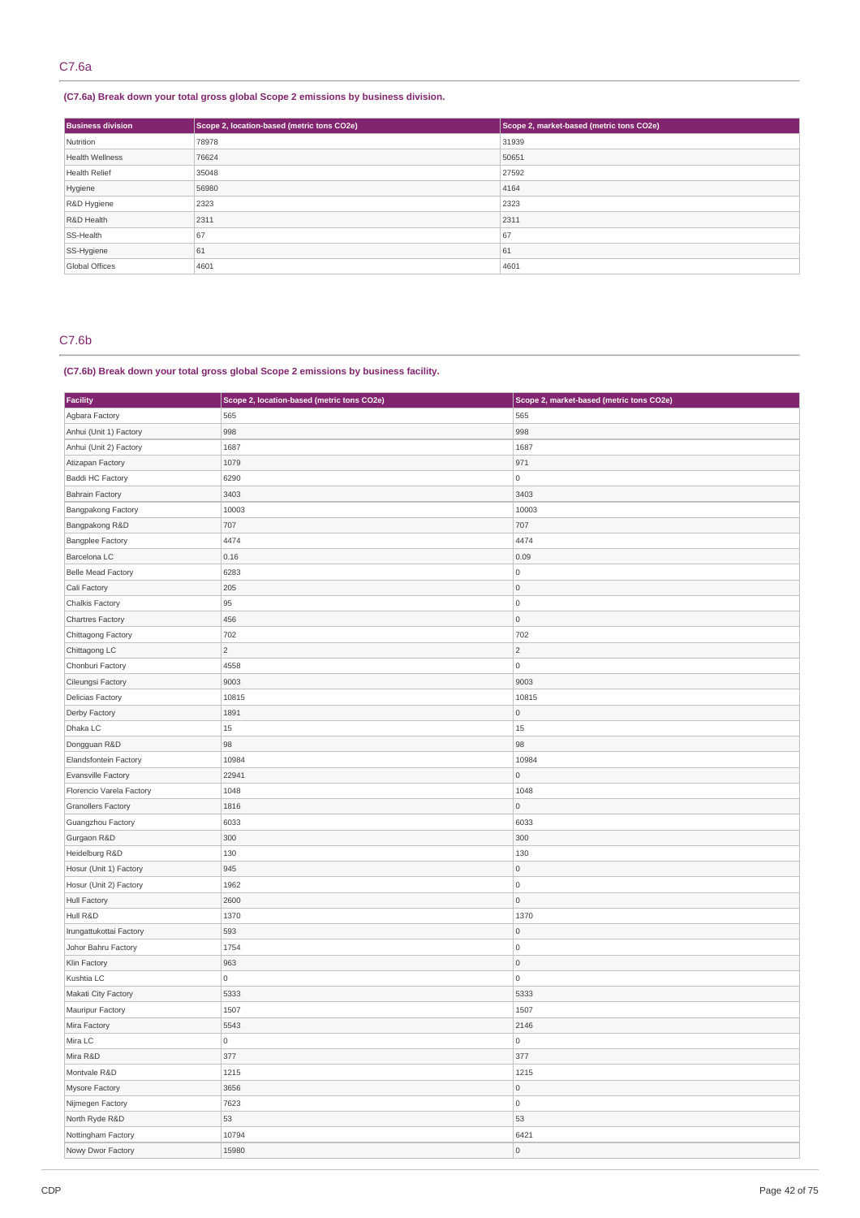## C7.6a

**(C7.6a) Break down your total gross global Scope 2 emissions by business division.**

| Business division | Scope 2, location-based (metric tons CO2e) | Scope 2, market-based (metric tons CO2e) |
|---|---|---|
| Nutrition | 78978 | 31939 |
| Health Wellness | 76624 | 50651 |
| Health Relief | 35048 | 27592 |
| Hygiene | 56980 | 4164 |
| R&D Hygiene | 2323 | 2323 |
| R&D Health | 2311 | 2311 |
| SS-Health | 67 | 67 |
| SS-Hygiene | 61 | 61 |
| Global Offices | 4601 | 4601 |

## C7.6b

**(C7.6b) Break down your total gross global Scope 2 emissions by business facility.**

| Facility | Scope 2, location-based (metric tons CO2e) | Scope 2, market-based (metric tons CO2e) |
|---|---|---|
| Agbara Factory | 565 | 565 |
| Anhui (Unit 1) Factory | 998 | 998 |
| Anhui (Unit 2) Factory | 1687 | 1687 |
| Atizapan Factory | 1079 | 971 |
| Baddi HC Factory | 6290 | 0 |
| Bahrain Factory | 3403 | 3403 |
| Bangpakong Factory | 10003 | 10003 |
| Bangpakong R&D | 707 | 707 |
| Bangplee Factory | 4474 | 4474 |
| Barcelona LC | 0.16 | 0.09 |
| Belle Mead Factory | 6283 | 0 |
| Cali Factory | 205 | 0 |
| Chalkis Factory | 95 | 0 |
| Chartres Factory | 456 | 0 |
| Chittagong Factory | 702 | 702 |
| Chittagong LC | 2 | 2 |
| Chonburi Factory | 4558 | 0 |
| Cileungsi Factory | 9003 | 9003 |
| Delicias Factory | 10815 | 10815 |
| Derby Factory | 1891 | 0 |
| Dhaka LC | 15 | 15 |
| Dongguan R&D | 98 | 98 |
| Elandsfontein Factory | 10984 | 10984 |
| Evansville Factory | 22941 | 0 |
| Florencio Varela Factory | 1048 | 1048 |
| Granollers Factory | 1816 | 0 |
| Guangzhou Factory | 6033 | 6033 |
| Gurgaon R&D | 300 | 300 |
| Heidelburg R&D | 130 | 130 |
| Hosur (Unit 1) Factory | 945 | 0 |
| Hosur (Unit 2) Factory | 1962 | 0 |
| Hull Factory | 2600 | 0 |
| Hull R&D | 1370 | 1370 |
| Irungattukottai Factory | 593 | 0 |
| Johor Bahru Factory | 1754 | 0 |
| Klin Factory | 963 | 0 |
| Kushtia LC | 0 | 0 |
| Makati City Factory | 5333 | 5333 |
| Mauripur Factory | 1507 | 1507 |
| Mira Factory | 5543 | 2146 |
| Mira LC | 0 | 0 |
| Mira R&D | 377 | 377 |
| Montvale R&D | 1215 | 1215 |
| Mysore Factory | 3656 | 0 |
| Nijmegen Factory | 7623 | 0 |
| North Ryde R&D | 53 | 53 |
| Nottingham Factory | 10794 | 6421 |
| Nowy Dwor Factory | 15980 | 0 |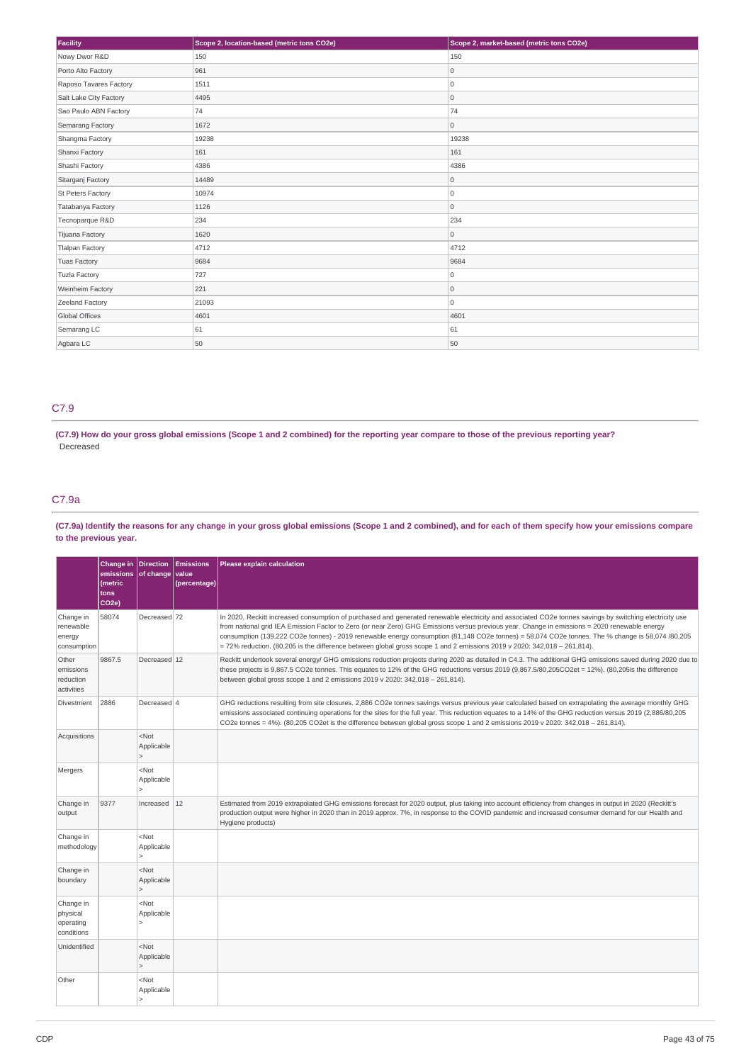| Facility | Scope 2, location-based (metric tons CO2e) | Scope 2, market-based (metric tons CO2e) |
|---|---|---|
| Nowy Dwor R&D | 150 | 150 |
| Porto Alto Factory | 961 | 0 |
| Raposo Tavares Factory | 1511 | 0 |
| Salt Lake City Factory | 4495 | 0 |
| Sao Paulo ABN Factory | 74 | 74 |
| Semarang Factory | 1672 | 0 |
| Shangma Factory | 19238 | 19238 |
| Shanxi Factory | 161 | 161 |
| Shashi Factory | 4386 | 4386 |
| Sitarganj Factory | 14489 | 0 |
| St Peters Factory | 10974 | 0 |
| Tatabanya Factory | 1126 | 0 |
| Tecnoparque R&D | 234 | 234 |
| Tijuana Factory | 1620 | 0 |
| Tlalpan Factory | 4712 | 4712 |
| Tuas Factory | 9684 | 9684 |
| Tuzla Factory | 727 | 0 |
| Weinheim Factory | 221 | 0 |
| Zeeland Factory | 21093 | 0 |
| Global Offices | 4601 | 4601 |
| Semarang LC | 61 | 61 |
| Agbara LC | 50 | 50 |

## C7.9

**(C7.9) How do your gross global emissions (Scope 1 and 2 combined) for the reporting year compare to those of the previous reporting year?**

Decreased

## C7.9a

**(C7.9a) Identify the reasons for any change in your gross global emissions (Scope 1 and 2 combined), and for each of them specify how your emissions compare to the previous year.**

| | Change in emissions (metric tons CO2e) | Direction of change | Emissions value (percentage) | Please explain calculation |
|---|---|---|---|---|
| Change in renewable energy consumption | 58074 | Decreased | 72 | In 2020, Reckitt increased consumption of purchased and generated renewable electricity and associated CO2e tonnes savings by switching electricity use from national grid IEA Emission Factor to Zero (or near Zero) GHG Emissions versus previous year. Change in emissions = 2020 renewable energy consumption (139,222 CO2e tonnes) - 2019 renewable energy consumption (81,148 CO2e tonnes) = 58,074 CO2e tonnes. The % change is 58,074 /80,205 = 72% reduction. (80,205 is the difference between global gross scope 1 and 2 emissions 2019 v 2020: 342,018 – 261,814). |
| Other emissions reduction activities | 9867.5 | Decreased | 12 | Reckitt undertook several energy/ GHG emissions reduction projects during 2020 as detailed in C4.3. The additional GHG emissions saved during 2020 due to these projects is 9,867.5 CO2e tonnes. This equates to 12% of the GHG reductions versus 2019 (9,867.5/80,205CO2et = 12%). (80,205is the difference between global gross scope 1 and 2 emissions 2019 v 2020: 342,018 – 261,814). |
| Divestment | 2886 | Decreased | 4 | GHG reductions resulting from site closures. 2,886 CO2e tonnes savings versus previous year calculated based on extrapolating the average monthly GHG emissions associated continuing operations for the sites for the full year. This reduction equates to a 14% of the GHG reduction versus 2019 (2,886/80,205 CO2e tonnes = 4%). (80,205 CO2et is the difference between global gross scope 1 and 2 emissions 2019 v 2020: 342,018 – 261,814). |
| Acquisitions | | <Not Applicable> | | |
| Mergers | | <Not Applicable> | | |
| Change in output | 9377 | Increased | 12 | Estimated from 2019 extrapolated GHG emissions forecast for 2020 output, plus taking into account efficiency from changes in output in 2020 (Reckitt's production output were higher in 2020 than in 2019 approx. 7%, in response to the COVID pandemic and increased consumer demand for our Health and Hygiene products) |
| Change in methodology | | <Not Applicable> | | |
| Change in boundary | | <Not Applicable> | | |
| Change in physical operating conditions | | <Not Applicable> | | |
| Unidentified | | <Not Applicable> | | |
| Other | | <Not Applicable> | | |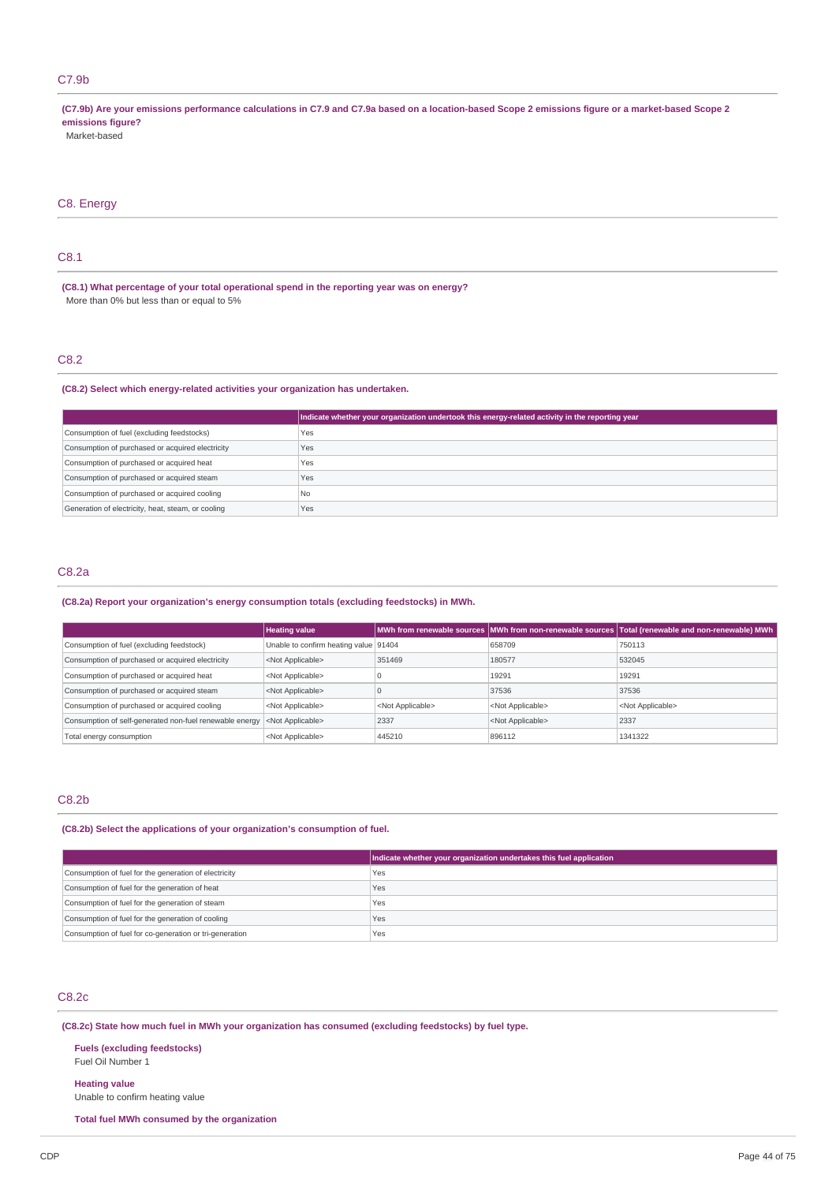## C7.9b

**(C7.9b) Are your emissions performance calculations in C7.9 and C7.9a based on a location-based Scope 2 emissions figure or a market-based Scope 2 emissions figure?**

Market-based

# C8. Energy

## C8.1

**(C8.1) What percentage of your total operational spend in the reporting year was on energy?**

More than 0% but less than or equal to 5%

## C8.2

**(C8.2) Select which energy-related activities your organization has undertaken.**

| | Indicate whether your organization undertook this energy-related activity in the reporting year |
|---|---|
| Consumption of fuel (excluding feedstocks) | Yes |
| Consumption of purchased or acquired electricity | Yes |
| Consumption of purchased or acquired heat | Yes |
| Consumption of purchased or acquired steam | Yes |
| Consumption of purchased or acquired cooling | No |
| Generation of electricity, heat, steam, or cooling | Yes |

## C8.2a

**(C8.2a) Report your organization's energy consumption totals (excluding feedstocks) in MWh.**

| | Heating value | MWh from renewable sources | MWh from non-renewable sources | Total (renewable and non-renewable) MWh |
|---|---|---|---|---|
| Consumption of fuel (excluding feedstock) | Unable to confirm heating value | 91404 | 658709 | 750113 |
| Consumption of purchased or acquired electricity | <Not Applicable> | 351469 | 180577 | 532045 |
| Consumption of purchased or acquired heat | <Not Applicable> | 0 | 19291 | 19291 |
| Consumption of purchased or acquired steam | <Not Applicable> | 0 | 37536 | 37536 |
| Consumption of purchased or acquired cooling | <Not Applicable> | <Not Applicable> | <Not Applicable> | <Not Applicable> |
| Consumption of self-generated non-fuel renewable energy | <Not Applicable> | 2337 | <Not Applicable> | 2337 |
| Total energy consumption | <Not Applicable> | 445210 | 896112 | 1341322 |

## C8.2b

**(C8.2b) Select the applications of your organization's consumption of fuel.**

| | Indicate whether your organization undertakes this fuel application |
|---|---|
| Consumption of fuel for the generation of electricity | Yes |
| Consumption of fuel for the generation of heat | Yes |
| Consumption of fuel for the generation of steam | Yes |
| Consumption of fuel for the generation of cooling | Yes |
| Consumption of fuel for co-generation or tri-generation | Yes |

## C8.2c

**(C8.2c) State how much fuel in MWh your organization has consumed (excluding feedstocks) by fuel type.**

**Fuels (excluding feedstocks)**
Fuel Oil Number 1

**Heating value**
Unable to confirm heating value

**Total fuel MWh consumed by the organization**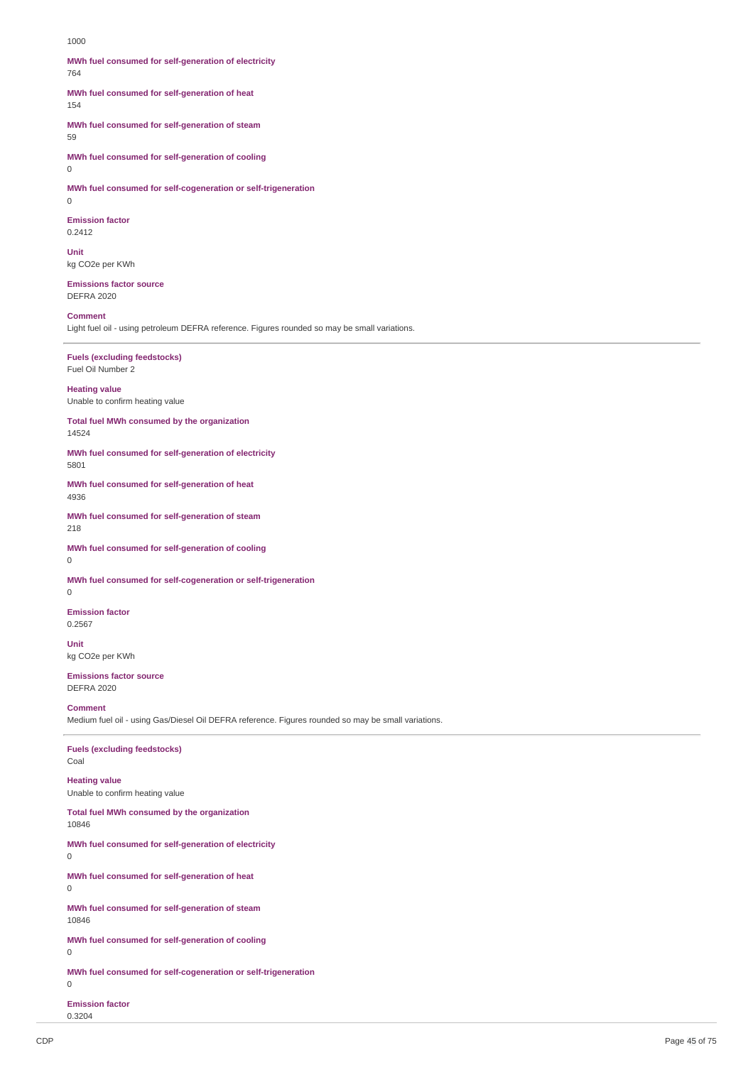1000

**MWh fuel consumed for self-generation of electricity**
764

**MWh fuel consumed for self-generation of heat**
154

**MWh fuel consumed for self-generation of steam**
59

**MWh fuel consumed for self-generation of cooling**
0

**MWh fuel consumed for self-cogeneration or self-trigeneration**
0

**Emission factor**
0.2412

**Unit**
kg CO2e per KWh

**Emissions factor source**
DEFRA 2020

**Comment**
Light fuel oil - using petroleum DEFRA reference. Figures rounded so may be small variations.

---

**Fuels (excluding feedstocks)**
Fuel Oil Number 2

**Heating value**
Unable to confirm heating value

**Total fuel MWh consumed by the organization**
14524

**MWh fuel consumed for self-generation of electricity**
5801

**MWh fuel consumed for self-generation of heat**
4936

**MWh fuel consumed for self-generation of steam**
218

**MWh fuel consumed for self-generation of cooling**
0

**MWh fuel consumed for self-cogeneration or self-trigeneration**
0

**Emission factor**
0.2567

**Unit**
kg CO2e per KWh

**Emissions factor source**
DEFRA 2020

**Comment**
Medium fuel oil - using Gas/Diesel Oil DEFRA reference. Figures rounded so may be small variations.

---

**Fuels (excluding feedstocks)**
Coal

**Heating value**
Unable to confirm heating value

**Total fuel MWh consumed by the organization**
10846

**MWh fuel consumed for self-generation of electricity**
0

**MWh fuel consumed for self-generation of heat**
0

**MWh fuel consumed for self-generation of steam**
10846

**MWh fuel consumed for self-generation of cooling**
0

**MWh fuel consumed for self-cogeneration or self-trigeneration**
0

**Emission factor**
0.3204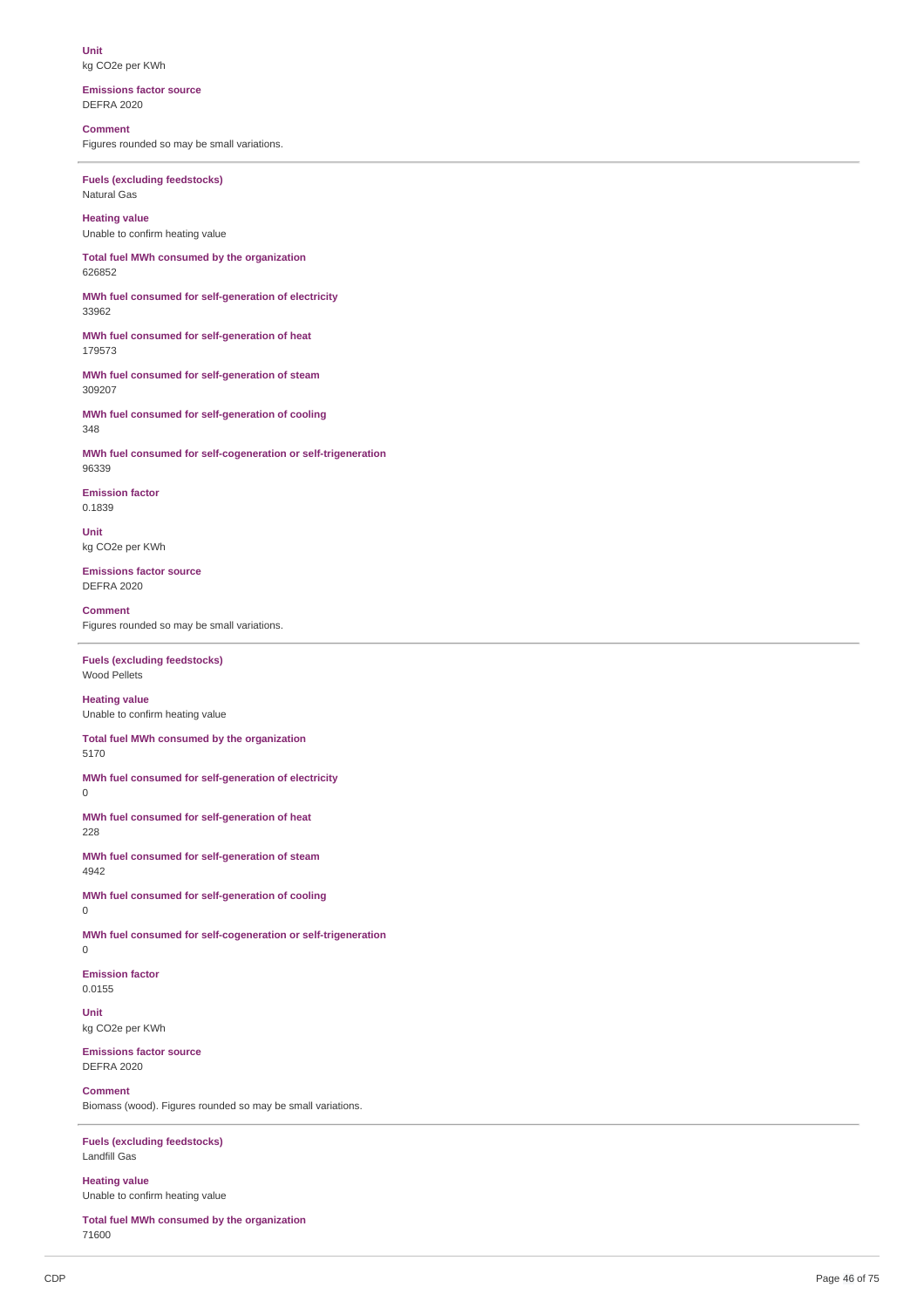**Unit**
kg CO2e per KWh

**Emissions factor source**
DEFRA 2020

**Comment**
Figures rounded so may be small variations.

---

**Fuels (excluding feedstocks)**
Natural Gas

**Heating value**
Unable to confirm heating value

**Total fuel MWh consumed by the organization**
626852

**MWh fuel consumed for self-generation of electricity**
33962

**MWh fuel consumed for self-generation of heat**
179573

**MWh fuel consumed for self-generation of steam**
309207

**MWh fuel consumed for self-generation of cooling**
348

**MWh fuel consumed for self-cogeneration or self-trigeneration**
96339

**Emission factor**
0.1839

**Unit**
kg CO2e per KWh

**Emissions factor source**
DEFRA 2020

**Comment**
Figures rounded so may be small variations.

---

**Fuels (excluding feedstocks)**
Wood Pellets

**Heating value**
Unable to confirm heating value

**Total fuel MWh consumed by the organization**
5170

**MWh fuel consumed for self-generation of electricity**
0

**MWh fuel consumed for self-generation of heat**
228

**MWh fuel consumed for self-generation of steam**
4942

**MWh fuel consumed for self-generation of cooling**
0

**MWh fuel consumed for self-cogeneration or self-trigeneration**
0

**Emission factor**
0.0155

**Unit**
kg CO2e per KWh

**Emissions factor source**
DEFRA 2020

**Comment**
Biomass (wood). Figures rounded so may be small variations.

---

**Fuels (excluding feedstocks)**
Landfill Gas

**Heating value**
Unable to confirm heating value

**Total fuel MWh consumed by the organization**
71600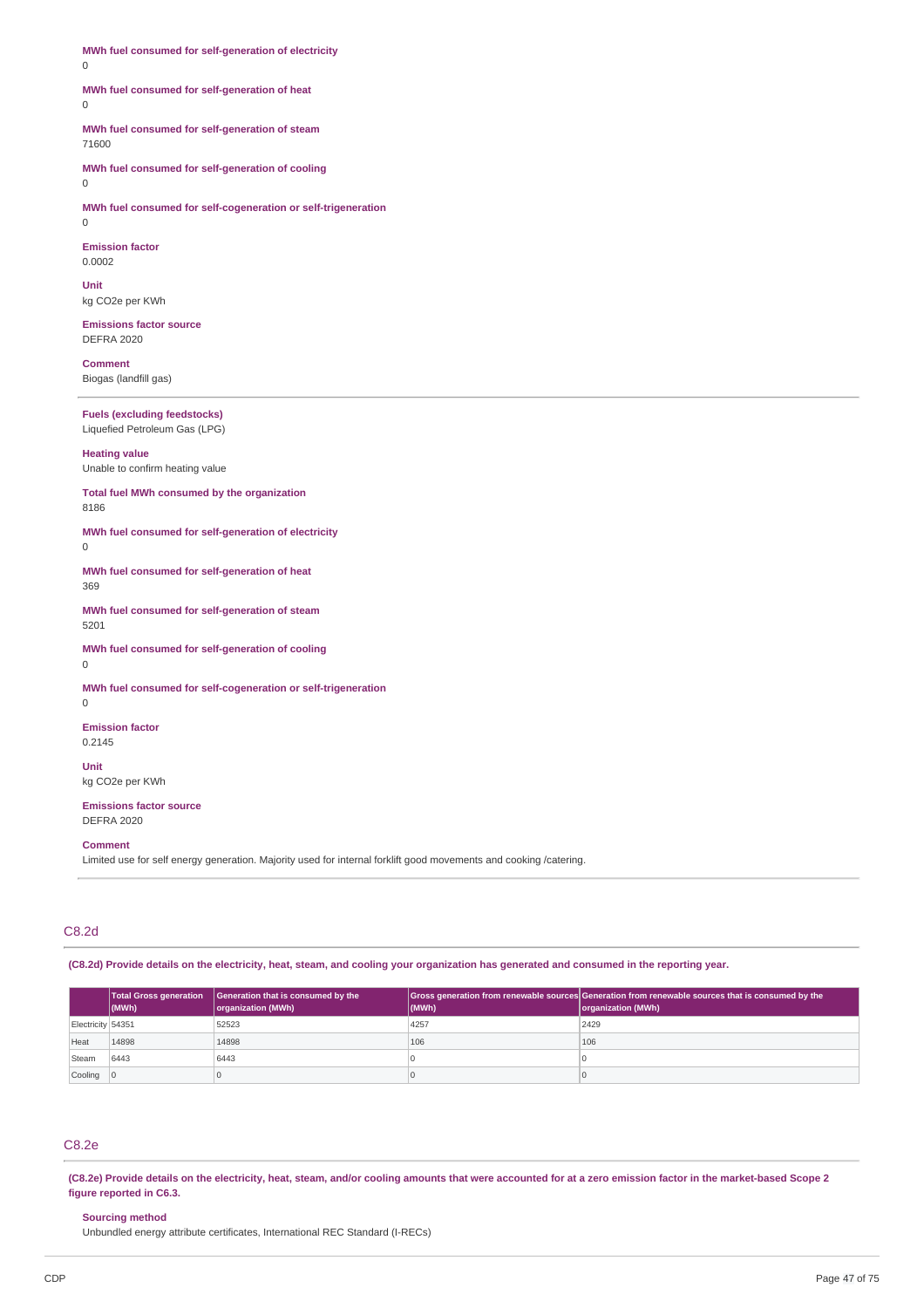**MWh fuel consumed for self-generation of electricity**
0

**MWh fuel consumed for self-generation of heat**
0

**MWh fuel consumed for self-generation of steam**
71600

**MWh fuel consumed for self-generation of cooling**
0

**MWh fuel consumed for self-cogeneration or self-trigeneration**
0

**Emission factor**
0.0002

**Unit**
kg CO2e per KWh

**Emissions factor source**
DEFRA 2020

**Comment**
Biogas (landfill gas)

---

**Fuels (excluding feedstocks)**
Liquefied Petroleum Gas (LPG)

**Heating value**
Unable to confirm heating value

**Total fuel MWh consumed by the organization**
8186

**MWh fuel consumed for self-generation of electricity**
0

**MWh fuel consumed for self-generation of heat**
369

**MWh fuel consumed for self-generation of steam**
5201

**MWh fuel consumed for self-generation of cooling**
0

**MWh fuel consumed for self-cogeneration or self-trigeneration**
0

**Emission factor**
0.2145

**Unit**
kg CO2e per KWh

**Emissions factor source**
DEFRA 2020

**Comment**
Limited use for self energy generation. Majority used for internal forklift good movements and cooking /catering.

---

## C8.2d

**(C8.2d) Provide details on the electricity, heat, steam, and cooling your organization has generated and consumed in the reporting year.**

| | Total Gross generation (MWh) | Generation that is consumed by the organization (MWh) | Gross generation from renewable sources (MWh) | Generation from renewable sources that is consumed by the organization (MWh) |
|---|---|---|---|---|
| Electricity | 54351 | 52523 | 4257 | 2429 |
| Heat | 14898 | 14898 | 106 | 106 |
| Steam | 6443 | 6443 | 0 | 0 |
| Cooling | 0 | 0 | 0 | 0 |

## C8.2e

**(C8.2e) Provide details on the electricity, heat, steam, and/or cooling amounts that were accounted for at a zero emission factor in the market-based Scope 2 figure reported in C6.3.**

**Sourcing method**
Unbundled energy attribute certificates, International REC Standard (I-RECs)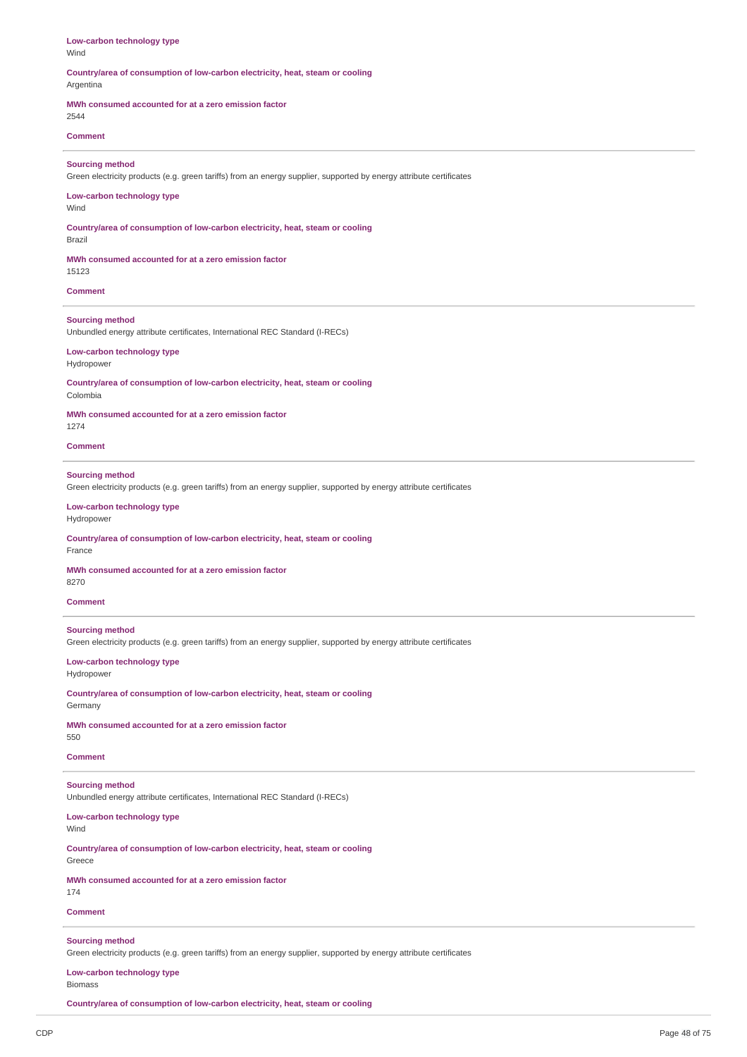**Low-carbon technology type**
Wind

**Country/area of consumption of low-carbon electricity, heat, steam or cooling**
Argentina

**MWh consumed accounted for at a zero emission factor**
2544

**Comment**

---

**Sourcing method**
Green electricity products (e.g. green tariffs) from an energy supplier, supported by energy attribute certificates

**Low-carbon technology type**
Wind

**Country/area of consumption of low-carbon electricity, heat, steam or cooling**
Brazil

**MWh consumed accounted for at a zero emission factor**
15123

**Comment**

---

**Sourcing method**
Unbundled energy attribute certificates, International REC Standard (I-RECs)

**Low-carbon technology type**
Hydropower

**Country/area of consumption of low-carbon electricity, heat, steam or cooling**
Colombia

**MWh consumed accounted for at a zero emission factor**
1274

**Comment**

---

**Sourcing method**
Green electricity products (e.g. green tariffs) from an energy supplier, supported by energy attribute certificates

**Low-carbon technology type**
Hydropower

**Country/area of consumption of low-carbon electricity, heat, steam or cooling**
France

**MWh consumed accounted for at a zero emission factor**
8270

**Comment**

---

**Sourcing method**
Green electricity products (e.g. green tariffs) from an energy supplier, supported by energy attribute certificates

**Low-carbon technology type**
Hydropower

**Country/area of consumption of low-carbon electricity, heat, steam or cooling**
Germany

**MWh consumed accounted for at a zero emission factor**
550

**Comment**

---

**Sourcing method**
Unbundled energy attribute certificates, International REC Standard (I-RECs)

**Low-carbon technology type**
Wind

**Country/area of consumption of low-carbon electricity, heat, steam or cooling**
Greece

**MWh consumed accounted for at a zero emission factor**
174

**Comment**

---

**Sourcing method**
Green electricity products (e.g. green tariffs) from an energy supplier, supported by energy attribute certificates

**Low-carbon technology type**
Biomass

**Country/area of consumption of low-carbon electricity, heat, steam or cooling**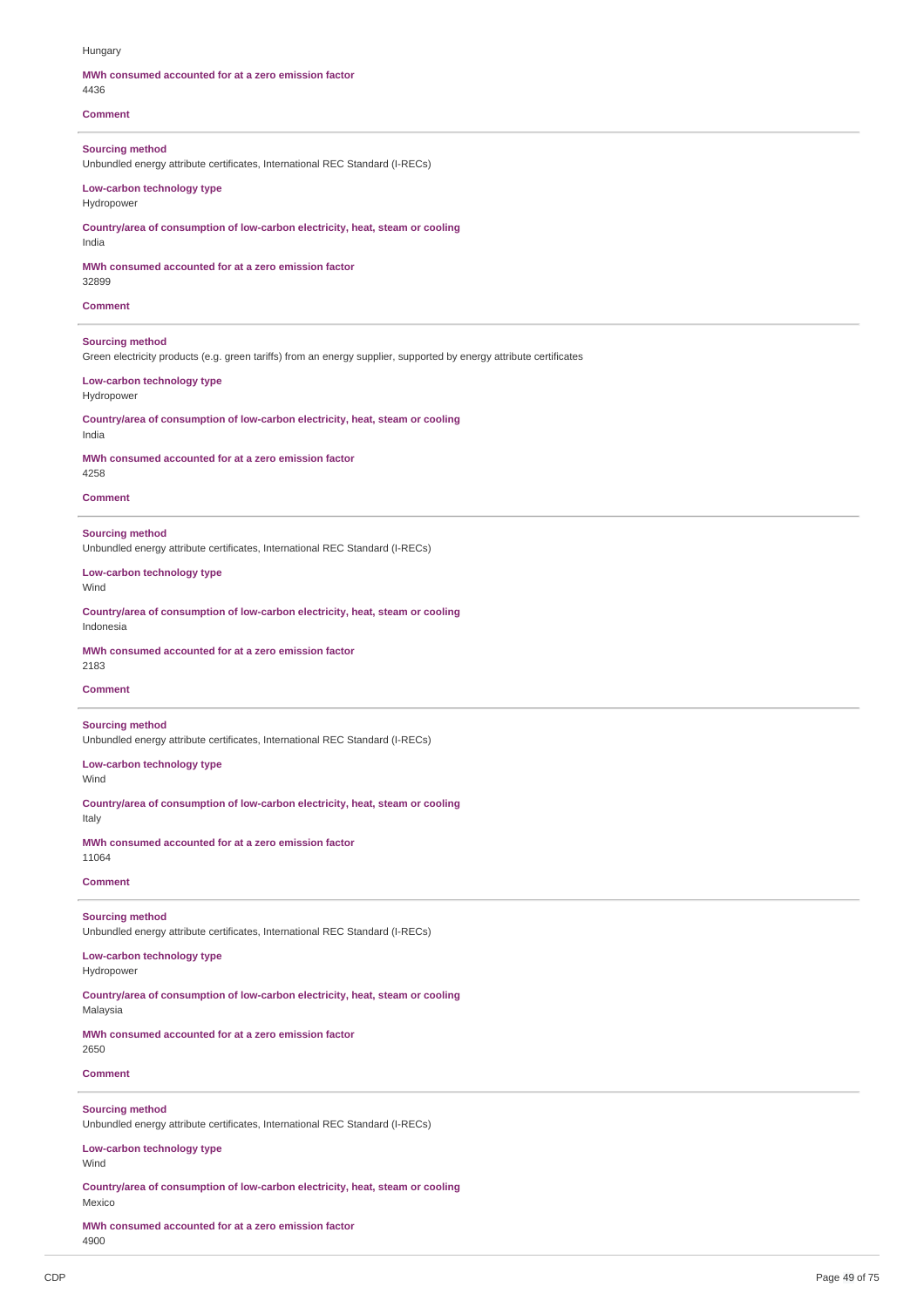Hungary

**MWh consumed accounted for at a zero emission factor**
4436

**Comment**

---

**Sourcing method**
Unbundled energy attribute certificates, International REC Standard (I-RECs)

**Low-carbon technology type**
Hydropower

**Country/area of consumption of low-carbon electricity, heat, steam or cooling**
India

**MWh consumed accounted for at a zero emission factor**
32899

**Comment**

---

**Sourcing method**
Green electricity products (e.g. green tariffs) from an energy supplier, supported by energy attribute certificates

**Low-carbon technology type**
Hydropower

**Country/area of consumption of low-carbon electricity, heat, steam or cooling**
India

**MWh consumed accounted for at a zero emission factor**
4258

**Comment**

---

**Sourcing method**
Unbundled energy attribute certificates, International REC Standard (I-RECs)

**Low-carbon technology type**
Wind

**Country/area of consumption of low-carbon electricity, heat, steam or cooling**
Indonesia

**MWh consumed accounted for at a zero emission factor**
2183

**Comment**

---

**Sourcing method**
Unbundled energy attribute certificates, International REC Standard (I-RECs)

**Low-carbon technology type**
Wind

**Country/area of consumption of low-carbon electricity, heat, steam or cooling**
Italy

**MWh consumed accounted for at a zero emission factor**
11064

**Comment**

---

**Sourcing method**
Unbundled energy attribute certificates, International REC Standard (I-RECs)

**Low-carbon technology type**
Hydropower

**Country/area of consumption of low-carbon electricity, heat, steam or cooling**
Malaysia

**MWh consumed accounted for at a zero emission factor**
2650

**Comment**

---

**Sourcing method**
Unbundled energy attribute certificates, International REC Standard (I-RECs)

**Low-carbon technology type**
Wind

**Country/area of consumption of low-carbon electricity, heat, steam or cooling**
Mexico

**MWh consumed accounted for at a zero emission factor**
4900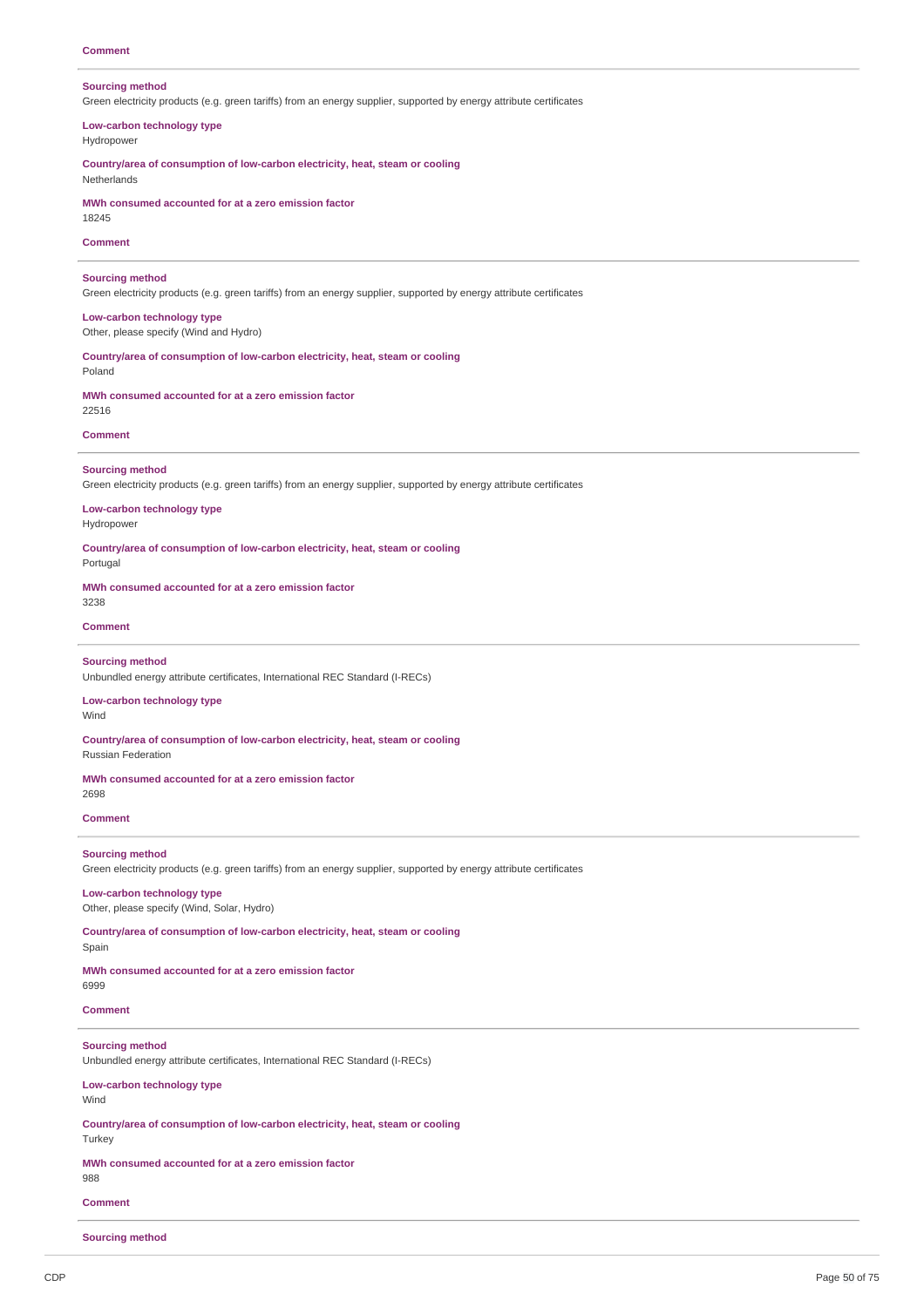**Comment**

---

**Sourcing method**
Green electricity products (e.g. green tariffs) from an energy supplier, supported by energy attribute certificates

**Low-carbon technology type**
Hydropower

**Country/area of consumption of low-carbon electricity, heat, steam or cooling**
Netherlands

**MWh consumed accounted for at a zero emission factor**
18245

**Comment**

---

**Sourcing method**
Green electricity products (e.g. green tariffs) from an energy supplier, supported by energy attribute certificates

**Low-carbon technology type**
Other, please specify (Wind and Hydro)

**Country/area of consumption of low-carbon electricity, heat, steam or cooling**
Poland

**MWh consumed accounted for at a zero emission factor**
22516

**Comment**

---

**Sourcing method**
Green electricity products (e.g. green tariffs) from an energy supplier, supported by energy attribute certificates

**Low-carbon technology type**
Hydropower

**Country/area of consumption of low-carbon electricity, heat, steam or cooling**
Portugal

**MWh consumed accounted for at a zero emission factor**
3238

**Comment**

---

**Sourcing method**
Unbundled energy attribute certificates, International REC Standard (I-RECs)

**Low-carbon technology type**
Wind

**Country/area of consumption of low-carbon electricity, heat, steam or cooling**
Russian Federation

**MWh consumed accounted for at a zero emission factor**
2698

**Comment**

---

**Sourcing method**
Green electricity products (e.g. green tariffs) from an energy supplier, supported by energy attribute certificates

**Low-carbon technology type**
Other, please specify (Wind, Solar, Hydro)

**Country/area of consumption of low-carbon electricity, heat, steam or cooling**
Spain

**MWh consumed accounted for at a zero emission factor**
6999

**Comment**

---

**Sourcing method**
Unbundled energy attribute certificates, International REC Standard (I-RECs)

**Low-carbon technology type**
Wind

**Country/area of consumption of low-carbon electricity, heat, steam or cooling**
Turkey

**MWh consumed accounted for at a zero emission factor**
988

**Comment**

---

**Sourcing method**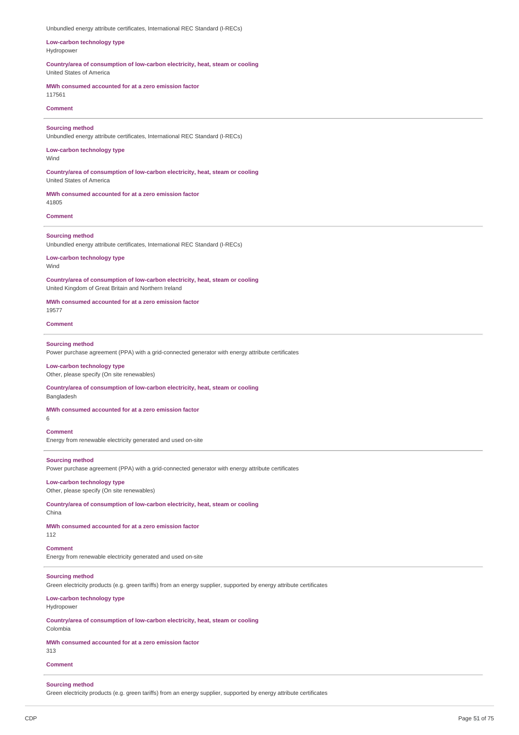Unbundled energy attribute certificates, International REC Standard (I-RECs)

**Low-carbon technology type**
Hydropower

**Country/area of consumption of low-carbon electricity, heat, steam or cooling**
United States of America

**MWh consumed accounted for at a zero emission factor**
117561

**Comment**

---

**Sourcing method**
Unbundled energy attribute certificates, International REC Standard (I-RECs)

**Low-carbon technology type**
Wind

**Country/area of consumption of low-carbon electricity, heat, steam or cooling**
United States of America

**MWh consumed accounted for at a zero emission factor**
41805

**Comment**

---

**Sourcing method**
Unbundled energy attribute certificates, International REC Standard (I-RECs)

**Low-carbon technology type**
Wind

**Country/area of consumption of low-carbon electricity, heat, steam or cooling**
United Kingdom of Great Britain and Northern Ireland

**MWh consumed accounted for at a zero emission factor**
19577

**Comment**

---

**Sourcing method**
Power purchase agreement (PPA) with a grid-connected generator with energy attribute certificates

**Low-carbon technology type**
Other, please specify (On site renewables)

**Country/area of consumption of low-carbon electricity, heat, steam or cooling**
Bangladesh

**MWh consumed accounted for at a zero emission factor**
6

**Comment**
Energy from renewable electricity generated and used on-site

---

**Sourcing method**
Power purchase agreement (PPA) with a grid-connected generator with energy attribute certificates

**Low-carbon technology type**
Other, please specify (On site renewables)

**Country/area of consumption of low-carbon electricity, heat, steam or cooling**
China

**MWh consumed accounted for at a zero emission factor**
112

**Comment**
Energy from renewable electricity generated and used on-site

---

**Sourcing method**
Green electricity products (e.g. green tariffs) from an energy supplier, supported by energy attribute certificates

**Low-carbon technology type**
Hydropower

**Country/area of consumption of low-carbon electricity, heat, steam or cooling**
Colombia

**MWh consumed accounted for at a zero emission factor**
313

**Comment**

---

**Sourcing method**
Green electricity products (e.g. green tariffs) from an energy supplier, supported by energy attribute certificates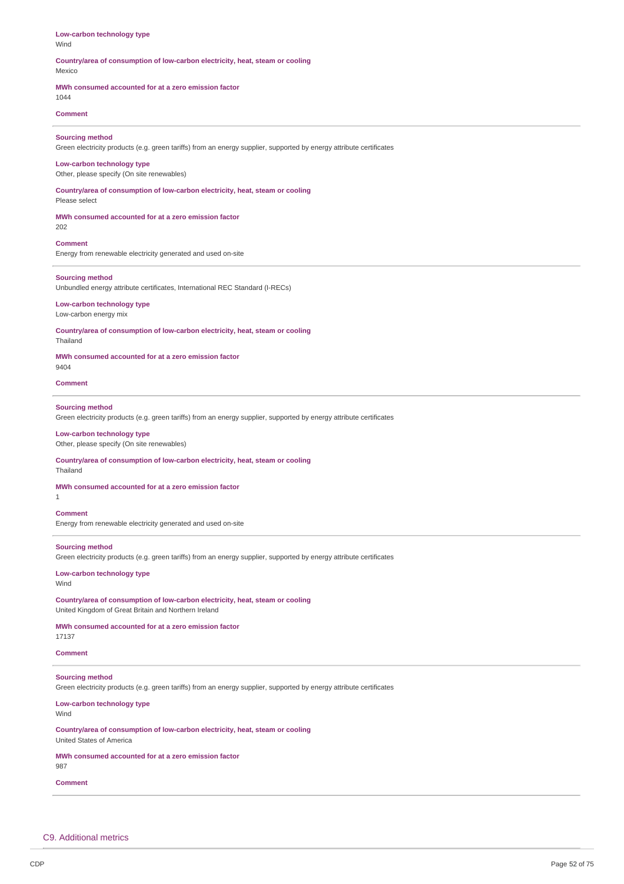**Low-carbon technology type**
Wind

**Country/area of consumption of low-carbon electricity, heat, steam or cooling**
Mexico

**MWh consumed accounted for at a zero emission factor**
1044

**Comment**

---

**Sourcing method**
Green electricity products (e.g. green tariffs) from an energy supplier, supported by energy attribute certificates

**Low-carbon technology type**
Other, please specify (On site renewables)

**Country/area of consumption of low-carbon electricity, heat, steam or cooling**
Please select

**MWh consumed accounted for at a zero emission factor**
202

**Comment**
Energy from renewable electricity generated and used on-site

---

**Sourcing method**
Unbundled energy attribute certificates, International REC Standard (I-RECs)

**Low-carbon technology type**
Low-carbon energy mix

**Country/area of consumption of low-carbon electricity, heat, steam or cooling**
Thailand

**MWh consumed accounted for at a zero emission factor**
9404

**Comment**

---

**Sourcing method**
Green electricity products (e.g. green tariffs) from an energy supplier, supported by energy attribute certificates

**Low-carbon technology type**
Other, please specify (On site renewables)

**Country/area of consumption of low-carbon electricity, heat, steam or cooling**
Thailand

**MWh consumed accounted for at a zero emission factor**
1

**Comment**
Energy from renewable electricity generated and used on-site

---

**Sourcing method**
Green electricity products (e.g. green tariffs) from an energy supplier, supported by energy attribute certificates

**Low-carbon technology type**
Wind

**Country/area of consumption of low-carbon electricity, heat, steam or cooling**
United Kingdom of Great Britain and Northern Ireland

**MWh consumed accounted for at a zero emission factor**
17137

**Comment**

---

**Sourcing method**
Green electricity products (e.g. green tariffs) from an energy supplier, supported by energy attribute certificates

**Low-carbon technology type**
Wind

**Country/area of consumption of low-carbon electricity, heat, steam or cooling**
United States of America

**MWh consumed accounted for at a zero emission factor**
987

**Comment**

---

## C9. Additional metrics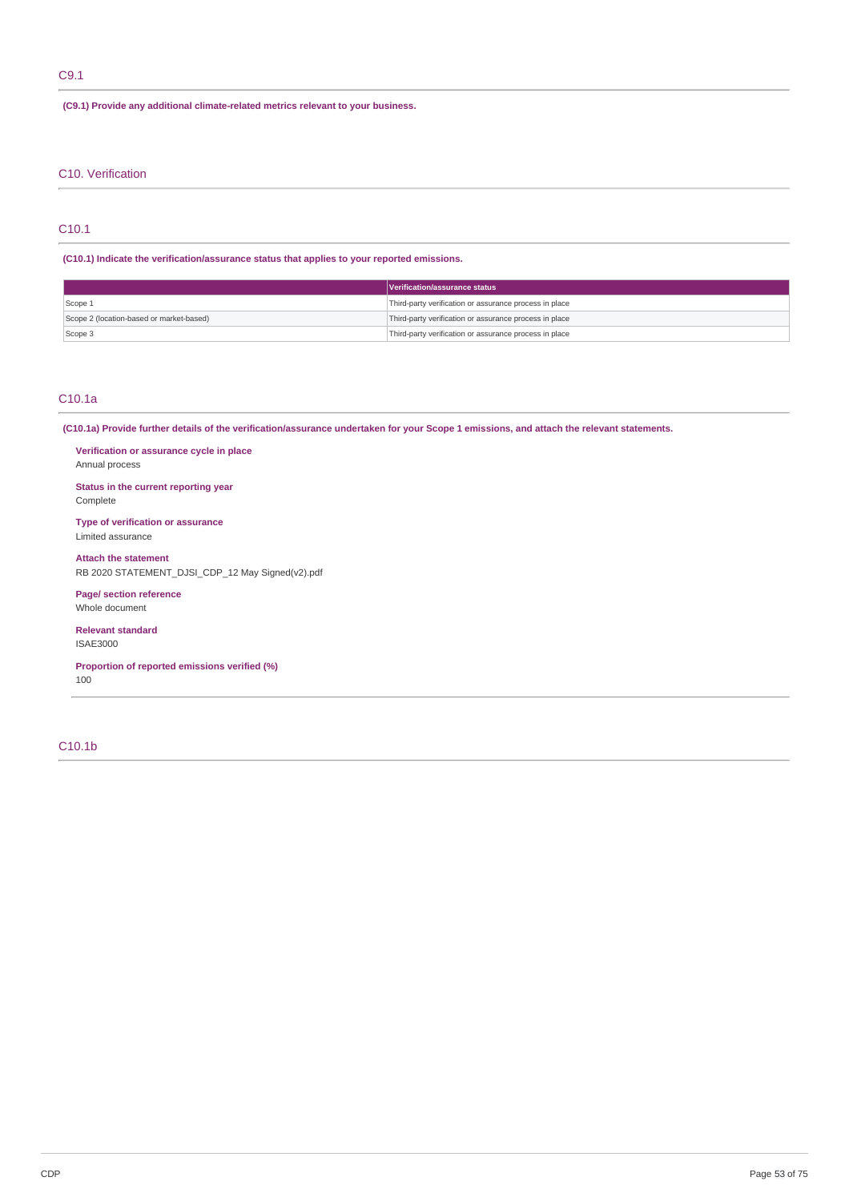## C9.1

**(C9.1) Provide any additional climate-related metrics relevant to your business.**

# C10. Verification

## C10.1

**(C10.1) Indicate the verification/assurance status that applies to your reported emissions.**

| | Verification/assurance status |
|---|---|
| Scope 1 | Third-party verification or assurance process in place |
| Scope 2 (location-based or market-based) | Third-party verification or assurance process in place |
| Scope 3 | Third-party verification or assurance process in place |

## C10.1a

**(C10.1a) Provide further details of the verification/assurance undertaken for your Scope 1 emissions, and attach the relevant statements.**

**Verification or assurance cycle in place**
Annual process

**Status in the current reporting year**
Complete

**Type of verification or assurance**
Limited assurance

**Attach the statement**
RB 2020 STATEMENT_DJSI_CDP_12 May Signed(v2).pdf

**Page/ section reference**
Whole document

**Relevant standard**
ISAE3000

**Proportion of reported emissions verified (%)**
100

## C10.1b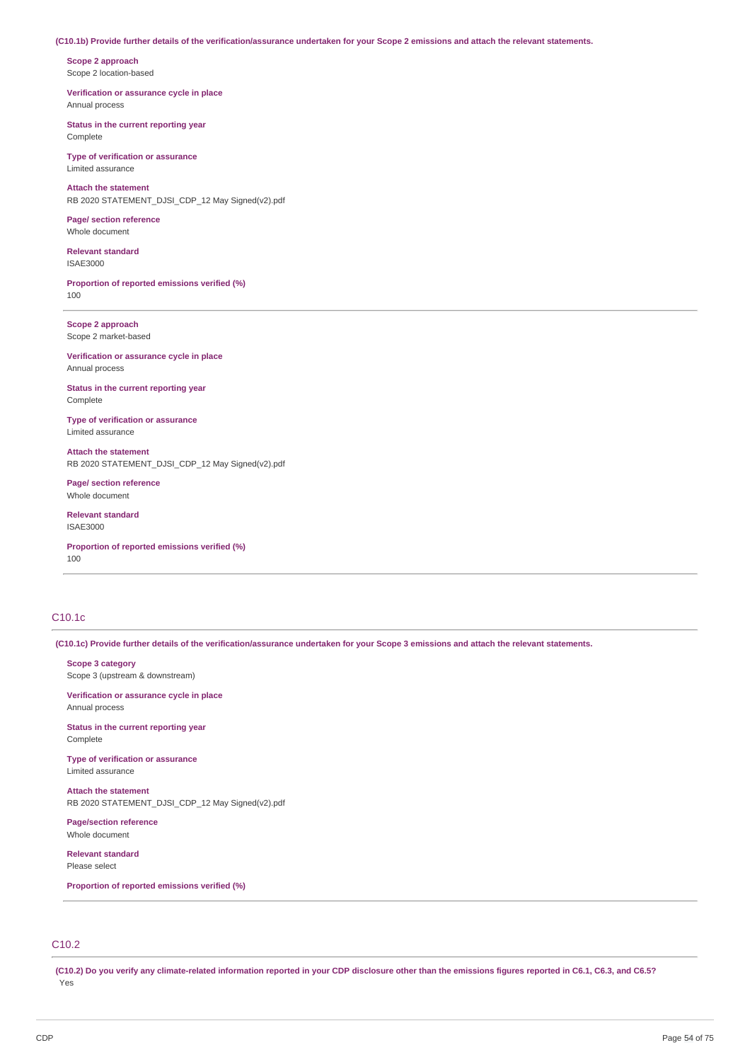**(C10.1b) Provide further details of the verification/assurance undertaken for your Scope 2 emissions and attach the relevant statements.**

**Scope 2 approach**
Scope 2 location-based

**Verification or assurance cycle in place**
Annual process

**Status in the current reporting year**
Complete

**Type of verification or assurance**
Limited assurance

**Attach the statement**
RB 2020 STATEMENT_DJSI_CDP_12 May Signed(v2).pdf

**Page/ section reference**
Whole document

**Relevant standard**
ISAE3000

**Proportion of reported emissions verified (%)**
100

---

**Scope 2 approach**
Scope 2 market-based

**Verification or assurance cycle in place**
Annual process

**Status in the current reporting year**
Complete

**Type of verification or assurance**
Limited assurance

**Attach the statement**
RB 2020 STATEMENT_DJSI_CDP_12 May Signed(v2).pdf

**Page/ section reference**
Whole document

**Relevant standard**
ISAE3000

**Proportion of reported emissions verified (%)**
100

---

## C10.1c

**(C10.1c) Provide further details of the verification/assurance undertaken for your Scope 3 emissions and attach the relevant statements.**

**Scope 3 category**
Scope 3 (upstream & downstream)

**Verification or assurance cycle in place**
Annual process

**Status in the current reporting year**
Complete

**Type of verification or assurance**
Limited assurance

**Attach the statement**
RB 2020 STATEMENT_DJSI_CDP_12 May Signed(v2).pdf

**Page/section reference**
Whole document

**Relevant standard**
Please select

**Proportion of reported emissions verified (%)**

---

## C10.2

**(C10.2) Do you verify any climate-related information reported in your CDP disclosure other than the emissions figures reported in C6.1, C6.3, and C6.5?**
Yes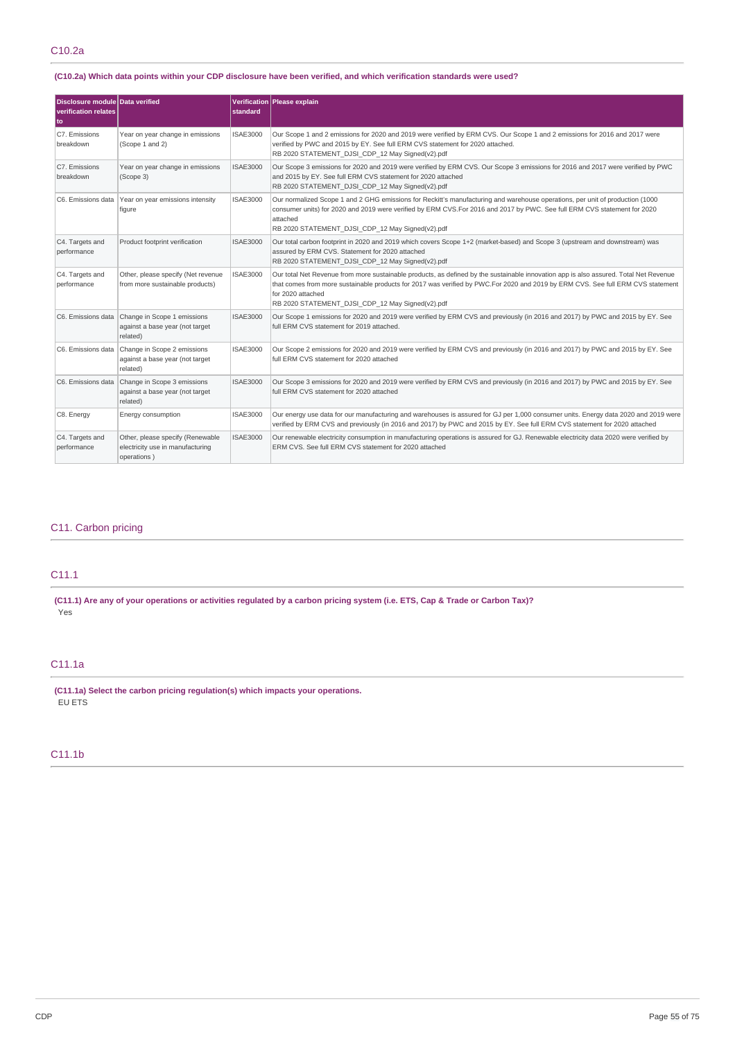## C10.2a

**(C10.2a) Which data points within your CDP disclosure have been verified, and which verification standards were used?**

| Disclosure module verification relates to | Data verified | Verification standard | Please explain |
|---|---|---|---|
| C7. Emissions breakdown | Year on year change in emissions (Scope 1 and 2) | ISAE3000 | Our Scope 1 and 2 emissions for 2020 and 2019 were verified by ERM CVS. Our Scope 1 and 2 emissions for 2016 and 2017 were verified by PWC and 2015 by EY. See full ERM CVS statement for 2020 attached.<br>RB 2020 STATEMENT_DJSI_CDP_12 May Signed(v2).pdf |
| C7. Emissions breakdown | Year on year change in emissions (Scope 3) | ISAE3000 | Our Scope 3 emissions for 2020 and 2019 were verified by ERM CVS. Our Scope 3 emissions for 2016 and 2017 were verified by PWC and 2015 by EY. See full ERM CVS statement for 2020 attached<br>RB 2020 STATEMENT_DJSI_CDP_12 May Signed(v2).pdf |
| C6. Emissions data | Year on year emissions intensity figure | ISAE3000 | Our normalized Scope 1 and 2 GHG emissions for Reckitt's manufacturing and warehouse operations, per unit of production (1000 consumer units) for 2020 and 2019 were verified by ERM CVS.For 2016 and 2017 by PWC. See full ERM CVS statement for 2020 attached<br>RB 2020 STATEMENT_DJSI_CDP_12 May Signed(v2).pdf |
| C4. Targets and performance | Product footprint verification | ISAE3000 | Our total carbon footprint in 2020 and 2019 which covers Scope 1+2 (market-based) and Scope 3 (upstream and downstream) was assured by ERM CVS. Statement for 2020 attached<br>RB 2020 STATEMENT_DJSI_CDP_12 May Signed(v2).pdf |
| C4. Targets and performance | Other, please specify (Net revenue from more sustainable products) | ISAE3000 | Our total Net Revenue from more sustainable products, as defined by the sustainable innovation app is also assured. Total Net Revenue that comes from more sustainable products for 2017 was verified by PWC.For 2020 and 2019 by ERM CVS. See full ERM CVS statement for 2020 attached<br>RB 2020 STATEMENT_DJSI_CDP_12 May Signed(v2).pdf |
| C6. Emissions data | Change in Scope 1 emissions against a base year (not target related) | ISAE3000 | Our Scope 1 emissions for 2020 and 2019 were verified by ERM CVS and previously (in 2016 and 2017) by PWC and 2015 by EY. See full ERM CVS statement for 2019 attached. |
| C6. Emissions data | Change in Scope 2 emissions against a base year (not target related) | ISAE3000 | Our Scope 2 emissions for 2020 and 2019 were verified by ERM CVS and previously (in 2016 and 2017) by PWC and 2015 by EY. See full ERM CVS statement for 2020 attached |
| C6. Emissions data | Change in Scope 3 emissions against a base year (not target related) | ISAE3000 | Our Scope 3 emissions for 2020 and 2019 were verified by ERM CVS and previously (in 2016 and 2017) by PWC and 2015 by EY. See full ERM CVS statement for 2020 attached |
| C8. Energy | Energy consumption | ISAE3000 | Our energy use data for our manufacturing and warehouses is assured for GJ per 1,000 consumer units. Energy data 2020 and 2019 were verified by ERM CVS and previously (in 2016 and 2017) by PWC and 2015 by EY. See full ERM CVS statement for 2020 attached |
| C4. Targets and performance | Other, please specify (Renewable electricity use in manufacturing operations ) | ISAE3000 | Our renewable electricity consumption in manufacturing operations is assured for GJ. Renewable electricity data 2020 were verified by ERM CVS. See full ERM CVS statement for 2020 attached |

# C11. Carbon pricing

## C11.1

**(C11.1) Are any of your operations or activities regulated by a carbon pricing system (i.e. ETS, Cap & Trade or Carbon Tax)?**

Yes

## C11.1a

**(C11.1a) Select the carbon pricing regulation(s) which impacts your operations.**

EU ETS

## C11.1b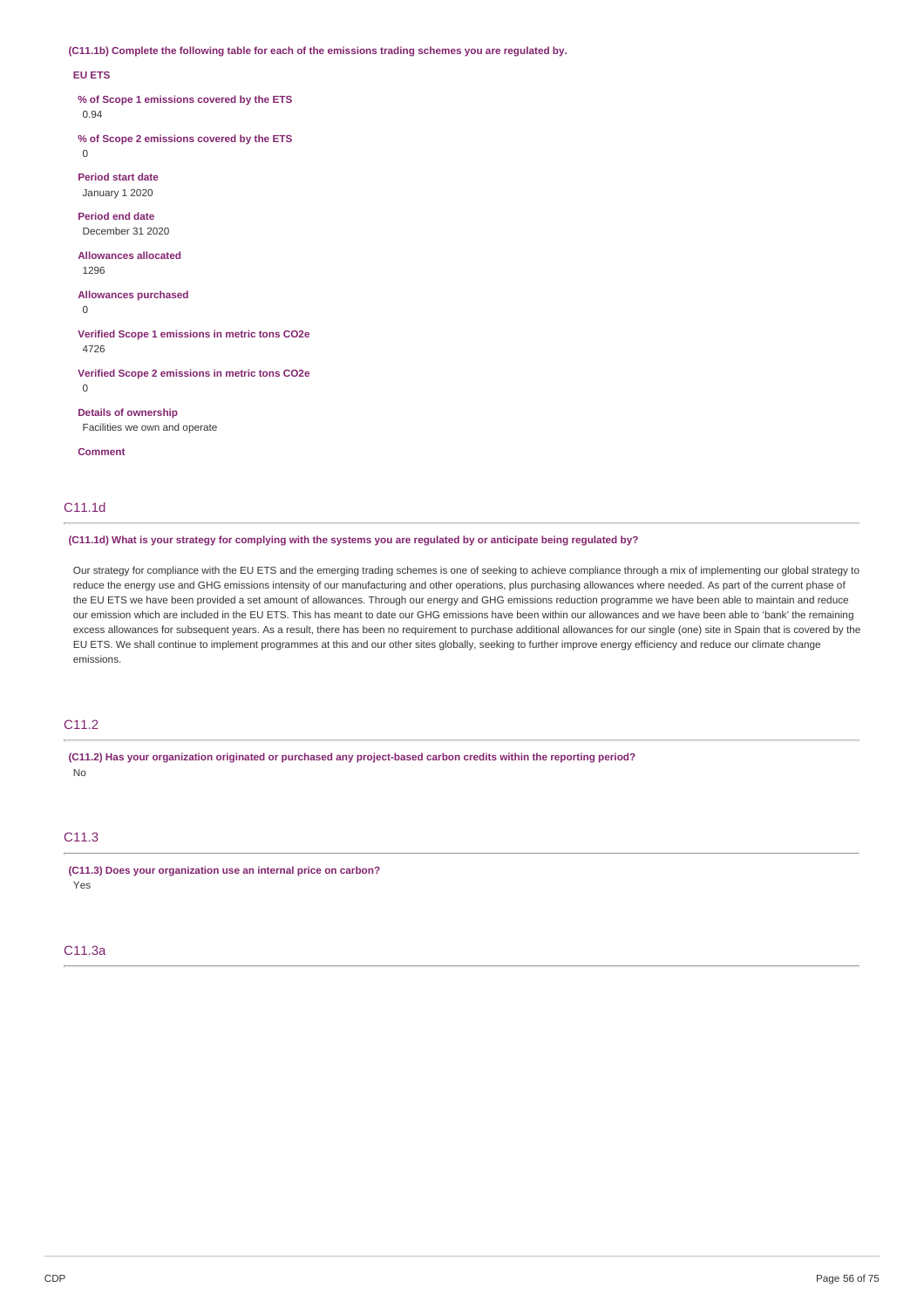**(C11.1b) Complete the following table for each of the emissions trading schemes you are regulated by.**

**EU ETS**

**% of Scope 1 emissions covered by the ETS**
0.94

**% of Scope 2 emissions covered by the ETS**
0

**Period start date**
January 1 2020

**Period end date**
December 31 2020

**Allowances allocated**
1296

**Allowances purchased**
0

**Verified Scope 1 emissions in metric tons CO2e**
4726

**Verified Scope 2 emissions in metric tons CO2e**
0

**Details of ownership**
Facilities we own and operate

**Comment**

## C11.1d

**(C11.1d) What is your strategy for complying with the systems you are regulated by or anticipate being regulated by?**

Our strategy for compliance with the EU ETS and the emerging trading schemes is one of seeking to achieve compliance through a mix of implementing our global strategy to reduce the energy use and GHG emissions intensity of our manufacturing and other operations, plus purchasing allowances where needed. As part of the current phase of the EU ETS we have been provided a set amount of allowances. Through our energy and GHG emissions reduction programme we have been able to maintain and reduce our emission which are included in the EU ETS. This has meant to date our GHG emissions have been within our allowances and we have been able to 'bank' the remaining excess allowances for subsequent years. As a result, there has been no requirement to purchase additional allowances for our single (one) site in Spain that is covered by the EU ETS. We shall continue to implement programmes at this and our other sites globally, seeking to further improve energy efficiency and reduce our climate change emissions.

## C11.2

**(C11.2) Has your organization originated or purchased any project-based carbon credits within the reporting period?**
No

## C11.3

**(C11.3) Does your organization use an internal price on carbon?**
Yes

## C11.3a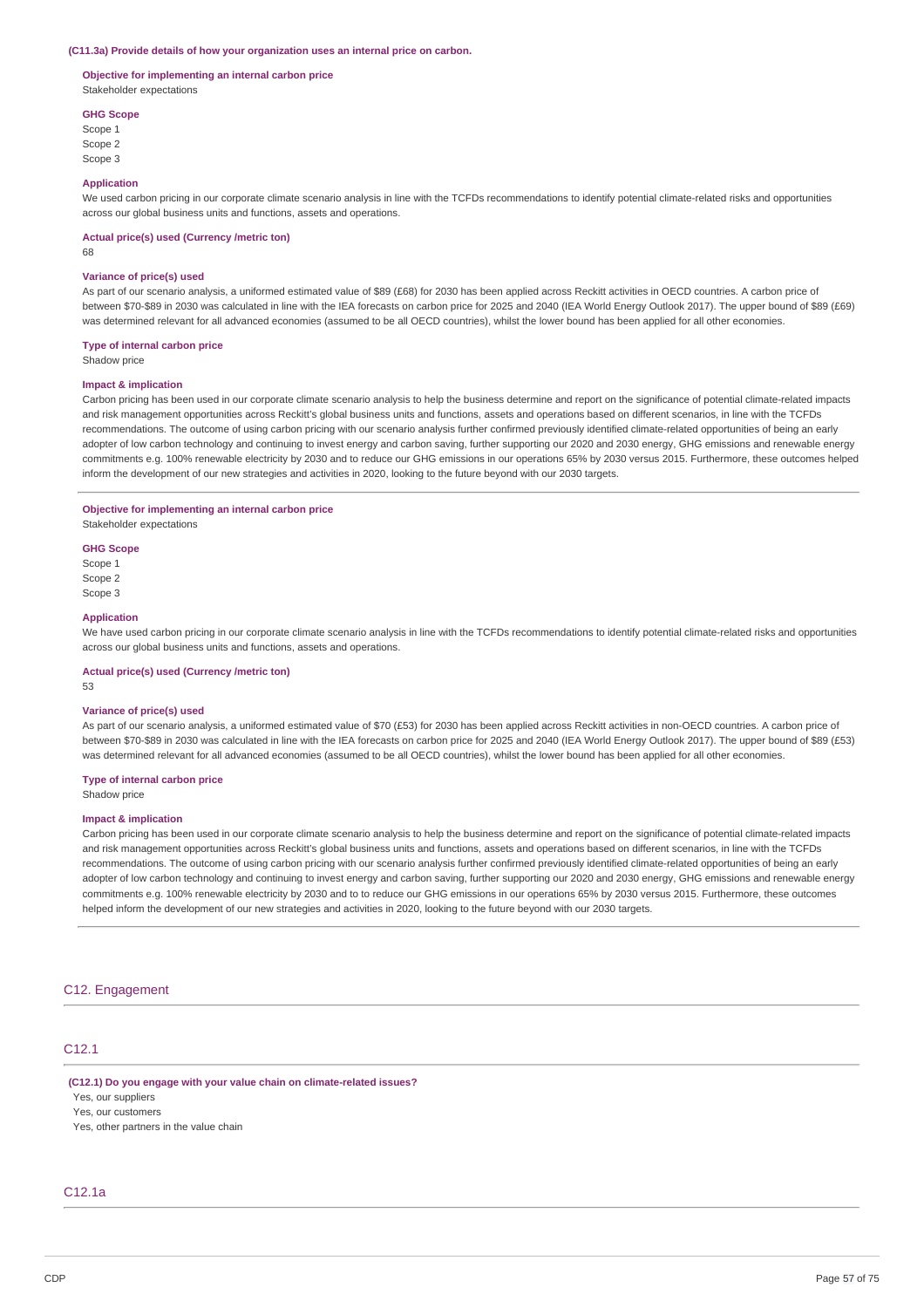**(C11.3a) Provide details of how your organization uses an internal price on carbon.**

**Objective for implementing an internal carbon price**
Stakeholder expectations

**GHG Scope**
Scope 1
Scope 2
Scope 3

**Application**
We used carbon pricing in our corporate climate scenario analysis in line with the TCFDs recommendations to identify potential climate-related risks and opportunities across our global business units and functions, assets and operations.

**Actual price(s) used (Currency /metric ton)**
68

**Variance of price(s) used**
As part of our scenario analysis, a uniformed estimated value of $89 (£68) for 2030 has been applied across Reckitt activities in OECD countries. A carbon price of between $70-$89 in 2030 was calculated in line with the IEA forecasts on carbon price for 2025 and 2040 (IEA World Energy Outlook 2017). The upper bound of $89 (£69) was determined relevant for all advanced economies (assumed to be all OECD countries), whilst the lower bound has been applied for all other economies.

**Type of internal carbon price**
Shadow price

**Impact & implication**
Carbon pricing has been used in our corporate climate scenario analysis to help the business determine and report on the significance of potential climate-related impacts and risk management opportunities across Reckitt's global business units and functions, assets and operations based on different scenarios, in line with the TCFDs recommendations. The outcome of using carbon pricing with our scenario analysis further confirmed previously identified climate-related opportunities of being an early adopter of low carbon technology and continuing to invest energy and carbon saving, further supporting our 2020 and 2030 energy, GHG emissions and renewable energy commitments e.g. 100% renewable electricity by 2030 and to reduce our GHG emissions in our operations 65% by 2030 versus 2015. Furthermore, these outcomes helped inform the development of our new strategies and activities in 2020, looking to the future beyond with our 2030 targets.

---

**Objective for implementing an internal carbon price**
Stakeholder expectations

**GHG Scope**
Scope 1
Scope 2
Scope 3

**Application**
We have used carbon pricing in our corporate climate scenario analysis in line with the TCFDs recommendations to identify potential climate-related risks and opportunities across our global business units and functions, assets and operations.

**Actual price(s) used (Currency /metric ton)**
53

**Variance of price(s) used**
As part of our scenario analysis, a uniformed estimated value of $70 (£53) for 2030 has been applied across Reckitt activities in non-OECD countries. A carbon price of between $70-$89 in 2030 was calculated in line with the IEA forecasts on carbon price for 2025 and 2040 (IEA World Energy Outlook 2017). The upper bound of $89 (£53) was determined relevant for all advanced economies (assumed to be all OECD countries), whilst the lower bound has been applied for all other economies.

**Type of internal carbon price**
Shadow price

**Impact & implication**
Carbon pricing has been used in our corporate climate scenario analysis to help the business determine and report on the significance of potential climate-related impacts and risk management opportunities across Reckitt's global business units and functions, assets and operations based on different scenarios, in line with the TCFDs recommendations. The outcome of using carbon pricing with our scenario analysis further confirmed previously identified climate-related opportunities of being an early adopter of low carbon technology and continuing to invest energy and carbon saving, further supporting our 2020 and 2030 energy, GHG emissions and renewable energy commitments e.g. 100% renewable electricity by 2030 and to to reduce our GHG emissions in our operations 65% by 2030 versus 2015. Furthermore, these outcomes helped inform the development of our new strategies and activities in 2020, looking to the future beyond with our 2030 targets.

## C12. Engagement

### C12.1

**(C12.1) Do you engage with your value chain on climate-related issues?**
Yes, our suppliers
Yes, our customers
Yes, other partners in the value chain

### C12.1a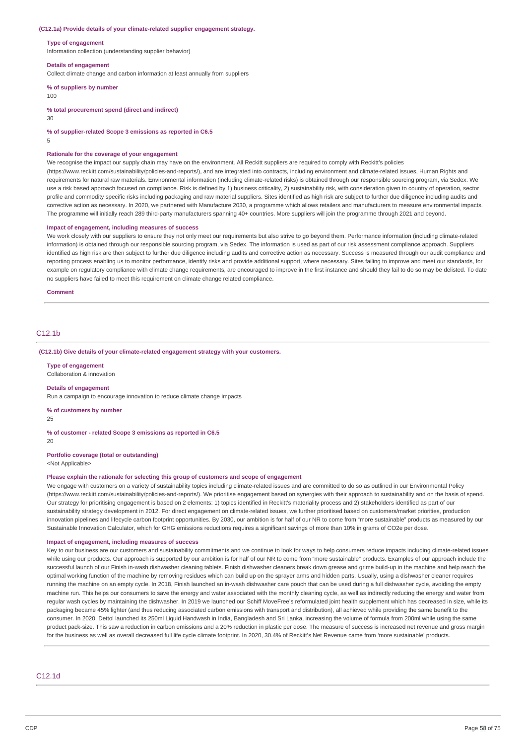**(C12.1a) Provide details of your climate-related supplier engagement strategy.**

**Type of engagement**

Information collection (understanding supplier behavior)

**Details of engagement**

Collect climate change and carbon information at least annually from suppliers

**% of suppliers by number**

100

**% total procurement spend (direct and indirect)**

30

**% of supplier-related Scope 3 emissions as reported in C6.5**

5

**Rationale for the coverage of your engagement**

We recognise the impact our supply chain may have on the environment. All Reckitt suppliers are required to comply with Reckitt's policies (https://www.reckitt.com/sustainability/policies-and-reports/), and are integrated into contracts, including environment and climate-related issues, Human Rights and requirements for natural raw materials. Environmental information (including climate-related risks) is obtained through our responsible sourcing program, via Sedex. We use a risk based approach focused on compliance. Risk is defined by 1) business criticality, 2) sustainability risk, with consideration given to country of operation, sector profile and commodity specific risks including packaging and raw material suppliers. Sites identified as high risk are subject to further due diligence including audits and corrective action as necessary. In 2020, we partnered with Manufacture 2030, a programme which allows retailers and manufacturers to measure environmental impacts. The programme will initially reach 289 third-party manufacturers spanning 40+ countries. More suppliers will join the programme through 2021 and beyond.

**Impact of engagement, including measures of success**

We work closely with our suppliers to ensure they not only meet our requirements but also strive to go beyond them. Performance information (including climate-related information) is obtained through our responsible sourcing program, via Sedex. The information is used as part of our risk assessment compliance approach. Suppliers identified as high risk are then subject to further due diligence including audits and corrective action as necessary. Success is measured through our audit compliance and reporting process enabling us to monitor performance, identify risks and provide additional support, where necessary. Sites failing to improve and meet our standards, for example on regulatory compliance with climate change requirements, are encouraged to improve in the first instance and should they fail to do so may be delisted. To date no suppliers have failed to meet this requirement on climate change related compliance.

**Comment**

## C12.1b

**(C12.1b) Give details of your climate-related engagement strategy with your customers.**

**Type of engagement**

Collaboration & innovation

**Details of engagement**

Run a campaign to encourage innovation to reduce climate change impacts

**% of customers by number**

25

**% of customer - related Scope 3 emissions as reported in C6.5**

20

**Portfolio coverage (total or outstanding)**

<Not Applicable>

**Please explain the rationale for selecting this group of customers and scope of engagement**

We engage with customers on a variety of sustainability topics including climate-related issues and are committed to do so as outlined in our Environmental Policy (https://www.reckitt.com/sustainability/policies-and-reports/). We prioritise engagement based on synergies with their approach to sustainability and on the basis of spend. Our strategy for prioritising engagement is based on 2 elements: 1) topics identified in Reckitt's materiality process and 2) stakeholders identified as part of our sustainability strategy development in 2012. For direct engagement on climate-related issues, we further prioritised based on customers/market priorities, production innovation pipelines and lifecycle carbon footprint opportunities. By 2030, our ambition is for half of our NR to come from "more sustainable" products as measured by our Sustainable Innovation Calculator, which for GHG emissions reductions requires a significant savings of more than 10% in grams of CO2e per dose.

**Impact of engagement, including measures of success**

Key to our business are our customers and sustainability commitments and we continue to look for ways to help consumers reduce impacts including climate-related issues while using our products. Our approach is supported by our ambition is for half of our NR to come from "more sustainable" products. Examples of our approach include the successful launch of our Finish in-wash dishwasher cleaning tablets. Finish dishwasher cleaners break down grease and grime build-up in the machine and help reach the optimal working function of the machine by removing residues which can build up on the sprayer arms and hidden parts. Usually, using a dishwasher cleaner requires running the machine on an empty cycle. In 2018, Finish launched an in-wash dishwasher care pouch that can be used during a full dishwasher cycle, avoiding the empty machine run. This helps our consumers to save the energy and water associated with the monthly cleaning cycle, as well as indirectly reducing the energy and water from regular wash cycles by maintaining the dishwasher. In 2019 we launched our Schiff MoveFree's reformulated joint health supplement which has decreased in size, while its packaging became 45% lighter (and thus reducing associated carbon emissions with transport and distribution), all achieved while providing the same benefit to the consumer. In 2020, Dettol launched its 250ml Liquid Handwash in India, Bangladesh and Sri Lanka, increasing the volume of formula from 200ml while using the same product pack-size. This saw a reduction in carbon emissions and a 20% reduction in plastic per dose. The measure of success is increased net revenue and gross margin for the business as well as overall decreased full life cycle climate footprint. In 2020, 30.4% of Reckitt's Net Revenue came from 'more sustainable' products.

## C12.1d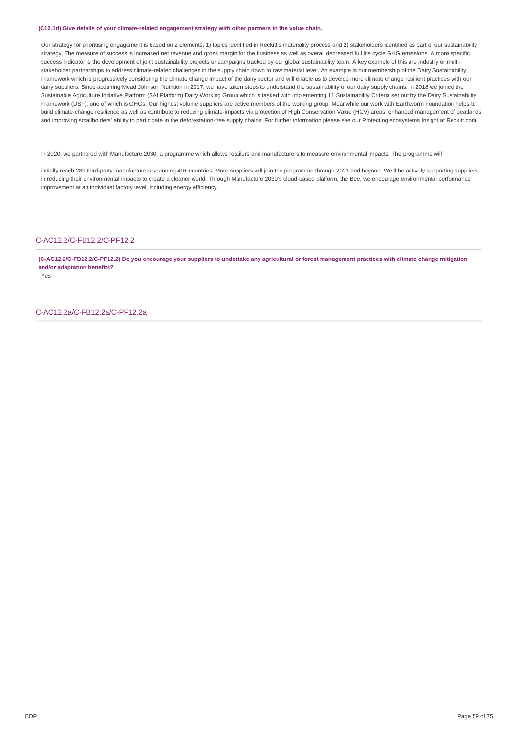**(C12.1d) Give details of your climate-related engagement strategy with other partners in the value chain.**

Our strategy for prioritising engagement is based on 2 elements: 1) topics identified in Reckitt's materiality process and 2) stakeholders identified as part of our sustainability strategy. The measure of success is increased net revenue and gross margin for the business as well as overall decreased full life cycle GHG emissions. A more specific success indicator is the development of joint sustainability projects or campaigns tracked by our global sustainability team. A key example of this are industry or multi-stakeholder partnerships to address climate-related challenges in the supply chain down to raw material level. An example is our membership of the Dairy Sustainability Framework which is progressively considering the climate change impact of the dairy sector and will enable us to develop more climate change resilient practices with our dairy suppliers. Since acquiring Mead Johnson Nutrition in 2017, we have taken steps to understand the sustainability of our dairy supply chains. In 2018 we joined the Sustainable Agriculture Initiative Platform (SAI Platform) Dairy Working Group which is tasked with implementing 11 Sustainability Criteria set out by the Dairy Sustainability Framework (DSF), one of which is GHGs. Our highest volume suppliers are active members of the working group. Meanwhile our work with Earthworm Foundation helps to build climate-change resilience as well as contribute to reducing climate-impacts via protection of High Conservation Value (HCV) areas, enhanced management of peatlands and improving smallholders' ability to participate in the deforestation-free supply chains; For further information please see our Protecting ecosystems Insight at Reckitt.com.

In 2020, we partnered with Manufacture 2030, a programme which allows retailers and manufacturers to measure environmental impacts. The programme will

initially reach 289 third-party manufacturers spanning 40+ countries. More suppliers will join the programme through 2021 and beyond. We'll be actively supporting suppliers in reducing their environmental impacts to create a cleaner world. Through Manufacture 2030's cloud-based platform, the Bee, we encourage environmental performance improvement at an individual factory level, including energy efficiency.

## C-AC12.2/C-FB12.2/C-PF12.2

**(C-AC12.2/C-FB12.2/C-PF12.2) Do you encourage your suppliers to undertake any agricultural or forest management practices with climate change mitigation and/or adaptation benefits?**

Yes

## C-AC12.2a/C-FB12.2a/C-PF12.2a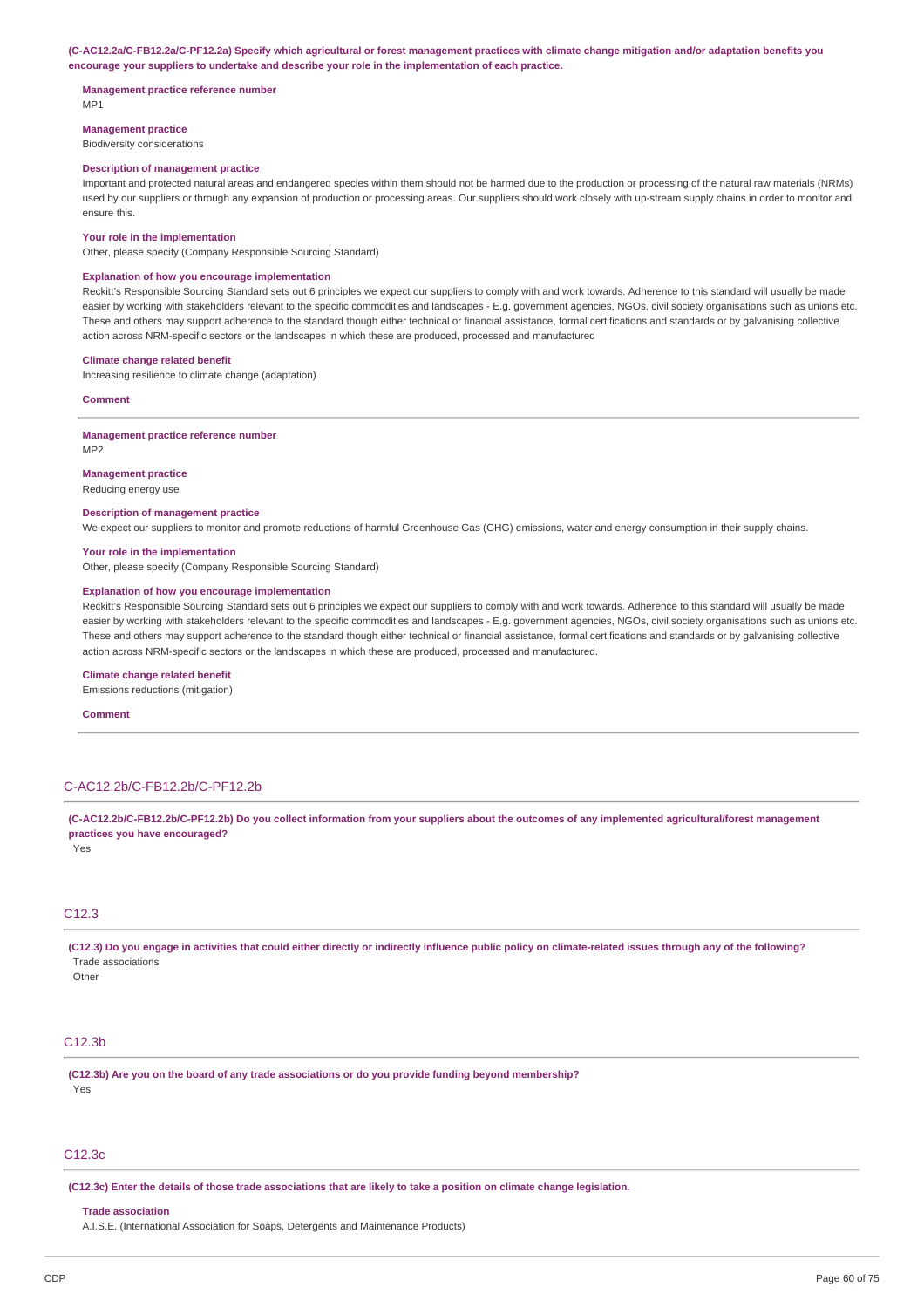**(C-AC12.2a/C-FB12.2a/C-PF12.2a) Specify which agricultural or forest management practices with climate change mitigation and/or adaptation benefits you encourage your suppliers to undertake and describe your role in the implementation of each practice.**

**Management practice reference number**
MP1

**Management practice**
Biodiversity considerations

**Description of management practice**
Important and protected natural areas and endangered species within them should not be harmed due to the production or processing of the natural raw materials (NRMs) used by our suppliers or through any expansion of production or processing areas. Our suppliers should work closely with up-stream supply chains in order to monitor and ensure this.

**Your role in the implementation**
Other, please specify (Company Responsible Sourcing Standard)

**Explanation of how you encourage implementation**
Reckitt's Responsible Sourcing Standard sets out 6 principles we expect our suppliers to comply with and work towards. Adherence to this standard will usually be made easier by working with stakeholders relevant to the specific commodities and landscapes - E.g. government agencies, NGOs, civil society organisations such as unions etc. These and others may support adherence to the standard though either technical or financial assistance, formal certifications and standards or by galvanising collective action across NRM-specific sectors or the landscapes in which these are produced, processed and manufactured

**Climate change related benefit**
Increasing resilience to climate change (adaptation)

**Comment**

---

**Management practice reference number**
MP2

**Management practice**
Reducing energy use

**Description of management practice**
We expect our suppliers to monitor and promote reductions of harmful Greenhouse Gas (GHG) emissions, water and energy consumption in their supply chains.

**Your role in the implementation**
Other, please specify (Company Responsible Sourcing Standard)

**Explanation of how you encourage implementation**
Reckitt's Responsible Sourcing Standard sets out 6 principles we expect our suppliers to comply with and work towards. Adherence to this standard will usually be made easier by working with stakeholders relevant to the specific commodities and landscapes - E.g. government agencies, NGOs, civil society organisations such as unions etc. These and others may support adherence to the standard though either technical or financial assistance, formal certifications and standards or by galvanising collective action across NRM-specific sectors or the landscapes in which these are produced, processed and manufactured.

**Climate change related benefit**
Emissions reductions (mitigation)

**Comment**

---

## C-AC12.2b/C-FB12.2b/C-PF12.2b

**(C-AC12.2b/C-FB12.2b/C-PF12.2b) Do you collect information from your suppliers about the outcomes of any implemented agricultural/forest management practices you have encouraged?**

Yes

## C12.3

**(C12.3) Do you engage in activities that could either directly or indirectly influence public policy on climate-related issues through any of the following?**

Trade associations
Other

## C12.3b

**(C12.3b) Are you on the board of any trade associations or do you provide funding beyond membership?**

Yes

## C12.3c

**(C12.3c) Enter the details of those trade associations that are likely to take a position on climate change legislation.**

**Trade association**
A.I.S.E. (International Association for Soaps, Detergents and Maintenance Products)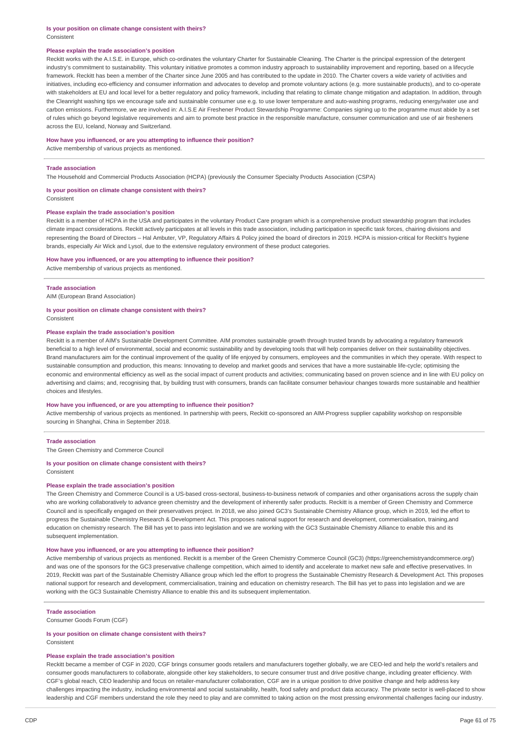**Is your position on climate change consistent with theirs?**

Consistent

**Please explain the trade association's position**

Reckitt works with the A.I.S.E. in Europe, which co-ordinates the voluntary Charter for Sustainable Cleaning. The Charter is the principal expression of the detergent industry's commitment to sustainability. This voluntary initiative promotes a common industry approach to sustainability improvement and reporting, based on a lifecycle framework. Reckitt has been a member of the Charter since June 2005 and has contributed to the update in 2010. The Charter covers a wide variety of activities and initiatives, including eco-efficiency and consumer information and advocates to develop and promote voluntary actions (e.g. more sustainable products), and to co-operate with stakeholders at EU and local level for a better regulatory and policy framework, including that relating to climate change mitigation and adaptation. In addition, through the Cleanright washing tips we encourage safe and sustainable consumer use e.g. to use lower temperature and auto-washing programs, reducing energy/water use and carbon emissions. Furthermore, we are involved in: A.I.S.E Air Freshener Product Stewardship Programme: Companies signing up to the programme must abide by a set of rules which go beyond legislative requirements and aim to promote best practice in the responsible manufacture, consumer communication and use of air fresheners across the EU, Iceland, Norway and Switzerland.

**How have you influenced, or are you attempting to influence their position?**

Active membership of various projects as mentioned.

---

**Trade association**

The Household and Commercial Products Association (HCPA) (previously the Consumer Specialty Products Association (CSPA)

**Is your position on climate change consistent with theirs?**

Consistent

**Please explain the trade association's position**

Reckitt is a member of HCPA in the USA and participates in the voluntary Product Care program which is a comprehensive product stewardship program that includes climate impact considerations. Reckitt actively participates at all levels in this trade association, including participation in specific task forces, chairing divisions and representing the Board of Directors – Hal Ambuter, VP, Regulatory Affairs & Policy joined the board of directors in 2019. HCPA is mission-critical for Reckitt's hygiene brands, especially Air Wick and Lysol, due to the extensive regulatory environment of these product categories.

**How have you influenced, or are you attempting to influence their position?**

Active membership of various projects as mentioned.

---

**Trade association**

AIM (European Brand Association)

**Is your position on climate change consistent with theirs?**

Consistent

**Please explain the trade association's position**

Reckitt is a member of AIM's Sustainable Development Committee. AIM promotes sustainable growth through trusted brands by advocating a regulatory framework beneficial to a high level of environmental, social and economic sustainability and by developing tools that will help companies deliver on their sustainability objectives. Brand manufacturers aim for the continual improvement of the quality of life enjoyed by consumers, employees and the communities in which they operate. With respect to sustainable consumption and production, this means: Innovating to develop and market goods and services that have a more sustainable life-cycle; optimising the economic and environmental efficiency as well as the social impact of current products and activities; communicating based on proven science and in line with EU policy on advertising and claims; and, recognising that, by building trust with consumers, brands can facilitate consumer behaviour changes towards more sustainable and healthier choices and lifestyles.

**How have you influenced, or are you attempting to influence their position?**

Active membership of various projects as mentioned. In partnership with peers, Reckitt co-sponsored an AIM-Progress supplier capability workshop on responsible sourcing in Shanghai, China in September 2018.

---

**Trade association**

The Green Chemistry and Commerce Council

**Is your position on climate change consistent with theirs?**

Consistent

**Please explain the trade association's position**

The Green Chemistry and Commerce Council is a US-based cross-sectoral, business-to-business network of companies and other organisations across the supply chain who are working collaboratively to advance green chemistry and the development of inherently safer products. Reckitt is a member of Green Chemistry and Commerce Council and is specifically engaged on their preservatives project. In 2018, we also joined GC3's Sustainable Chemistry Alliance group, which in 2019, led the effort to progress the Sustainable Chemistry Research & Development Act. This proposes national support for research and development, commercialisation, training,and education on chemistry research. The Bill has yet to pass into legislation and we are working with the GC3 Sustainable Chemistry Alliance to enable this and its subsequent implementation.

**How have you influenced, or are you attempting to influence their position?**

Active membership of various projects as mentioned. Reckitt is a member of the Green Chemistry Commerce Council (GC3) (https://greenchemistryandcommerce.org/) and was one of the sponsors for the GC3 preservative challenge competition, which aimed to identify and accelerate to market new safe and effective preservatives. In 2019, Reckitt was part of the Sustainable Chemistry Alliance group which led the effort to progress the Sustainable Chemistry Research & Development Act. This proposes national support for research and development, commercialisation, training and education on chemistry research. The Bill has yet to pass into legislation and we are working with the GC3 Sustainable Chemistry Alliance to enable this and its subsequent implementation.

---

**Trade association**

Consumer Goods Forum (CGF)

**Is your position on climate change consistent with theirs?**

Consistent

**Please explain the trade association's position**

Reckitt became a member of CGF in 2020, CGF brings consumer goods retailers and manufacturers together globally, we are CEO-led and help the world's retailers and consumer goods manufacturers to collaborate, alongside other key stakeholders, to secure consumer trust and drive positive change, including greater efficiency. With CGF's global reach, CEO leadership and focus on retailer-manufacturer collaboration, CGF are in a unique position to drive positive change and help address key challenges impacting the industry, including environmental and social sustainability, health, food safety and product data accuracy. The private sector is well-placed to show leadership and CGF members understand the role they need to play and are committed to taking action on the most pressing environmental challenges facing our industry.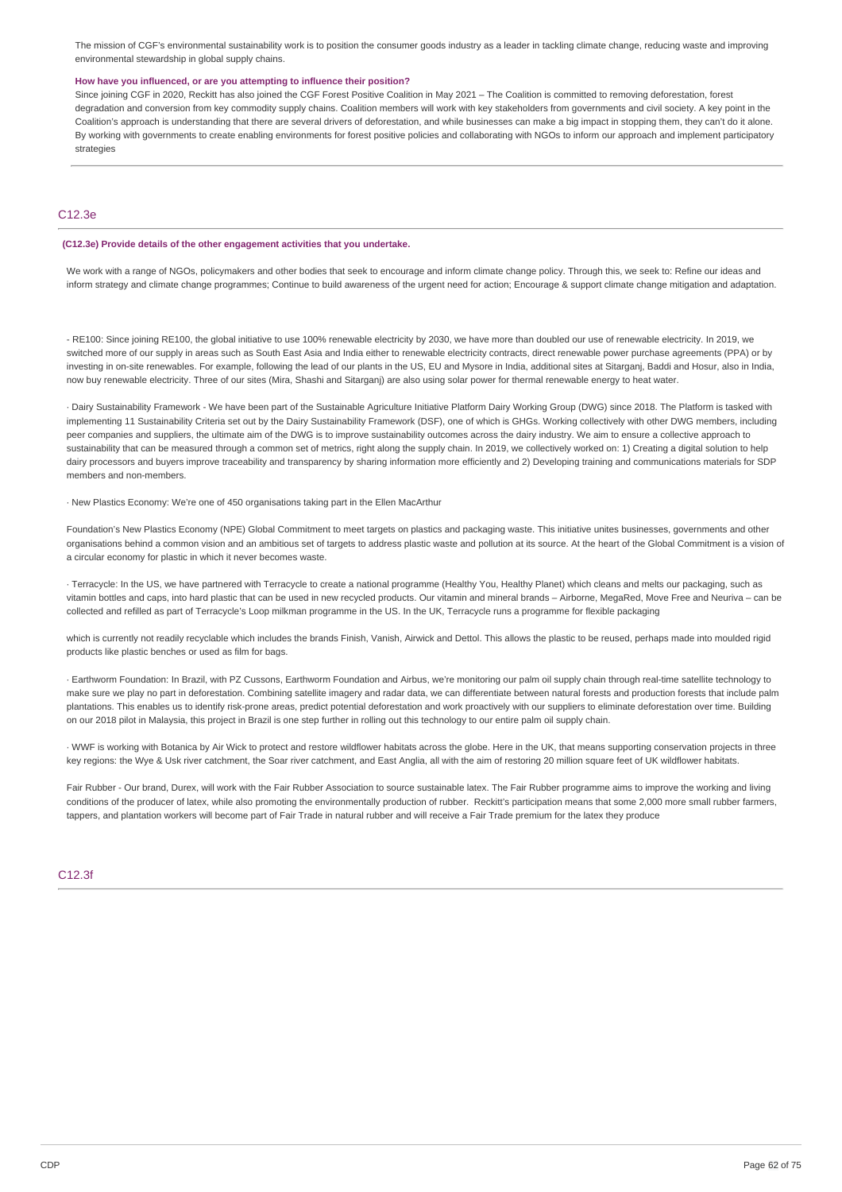The mission of CGF's environmental sustainability work is to position the consumer goods industry as a leader in tackling climate change, reducing waste and improving environmental stewardship in global supply chains.

**How have you influenced, or are you attempting to influence their position?**

Since joining CGF in 2020, Reckitt has also joined the CGF Forest Positive Coalition in May 2021 – The Coalition is committed to removing deforestation, forest degradation and conversion from key commodity supply chains. Coalition members will work with key stakeholders from governments and civil society. A key point in the Coalition's approach is understanding that there are several drivers of deforestation, and while businesses can make a big impact in stopping them, they can't do it alone. By working with governments to create enabling environments for forest positive policies and collaborating with NGOs to inform our approach and implement participatory strategies

## C12.3e

**(C12.3e) Provide details of the other engagement activities that you undertake.**

We work with a range of NGOs, policymakers and other bodies that seek to encourage and inform climate change policy. Through this, we seek to: Refine our ideas and inform strategy and climate change programmes; Continue to build awareness of the urgent need for action; Encourage & support climate change mitigation and adaptation.

- RE100: Since joining RE100, the global initiative to use 100% renewable electricity by 2030, we have more than doubled our use of renewable electricity. In 2019, we switched more of our supply in areas such as South East Asia and India either to renewable electricity contracts, direct renewable power purchase agreements (PPA) or by investing in on-site renewables. For example, following the lead of our plants in the US, EU and Mysore in India, additional sites at Sitarganj, Baddi and Hosur, also in India, now buy renewable electricity. Three of our sites (Mira, Shashi and Sitarganj) are also using solar power for thermal renewable energy to heat water.

· Dairy Sustainability Framework - We have been part of the Sustainable Agriculture Initiative Platform Dairy Working Group (DWG) since 2018. The Platform is tasked with implementing 11 Sustainability Criteria set out by the Dairy Sustainability Framework (DSF), one of which is GHGs. Working collectively with other DWG members, including peer companies and suppliers, the ultimate aim of the DWG is to improve sustainability outcomes across the dairy industry. We aim to ensure a collective approach to sustainability that can be measured through a common set of metrics, right along the supply chain. In 2019, we collectively worked on: 1) Creating a digital solution to help dairy processors and buyers improve traceability and transparency by sharing information more efficiently and 2) Developing training and communications materials for SDP members and non-members.

· New Plastics Economy: We're one of 450 organisations taking part in the Ellen MacArthur

Foundation's New Plastics Economy (NPE) Global Commitment to meet targets on plastics and packaging waste. This initiative unites businesses, governments and other organisations behind a common vision and an ambitious set of targets to address plastic waste and pollution at its source. At the heart of the Global Commitment is a vision of a circular economy for plastic in which it never becomes waste.

· Terracycle: In the US, we have partnered with Terracycle to create a national programme (Healthy You, Healthy Planet) which cleans and melts our packaging, such as vitamin bottles and caps, into hard plastic that can be used in new recycled products. Our vitamin and mineral brands – Airborne, MegaRed, Move Free and Neuriva – can be collected and refilled as part of Terracycle's Loop milkman programme in the US. In the UK, Terracycle runs a programme for flexible packaging

which is currently not readily recyclable which includes the brands Finish, Vanish, Airwick and Dettol. This allows the plastic to be reused, perhaps made into moulded rigid products like plastic benches or used as film for bags.

· Earthworm Foundation: In Brazil, with PZ Cussons, Earthworm Foundation and Airbus, we're monitoring our palm oil supply chain through real-time satellite technology to make sure we play no part in deforestation. Combining satellite imagery and radar data, we can differentiate between natural forests and production forests that include palm plantations. This enables us to identify risk-prone areas, predict potential deforestation and work proactively with our suppliers to eliminate deforestation over time. Building on our 2018 pilot in Malaysia, this project in Brazil is one step further in rolling out this technology to our entire palm oil supply chain.

· WWF is working with Botanica by Air Wick to protect and restore wildflower habitats across the globe. Here in the UK, that means supporting conservation projects in three key regions: the Wye & Usk river catchment, the Soar river catchment, and East Anglia, all with the aim of restoring 20 million square feet of UK wildflower habitats.

Fair Rubber - Our brand, Durex, will work with the Fair Rubber Association to source sustainable latex. The Fair Rubber programme aims to improve the working and living conditions of the producer of latex, while also promoting the environmentally production of rubber. Reckitt's participation means that some 2,000 more small rubber farmers, tappers, and plantation workers will become part of Fair Trade in natural rubber and will receive a Fair Trade premium for the latex they produce

## C12.3f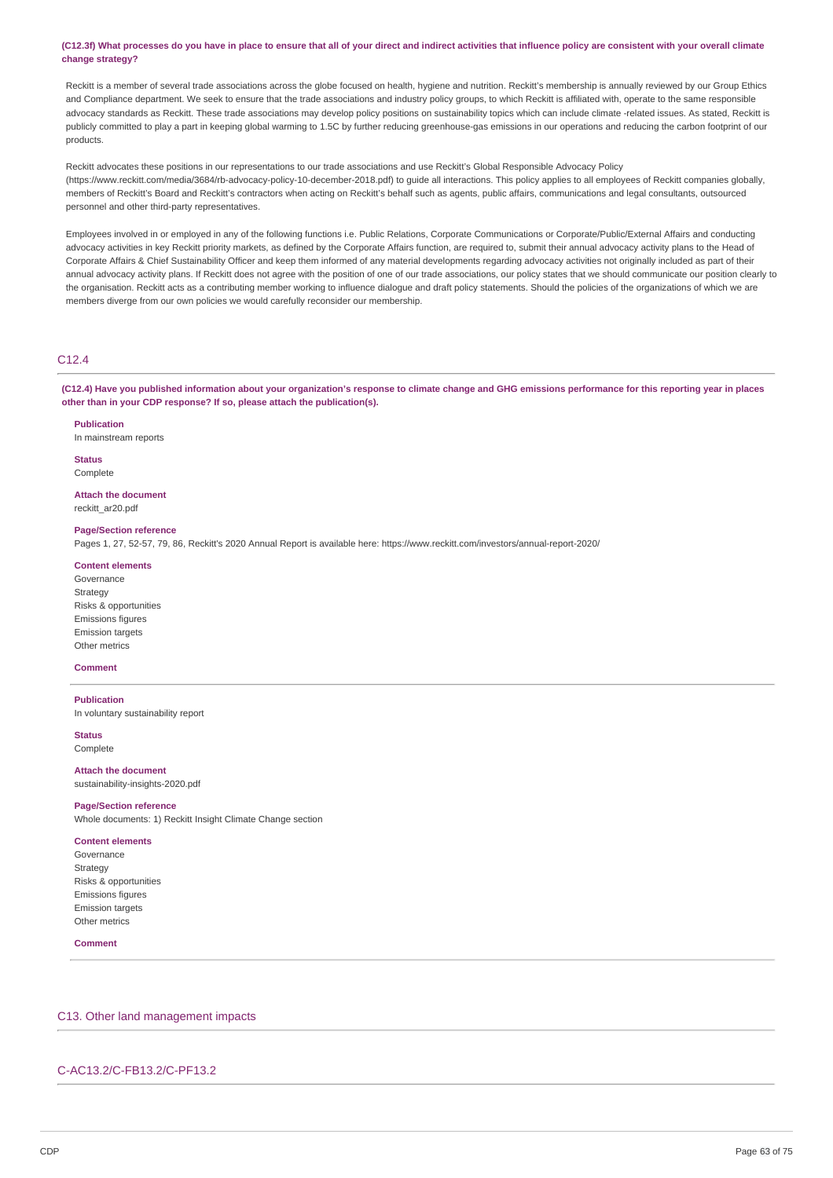**(C12.3f) What processes do you have in place to ensure that all of your direct and indirect activities that influence policy are consistent with your overall climate change strategy?**

Reckitt is a member of several trade associations across the globe focused on health, hygiene and nutrition. Reckitt's membership is annually reviewed by our Group Ethics and Compliance department. We seek to ensure that the trade associations and industry policy groups, to which Reckitt is affiliated with, operate to the same responsible advocacy standards as Reckitt. These trade associations may develop policy positions on sustainability topics which can include climate -related issues. As stated, Reckitt is publicly committed to play a part in keeping global warming to 1.5C by further reducing greenhouse-gas emissions in our operations and reducing the carbon footprint of our products.

Reckitt advocates these positions in our representations to our trade associations and use Reckitt's Global Responsible Advocacy Policy (https://www.reckitt.com/media/3684/rb-advocacy-policy-10-december-2018.pdf) to guide all interactions. This policy applies to all employees of Reckitt companies globally, members of Reckitt's Board and Reckitt's contractors when acting on Reckitt's behalf such as agents, public affairs, communications and legal consultants, outsourced personnel and other third-party representatives.

Employees involved in or employed in any of the following functions i.e. Public Relations, Corporate Communications or Corporate/Public/External Affairs and conducting advocacy activities in key Reckitt priority markets, as defined by the Corporate Affairs function, are required to, submit their annual advocacy activity plans to the Head of Corporate Affairs & Chief Sustainability Officer and keep them informed of any material developments regarding advocacy activities not originally included as part of their annual advocacy activity plans. If Reckitt does not agree with the position of one of our trade associations, our policy states that we should communicate our position clearly to the organisation. Reckitt acts as a contributing member working to influence dialogue and draft policy statements. Should the policies of the organizations of which we are members diverge from our own policies we would carefully reconsider our membership.

## C12.4

**(C12.4) Have you published information about your organization's response to climate change and GHG emissions performance for this reporting year in places other than in your CDP response? If so, please attach the publication(s).**

**Publication**
In mainstream reports

**Status**
Complete

**Attach the document**
reckitt_ar20.pdf

**Page/Section reference**
Pages 1, 27, 52-57, 79, 86, Reckitt's 2020 Annual Report is available here: https://www.reckitt.com/investors/annual-report-2020/

**Content elements**
Governance
Strategy
Risks & opportunities
Emissions figures
Emission targets
Other metrics

**Comment**

**Publication**
In voluntary sustainability report

**Status**
Complete

**Attach the document**
sustainability-insights-2020.pdf

**Page/Section reference**
Whole documents: 1) Reckitt Insight Climate Change section

**Content elements**
Governance
Strategy
Risks & opportunities
Emissions figures
Emission targets
Other metrics

**Comment**

# C13. Other land management impacts

## C-AC13.2/C-FB13.2/C-PF13.2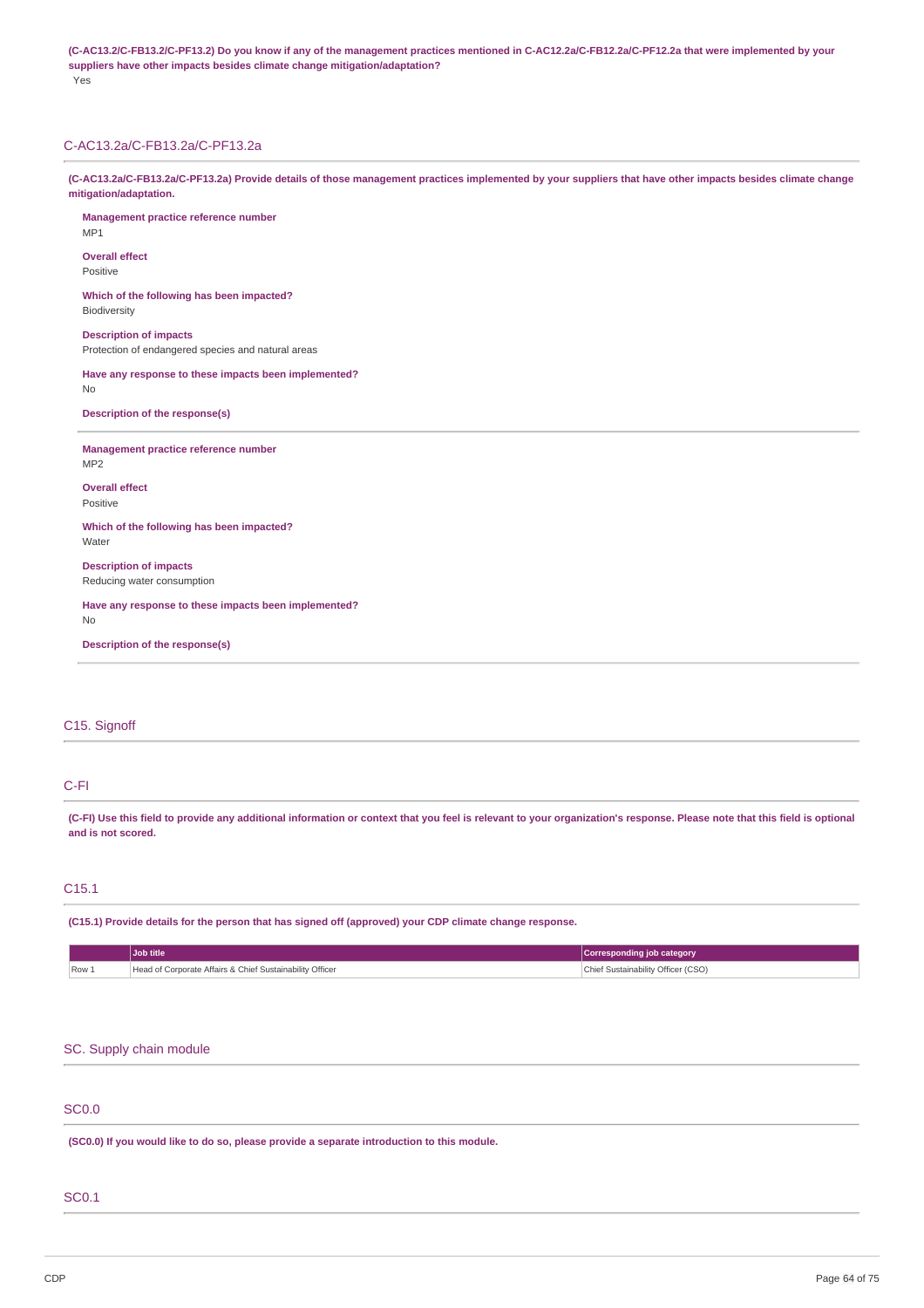**(C-AC13.2/C-FB13.2/C-PF13.2) Do you know if any of the management practices mentioned in C-AC12.2a/C-FB12.2a/C-PF12.2a that were implemented by your suppliers have other impacts besides climate change mitigation/adaptation?**

Yes

## C-AC13.2a/C-FB13.2a/C-PF13.2a

**(C-AC13.2a/C-FB13.2a/C-PF13.2a) Provide details of those management practices implemented by your suppliers that have other impacts besides climate change mitigation/adaptation.**

**Management practice reference number**
MP1

**Overall effect**
Positive

**Which of the following has been impacted?**
Biodiversity

**Description of impacts**
Protection of endangered species and natural areas

**Have any response to these impacts been implemented?**
No

**Description of the response(s)**

---

**Management practice reference number**
MP2

**Overall effect**
Positive

**Which of the following has been impacted?**
Water

**Description of impacts**
Reducing water consumption

**Have any response to these impacts been implemented?**
No

**Description of the response(s)**

---

## C15. Signoff

## C-FI

**(C-FI) Use this field to provide any additional information or context that you feel is relevant to your organization's response. Please note that this field is optional and is not scored.**

## C15.1

**(C15.1) Provide details for the person that has signed off (approved) your CDP climate change response.**

| | Job title | Corresponding job category |
|---|---|---|
| Row 1 | Head of Corporate Affairs & Chief Sustainability Officer | Chief Sustainability Officer (CSO) |

## SC. Supply chain module

## SC0.0

**(SC0.0) If you would like to do so, please provide a separate introduction to this module.**

## SC0.1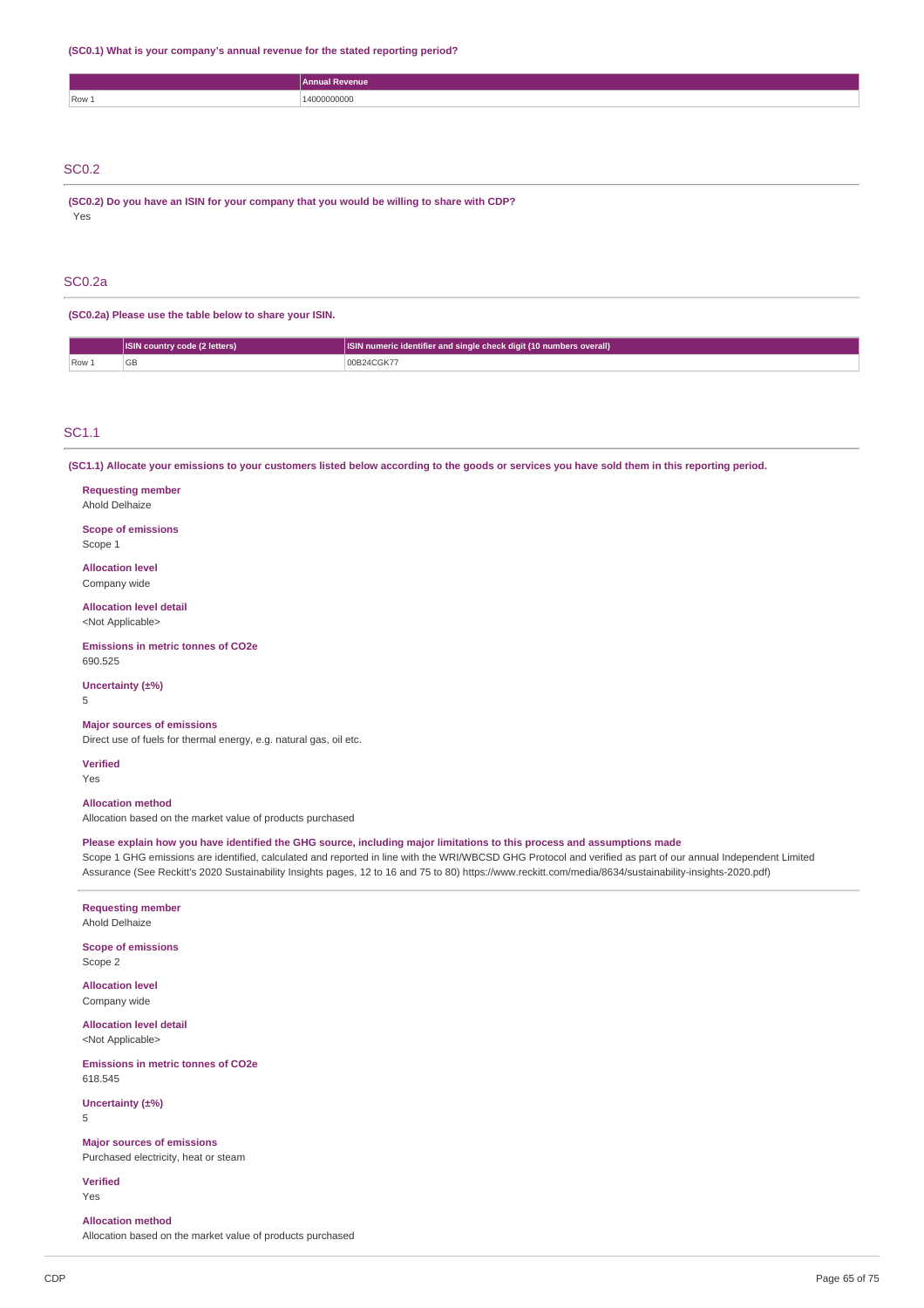**(SC0.1) What is your company's annual revenue for the stated reporting period?**

| | Annual Revenue |
|---|---|
| Row 1 | 14000000000 |

## SC0.2

**(SC0.2) Do you have an ISIN for your company that you would be willing to share with CDP?**

Yes

## SC0.2a

**(SC0.2a) Please use the table below to share your ISIN.**

| | ISIN country code (2 letters) | ISIN numeric identifier and single check digit (10 numbers overall) |
|---|---|---|
| Row 1 | GB | 00B24CGK77 |

## SC1.1

**(SC1.1) Allocate your emissions to your customers listed below according to the goods or services you have sold them in this reporting period.**

**Requesting member**
Ahold Delhaize

**Scope of emissions**
Scope 1

**Allocation level**
Company wide

**Allocation level detail**
<Not Applicable>

**Emissions in metric tonnes of CO2e**
690.525

**Uncertainty (±%)**
5

**Major sources of emissions**
Direct use of fuels for thermal energy, e.g. natural gas, oil etc.

**Verified**
Yes

**Allocation method**
Allocation based on the market value of products purchased

**Please explain how you have identified the GHG source, including major limitations to this process and assumptions made**
Scope 1 GHG emissions are identified, calculated and reported in line with the WRI/WBCSD GHG Protocol and verified as part of our annual Independent Limited Assurance (See Reckitt's 2020 Sustainability Insights pages, 12 to 16 and 75 to 80) https://www.reckitt.com/media/8634/sustainability-insights-2020.pdf)

---

**Requesting member**
Ahold Delhaize

**Scope of emissions**
Scope 2

**Allocation level**
Company wide

**Allocation level detail**
<Not Applicable>

**Emissions in metric tonnes of CO2e**
618.545

**Uncertainty (±%)**
5

**Major sources of emissions**
Purchased electricity, heat or steam

**Verified**
Yes

**Allocation method**
Allocation based on the market value of products purchased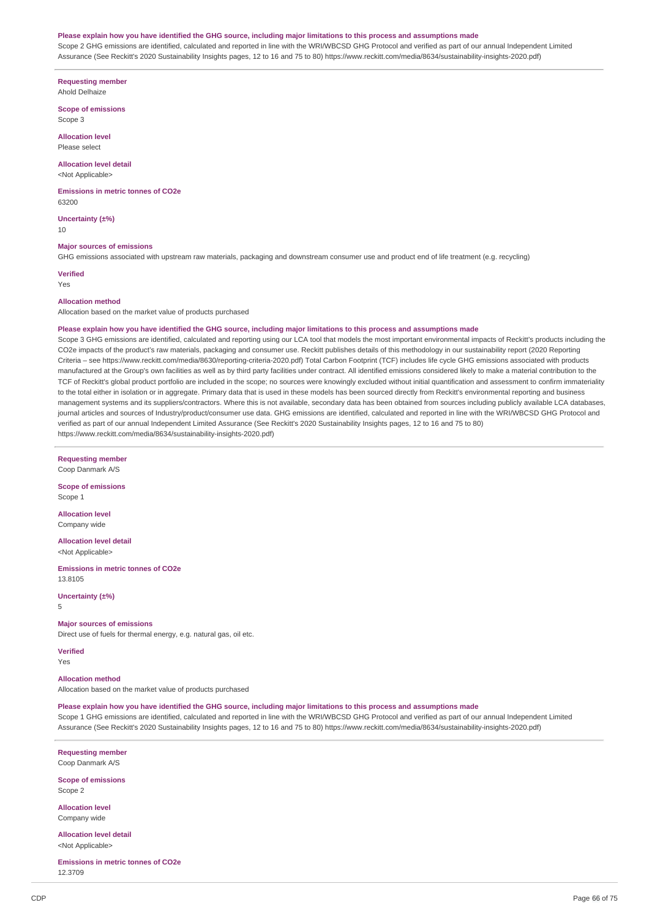**Please explain how you have identified the GHG source, including major limitations to this process and assumptions made**

Scope 2 GHG emissions are identified, calculated and reported in line with the WRI/WBCSD GHG Protocol and verified as part of our annual Independent Limited Assurance (See Reckitt's 2020 Sustainability Insights pages, 12 to 16 and 75 to 80) https://www.reckitt.com/media/8634/sustainability-insights-2020.pdf)

---

**Requesting member**
Ahold Delhaize

**Scope of emissions**
Scope 3

**Allocation level**
Please select

**Allocation level detail**
<Not Applicable>

**Emissions in metric tonnes of CO2e**
63200

**Uncertainty (±%)**
10

**Major sources of emissions**
GHG emissions associated with upstream raw materials, packaging and downstream consumer use and product end of life treatment (e.g. recycling)

**Verified**
Yes

**Allocation method**
Allocation based on the market value of products purchased

**Please explain how you have identified the GHG source, including major limitations to this process and assumptions made**

Scope 3 GHG emissions are identified, calculated and reporting using our LCA tool that models the most important environmental impacts of Reckitt's products including the CO2e impacts of the product's raw materials, packaging and consumer use. Reckitt publishes details of this methodology in our sustainability report (2020 Reporting Criteria – see https://www.reckitt.com/media/8630/reporting-criteria-2020.pdf) Total Carbon Footprint (TCF) includes life cycle GHG emissions associated with products manufactured at the Group's own facilities as well as by third party facilities under contract. All identified emissions considered likely to make a material contribution to the TCF of Reckitt's global product portfolio are included in the scope; no sources were knowingly excluded without initial quantification and assessment to confirm immateriality to the total either in isolation or in aggregate. Primary data that is used in these models has been sourced directly from Reckitt's environmental reporting and business management systems and its suppliers/contractors. Where this is not available, secondary data has been obtained from sources including publicly available LCA databases, journal articles and sources of Industry/product/consumer use data. GHG emissions are identified, calculated and reported in line with the WRI/WBCSD GHG Protocol and verified as part of our annual Independent Limited Assurance (See Reckitt's 2020 Sustainability Insights pages, 12 to 16 and 75 to 80) https://www.reckitt.com/media/8634/sustainability-insights-2020.pdf)

---

**Requesting member**
Coop Danmark A/S

**Scope of emissions**
Scope 1

**Allocation level**
Company wide

**Allocation level detail**
<Not Applicable>

**Emissions in metric tonnes of CO2e**
13.8105

**Uncertainty (±%)**
5

**Major sources of emissions**
Direct use of fuels for thermal energy, e.g. natural gas, oil etc.

**Verified**
Yes

**Allocation method**
Allocation based on the market value of products purchased

**Please explain how you have identified the GHG source, including major limitations to this process and assumptions made**

Scope 1 GHG emissions are identified, calculated and reported in line with the WRI/WBCSD GHG Protocol and verified as part of our annual Independent Limited Assurance (See Reckitt's 2020 Sustainability Insights pages, 12 to 16 and 75 to 80) https://www.reckitt.com/media/8634/sustainability-insights-2020.pdf)

---

**Requesting member**
Coop Danmark A/S

**Scope of emissions**
Scope 2

**Allocation level**
Company wide

**Allocation level detail**
<Not Applicable>

**Emissions in metric tonnes of CO2e**
12.3709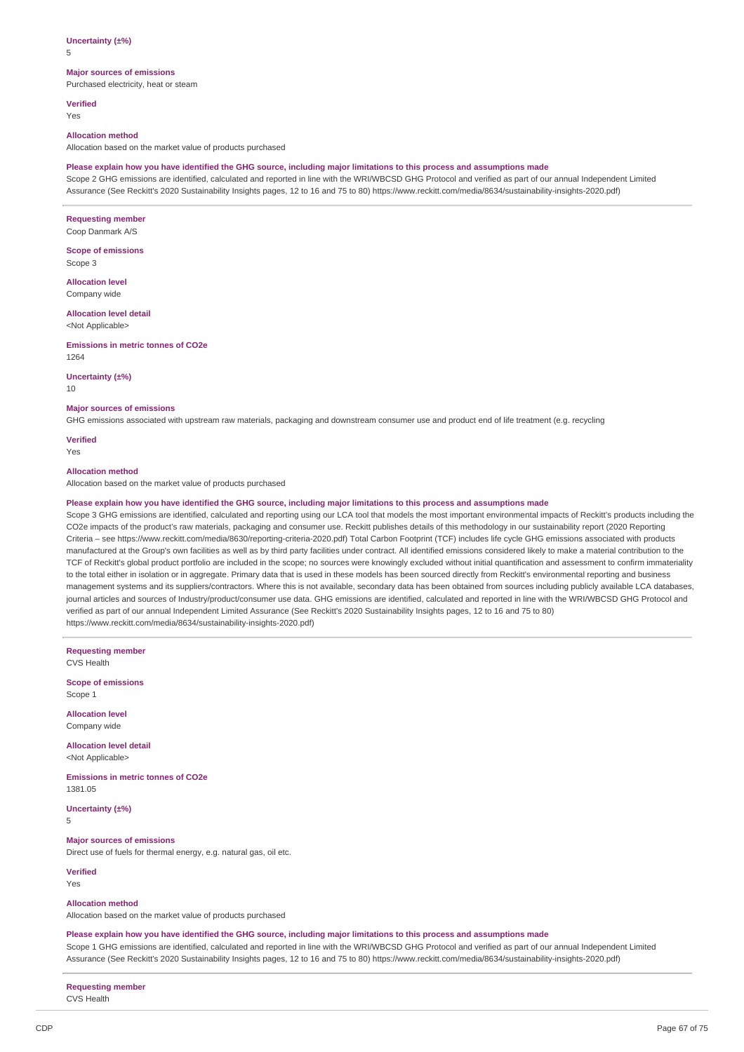**Uncertainty (±%)**
5

**Major sources of emissions**
Purchased electricity, heat or steam

**Verified**
Yes

**Allocation method**
Allocation based on the market value of products purchased

**Please explain how you have identified the GHG source, including major limitations to this process and assumptions made**
Scope 2 GHG emissions are identified, calculated and reported in line with the WRI/WBCSD GHG Protocol and verified as part of our annual Independent Limited Assurance (See Reckitt's 2020 Sustainability Insights pages, 12 to 16 and 75 to 80) https://www.reckitt.com/media/8634/sustainability-insights-2020.pdf)

---

**Requesting member**
Coop Danmark A/S

**Scope of emissions**
Scope 3

**Allocation level**
Company wide

**Allocation level detail**
<Not Applicable>

**Emissions in metric tonnes of CO2e**
1264

**Uncertainty (±%)**
10

**Major sources of emissions**
GHG emissions associated with upstream raw materials, packaging and downstream consumer use and product end of life treatment (e.g. recycling

**Verified**
Yes

**Allocation method**
Allocation based on the market value of products purchased

**Please explain how you have identified the GHG source, including major limitations to this process and assumptions made**
Scope 3 GHG emissions are identified, calculated and reporting using our LCA tool that models the most important environmental impacts of Reckitt's products including the CO2e impacts of the product's raw materials, packaging and consumer use. Reckitt publishes details of this methodology in our sustainability report (2020 Reporting Criteria – see https://www.reckitt.com/media/8630/reporting-criteria-2020.pdf) Total Carbon Footprint (TCF) includes life cycle GHG emissions associated with products manufactured at the Group's own facilities as well as by third party facilities under contract. All identified emissions considered likely to make a material contribution to the TCF of Reckitt's global product portfolio are included in the scope; no sources were knowingly excluded without initial quantification and assessment to confirm immateriality to the total either in isolation or in aggregate. Primary data that is used in these models has been sourced directly from Reckitt's environmental reporting and business management systems and its suppliers/contractors. Where this is not available, secondary data has been obtained from sources including publicly available LCA databases, journal articles and sources of Industry/product/consumer use data. GHG emissions are identified, calculated and reported in line with the WRI/WBCSD GHG Protocol and verified as part of our annual Independent Limited Assurance (See Reckitt's 2020 Sustainability Insights pages, 12 to 16 and 75 to 80) https://www.reckitt.com/media/8634/sustainability-insights-2020.pdf)

---

**Requesting member**
CVS Health

**Scope of emissions**
Scope 1

**Allocation level**
Company wide

**Allocation level detail**
<Not Applicable>

**Emissions in metric tonnes of CO2e**
1381.05

**Uncertainty (±%)**
5

**Major sources of emissions**
Direct use of fuels for thermal energy, e.g. natural gas, oil etc.

**Verified**
Yes

**Allocation method**
Allocation based on the market value of products purchased

**Please explain how you have identified the GHG source, including major limitations to this process and assumptions made**
Scope 1 GHG emissions are identified, calculated and reported in line with the WRI/WBCSD GHG Protocol and verified as part of our annual Independent Limited Assurance (See Reckitt's 2020 Sustainability Insights pages, 12 to 16 and 75 to 80) https://www.reckitt.com/media/8634/sustainability-insights-2020.pdf)

---

**Requesting member**
CVS Health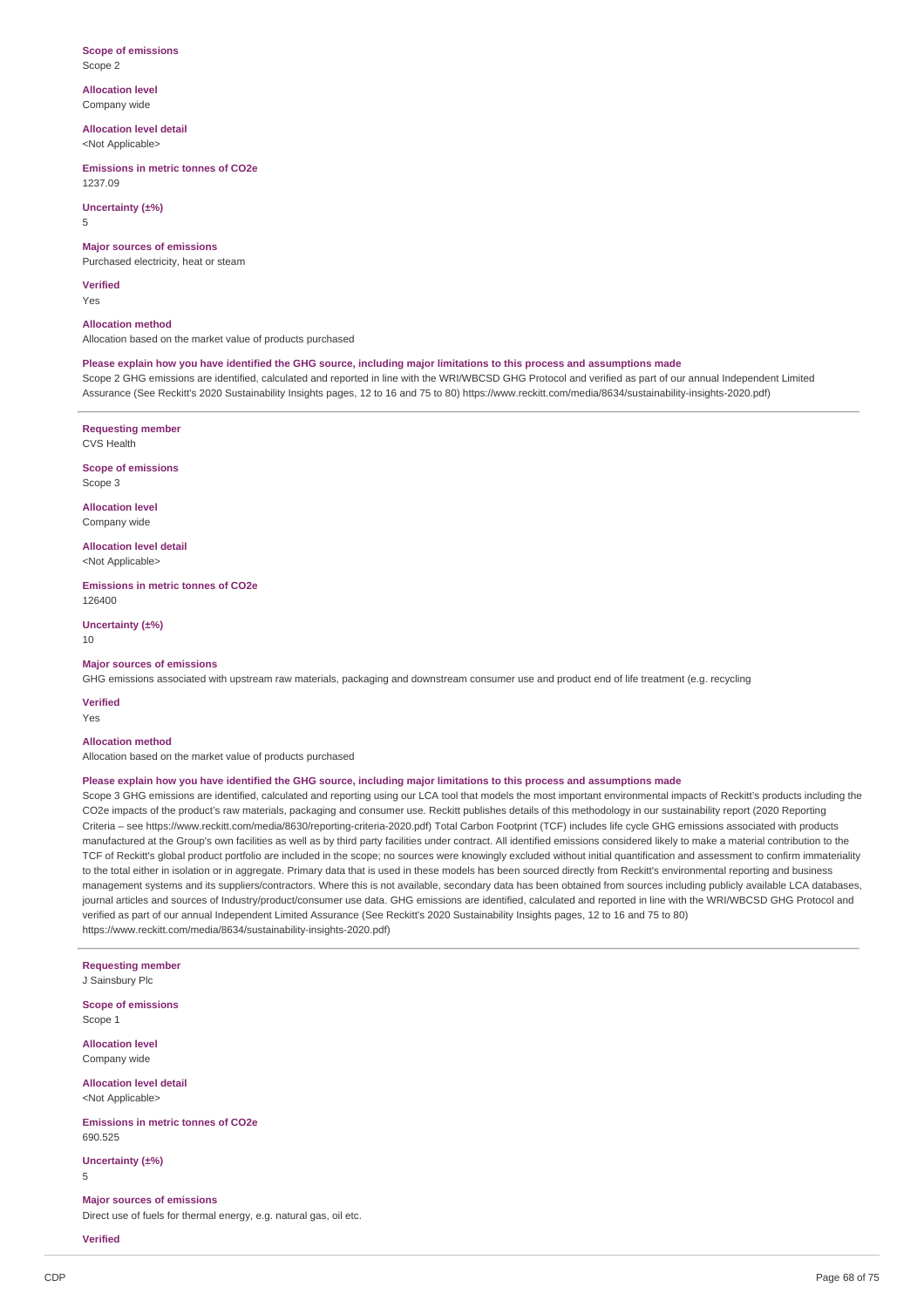**Scope of emissions**
Scope 2

**Allocation level**
Company wide

**Allocation level detail**
<Not Applicable>

**Emissions in metric tonnes of CO2e**
1237.09

**Uncertainty (±%)**
5

**Major sources of emissions**
Purchased electricity, heat or steam

**Verified**
Yes

**Allocation method**
Allocation based on the market value of products purchased

**Please explain how you have identified the GHG source, including major limitations to this process and assumptions made**
Scope 2 GHG emissions are identified, calculated and reported in line with the WRI/WBCSD GHG Protocol and verified as part of our annual Independent Limited Assurance (See Reckitt's 2020 Sustainability Insights pages, 12 to 16 and 75 to 80) https://www.reckitt.com/media/8634/sustainability-insights-2020.pdf)

---

**Requesting member**
CVS Health

**Scope of emissions**
Scope 3

**Allocation level**
Company wide

**Allocation level detail**
<Not Applicable>

**Emissions in metric tonnes of CO2e**
126400

**Uncertainty (±%)**
10

**Major sources of emissions**
GHG emissions associated with upstream raw materials, packaging and downstream consumer use and product end of life treatment (e.g. recycling

**Verified**
Yes

**Allocation method**
Allocation based on the market value of products purchased

**Please explain how you have identified the GHG source, including major limitations to this process and assumptions made**
Scope 3 GHG emissions are identified, calculated and reporting using our LCA tool that models the most important environmental impacts of Reckitt's products including the CO2e impacts of the product's raw materials, packaging and consumer use. Reckitt publishes details of this methodology in our sustainability report (2020 Reporting Criteria – see https://www.reckitt.com/media/8630/reporting-criteria-2020.pdf) Total Carbon Footprint (TCF) includes life cycle GHG emissions associated with products manufactured at the Group's own facilities as well as by third party facilities under contract. All identified emissions considered likely to make a material contribution to the TCF of Reckitt's global product portfolio are included in the scope; no sources were knowingly excluded without initial quantification and assessment to confirm immateriality to the total either in isolation or in aggregate. Primary data that is used in these models has been sourced directly from Reckitt's environmental reporting and business management systems and its suppliers/contractors. Where this is not available, secondary data has been obtained from sources including publicly available LCA databases, journal articles and sources of Industry/product/consumer use data. GHG emissions are identified, calculated and reported in line with the WRI/WBCSD GHG Protocol and verified as part of our annual Independent Limited Assurance (See Reckitt's 2020 Sustainability Insights pages, 12 to 16 and 75 to 80) https://www.reckitt.com/media/8634/sustainability-insights-2020.pdf)

---

**Requesting member**
J Sainsbury Plc

**Scope of emissions**
Scope 1

**Allocation level**
Company wide

**Allocation level detail**
<Not Applicable>

**Emissions in metric tonnes of CO2e**
690.525

**Uncertainty (±%)**
5

**Major sources of emissions**
Direct use of fuels for thermal energy, e.g. natural gas, oil etc.

**Verified**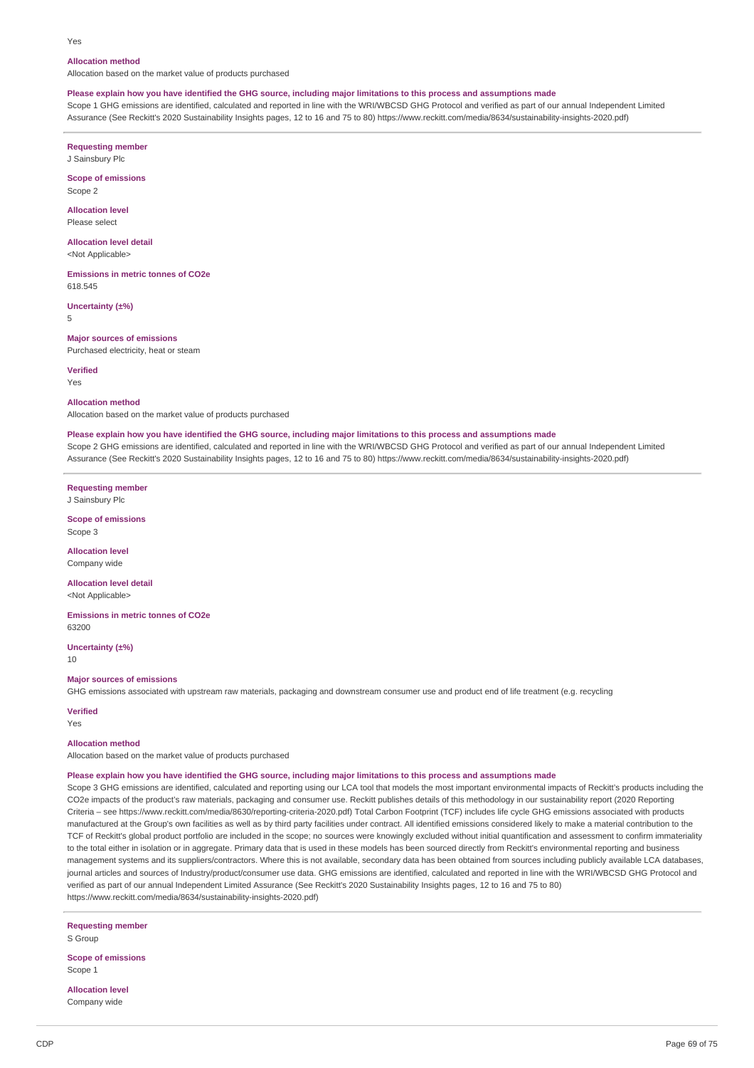Yes

**Allocation method**

Allocation based on the market value of products purchased

**Please explain how you have identified the GHG source, including major limitations to this process and assumptions made**

Scope 1 GHG emissions are identified, calculated and reported in line with the WRI/WBCSD GHG Protocol and verified as part of our annual Independent Limited Assurance (See Reckitt's 2020 Sustainability Insights pages, 12 to 16 and 75 to 80) https://www.reckitt.com/media/8634/sustainability-insights-2020.pdf)

---

**Requesting member**

J Sainsbury Plc

**Scope of emissions**

Scope 2

**Allocation level**

Please select

**Allocation level detail**

<Not Applicable>

**Emissions in metric tonnes of CO2e**

618.545

**Uncertainty (±%)**

5

**Major sources of emissions**

Purchased electricity, heat or steam

**Verified**

Yes

**Allocation method**

Allocation based on the market value of products purchased

**Please explain how you have identified the GHG source, including major limitations to this process and assumptions made**

Scope 2 GHG emissions are identified, calculated and reported in line with the WRI/WBCSD GHG Protocol and verified as part of our annual Independent Limited Assurance (See Reckitt's 2020 Sustainability Insights pages, 12 to 16 and 75 to 80) https://www.reckitt.com/media/8634/sustainability-insights-2020.pdf)

---

**Requesting member**

J Sainsbury Plc

**Scope of emissions**

Scope 3

**Allocation level**

Company wide

**Allocation level detail**

<Not Applicable>

**Emissions in metric tonnes of CO2e**

63200

**Uncertainty (±%)**

10

**Major sources of emissions**

GHG emissions associated with upstream raw materials, packaging and downstream consumer use and product end of life treatment (e.g. recycling

**Verified**

Yes

**Allocation method**

Allocation based on the market value of products purchased

**Please explain how you have identified the GHG source, including major limitations to this process and assumptions made**

Scope 3 GHG emissions are identified, calculated and reporting using our LCA tool that models the most important environmental impacts of Reckitt's products including the CO2e impacts of the product's raw materials, packaging and consumer use. Reckitt publishes details of this methodology in our sustainability report (2020 Reporting Criteria – see https://www.reckitt.com/media/8630/reporting-criteria-2020.pdf) Total Carbon Footprint (TCF) includes life cycle GHG emissions associated with products manufactured at the Group's own facilities as well as by third party facilities under contract. All identified emissions considered likely to make a material contribution to the TCF of Reckitt's global product portfolio are included in the scope; no sources were knowingly excluded without initial quantification and assessment to confirm immateriality to the total either in isolation or in aggregate. Primary data that is used in these models has been sourced directly from Reckitt's environmental reporting and business management systems and its suppliers/contractors. Where this is not available, secondary data has been obtained from sources including publicly available LCA databases, journal articles and sources of Industry/product/consumer use data. GHG emissions are identified, calculated and reported in line with the WRI/WBCSD GHG Protocol and verified as part of our annual Independent Limited Assurance (See Reckitt's 2020 Sustainability Insights pages, 12 to 16 and 75 to 80) https://www.reckitt.com/media/8634/sustainability-insights-2020.pdf)

---

**Requesting member**

S Group

**Scope of emissions**

Scope 1

**Allocation level**

Company wide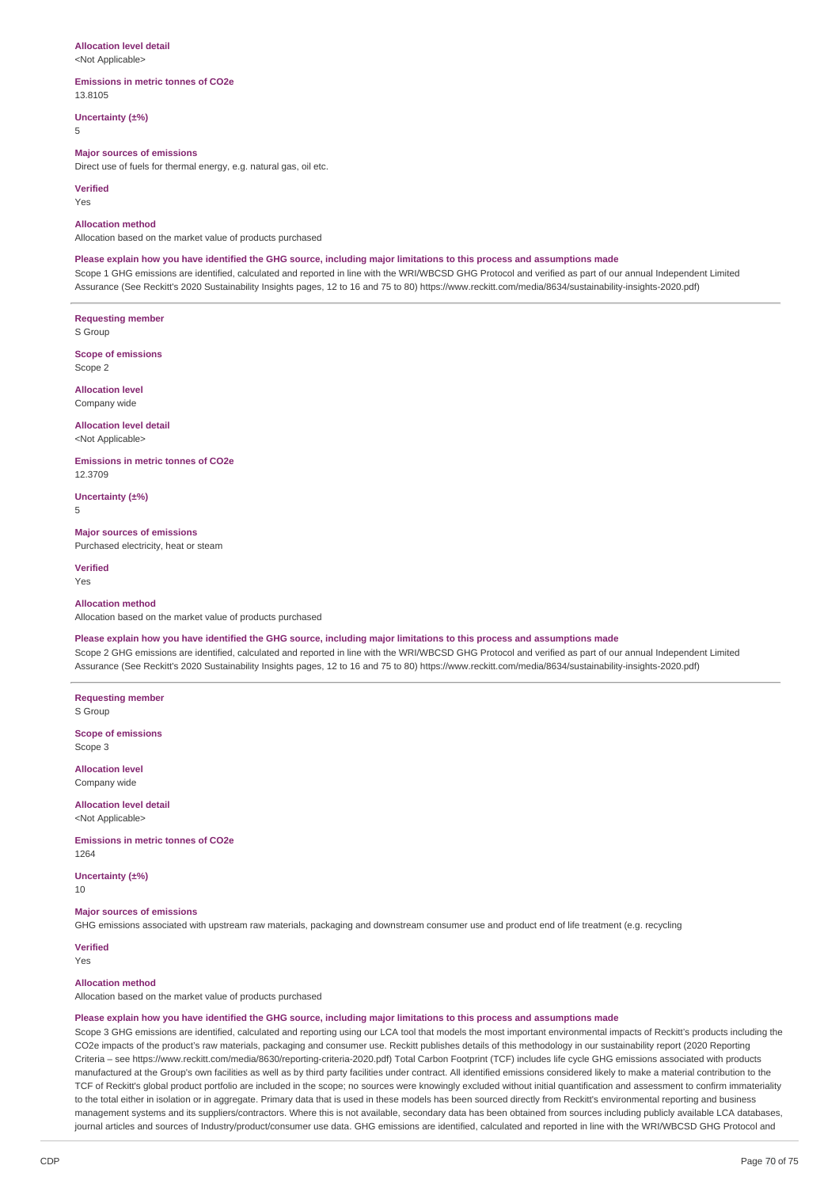**Allocation level detail**
<Not Applicable>

**Emissions in metric tonnes of CO2e**
13.8105

**Uncertainty (±%)**
5

**Major sources of emissions**
Direct use of fuels for thermal energy, e.g. natural gas, oil etc.

**Verified**
Yes

**Allocation method**
Allocation based on the market value of products purchased

**Please explain how you have identified the GHG source, including major limitations to this process and assumptions made**
Scope 1 GHG emissions are identified, calculated and reported in line with the WRI/WBCSD GHG Protocol and verified as part of our annual Independent Limited Assurance (See Reckitt's 2020 Sustainability Insights pages, 12 to 16 and 75 to 80) https://www.reckitt.com/media/8634/sustainability-insights-2020.pdf)

---

**Requesting member**
S Group

**Scope of emissions**
Scope 2

**Allocation level**
Company wide

**Allocation level detail**
<Not Applicable>

**Emissions in metric tonnes of CO2e**
12.3709

**Uncertainty (±%)**
5

**Major sources of emissions**
Purchased electricity, heat or steam

**Verified**
Yes

**Allocation method**
Allocation based on the market value of products purchased

**Please explain how you have identified the GHG source, including major limitations to this process and assumptions made**
Scope 2 GHG emissions are identified, calculated and reported in line with the WRI/WBCSD GHG Protocol and verified as part of our annual Independent Limited Assurance (See Reckitt's 2020 Sustainability Insights pages, 12 to 16 and 75 to 80) https://www.reckitt.com/media/8634/sustainability-insights-2020.pdf)

---

**Requesting member**
S Group

**Scope of emissions**
Scope 3

**Allocation level**
Company wide

**Allocation level detail**
<Not Applicable>

**Emissions in metric tonnes of CO2e**
1264

**Uncertainty (±%)**
10

**Major sources of emissions**
GHG emissions associated with upstream raw materials, packaging and downstream consumer use and product end of life treatment (e.g. recycling

**Verified**
Yes

**Allocation method**
Allocation based on the market value of products purchased

**Please explain how you have identified the GHG source, including major limitations to this process and assumptions made**
Scope 3 GHG emissions are identified, calculated and reporting using our LCA tool that models the most important environmental impacts of Reckitt's products including the CO2e impacts of the product's raw materials, packaging and consumer use. Reckitt publishes details of this methodology in our sustainability report (2020 Reporting Criteria – see https://www.reckitt.com/media/8630/reporting-criteria-2020.pdf) Total Carbon Footprint (TCF) includes life cycle GHG emissions associated with products manufactured at the Group's own facilities as well as by third party facilities under contract. All identified emissions considered likely to make a material contribution to the TCF of Reckitt's global product portfolio are included in the scope; no sources were knowingly excluded without initial quantification and assessment to confirm immateriality to the total either in isolation or in aggregate. Primary data that is used in these models has been sourced directly from Reckitt's environmental reporting and business management systems and its suppliers/contractors. Where this is not available, secondary data has been obtained from sources including publicly available LCA databases, journal articles and sources of Industry/product/consumer use data. GHG emissions are identified, calculated and reported in line with the WRI/WBCSD GHG Protocol and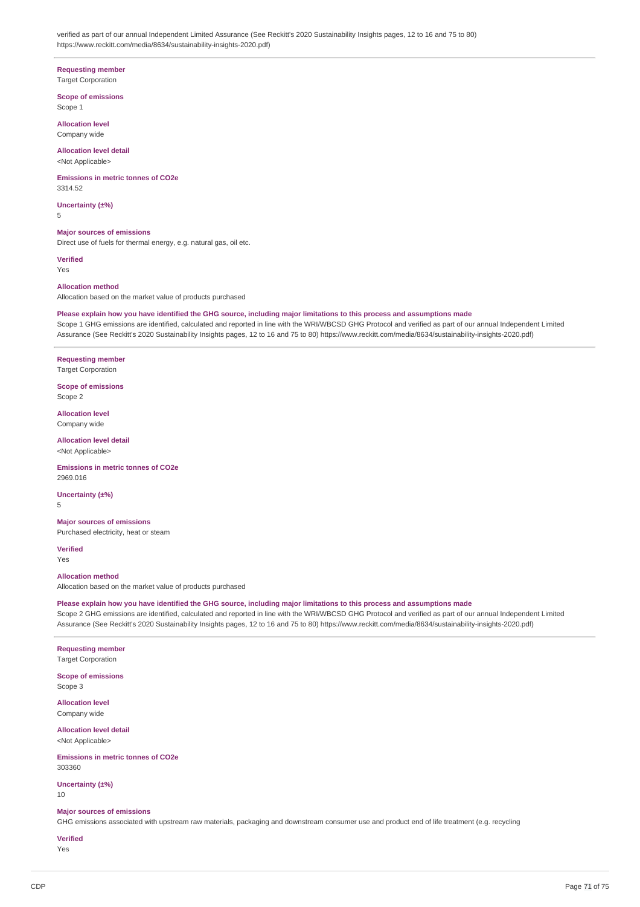verified as part of our annual Independent Limited Assurance (See Reckitt's 2020 Sustainability Insights pages, 12 to 16 and 75 to 80) https://www.reckitt.com/media/8634/sustainability-insights-2020.pdf)

---

**Requesting member**
Target Corporation

**Scope of emissions**
Scope 1

**Allocation level**
Company wide

**Allocation level detail**
<Not Applicable>

**Emissions in metric tonnes of CO2e**
3314.52

**Uncertainty (±%)**
5

**Major sources of emissions**
Direct use of fuels for thermal energy, e.g. natural gas, oil etc.

**Verified**
Yes

**Allocation method**
Allocation based on the market value of products purchased

**Please explain how you have identified the GHG source, including major limitations to this process and assumptions made**
Scope 1 GHG emissions are identified, calculated and reported in line with the WRI/WBCSD GHG Protocol and verified as part of our annual Independent Limited Assurance (See Reckitt's 2020 Sustainability Insights pages, 12 to 16 and 75 to 80) https://www.reckitt.com/media/8634/sustainability-insights-2020.pdf)

---

**Requesting member**
Target Corporation

**Scope of emissions**
Scope 2

**Allocation level**
Company wide

**Allocation level detail**
<Not Applicable>

**Emissions in metric tonnes of CO2e**
2969.016

**Uncertainty (±%)**
5

**Major sources of emissions**
Purchased electricity, heat or steam

**Verified**
Yes

**Allocation method**
Allocation based on the market value of products purchased

**Please explain how you have identified the GHG source, including major limitations to this process and assumptions made**
Scope 2 GHG emissions are identified, calculated and reported in line with the WRI/WBCSD GHG Protocol and verified as part of our annual Independent Limited Assurance (See Reckitt's 2020 Sustainability Insights pages, 12 to 16 and 75 to 80) https://www.reckitt.com/media/8634/sustainability-insights-2020.pdf)

---

**Requesting member**
Target Corporation

**Scope of emissions**
Scope 3

**Allocation level**
Company wide

**Allocation level detail**
<Not Applicable>

**Emissions in metric tonnes of CO2e**
303360

**Uncertainty (±%)**
10

**Major sources of emissions**
GHG emissions associated with upstream raw materials, packaging and downstream consumer use and product end of life treatment (e.g. recycling

**Verified**
Yes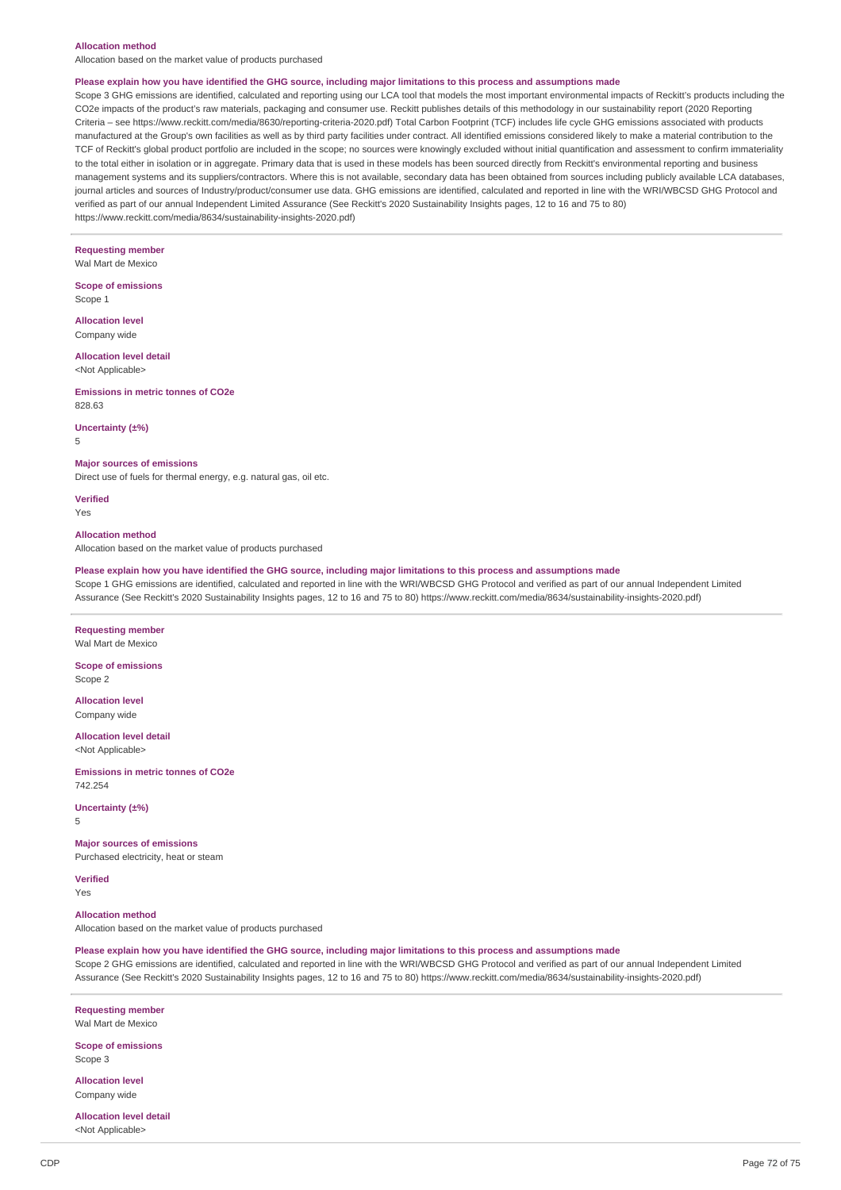**Allocation method**

Allocation based on the market value of products purchased

**Please explain how you have identified the GHG source, including major limitations to this process and assumptions made**

Scope 3 GHG emissions are identified, calculated and reporting using our LCA tool that models the most important environmental impacts of Reckitt's products including the $CO_2e$ impacts of the product's raw materials, packaging and consumer use. Reckitt publishes details of this methodology in our sustainability report (2020 Reporting Criteria – see https://www.reckitt.com/media/8630/reporting-criteria-2020.pdf) Total Carbon Footprint (TCF) includes life cycle GHG emissions associated with products manufactured at the Group's own facilities as well as by third party facilities under contract. All identified emissions considered likely to make a material contribution to the TCF of Reckitt's global product portfolio are included in the scope; no sources were knowingly excluded without initial quantification and assessment to confirm immateriality to the total either in isolation or in aggregate. Primary data that is used in these models has been sourced directly from Reckitt's environmental reporting and business management systems and its suppliers/contractors. Where this is not available, secondary data has been obtained from sources including publicly available LCA databases, journal articles and sources of Industry/product/consumer use data. GHG emissions are identified, calculated and reported in line with the WRI/WBCSD GHG Protocol and verified as part of our annual Independent Limited Assurance (See Reckitt's 2020 Sustainability Insights pages, 12 to 16 and 75 to 80) https://www.reckitt.com/media/8634/sustainability-insights-2020.pdf)

---

**Requesting member**

Wal Mart de Mexico

**Scope of emissions**

Scope 1

**Allocation level**

Company wide

**Allocation level detail**

<Not Applicable>

**Emissions in metric tonnes of CO2e**

828.63

**Uncertainty (±%)**

5

**Major sources of emissions**

Direct use of fuels for thermal energy, e.g. natural gas, oil etc.

**Verified**

Yes

**Allocation method**

Allocation based on the market value of products purchased

**Please explain how you have identified the GHG source, including major limitations to this process and assumptions made**

Scope 1 GHG emissions are identified, calculated and reported in line with the WRI/WBCSD GHG Protocol and verified as part of our annual Independent Limited Assurance (See Reckitt's 2020 Sustainability Insights pages, 12 to 16 and 75 to 80) https://www.reckitt.com/media/8634/sustainability-insights-2020.pdf)

---

**Requesting member**

Wal Mart de Mexico

**Scope of emissions**

Scope 2

**Allocation level**

Company wide

**Allocation level detail**

<Not Applicable>

**Emissions in metric tonnes of CO2e**

742.254

**Uncertainty (±%)**

5

**Major sources of emissions**

Purchased electricity, heat or steam

**Verified**

Yes

**Allocation method**

Allocation based on the market value of products purchased

**Please explain how you have identified the GHG source, including major limitations to this process and assumptions made**

Scope 2 GHG emissions are identified, calculated and reported in line with the WRI/WBCSD GHG Protocol and verified as part of our annual Independent Limited Assurance (See Reckitt's 2020 Sustainability Insights pages, 12 to 16 and 75 to 80) https://www.reckitt.com/media/8634/sustainability-insights-2020.pdf)

---

**Requesting member**

Wal Mart de Mexico

**Scope of emissions**

Scope 3

**Allocation level**

Company wide

**Allocation level detail**

<Not Applicable>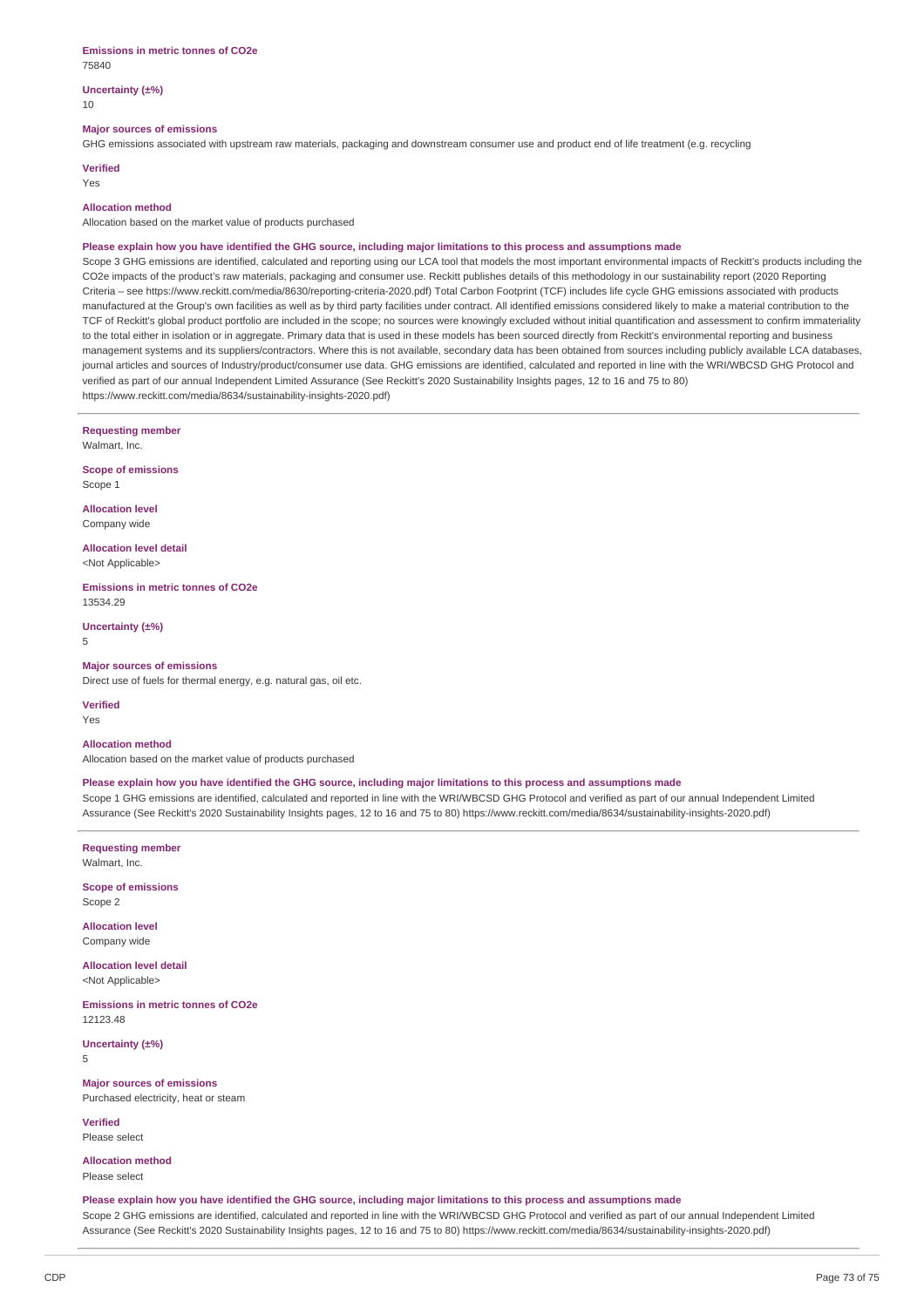**Emissions in metric tonnes of CO2e**
75840

**Uncertainty (±%)**
10

**Major sources of emissions**
GHG emissions associated with upstream raw materials, packaging and downstream consumer use and product end of life treatment (e.g. recycling

**Verified**
Yes

**Allocation method**
Allocation based on the market value of products purchased

**Please explain how you have identified the GHG source, including major limitations to this process and assumptions made**
Scope 3 GHG emissions are identified, calculated and reporting using our LCA tool that models the most important environmental impacts of Reckitt's products including the CO2e impacts of the product's raw materials, packaging and consumer use. Reckitt publishes details of this methodology in our sustainability report (2020 Reporting Criteria – see https://www.reckitt.com/media/8630/reporting-criteria-2020.pdf) Total Carbon Footprint (TCF) includes life cycle GHG emissions associated with products manufactured at the Group's own facilities as well as by third party facilities under contract. All identified emissions considered likely to make a material contribution to the TCF of Reckitt's global product portfolio are included in the scope; no sources were knowingly excluded without initial quantification and assessment to confirm immateriality to the total either in isolation or in aggregate. Primary data that is used in these models has been sourced directly from Reckitt's environmental reporting and business management systems and its suppliers/contractors. Where this is not available, secondary data has been obtained from sources including publicly available LCA databases, journal articles and sources of Industry/product/consumer use data. GHG emissions are identified, calculated and reported in line with the WRI/WBCSD GHG Protocol and verified as part of our annual Independent Limited Assurance (See Reckitt's 2020 Sustainability Insights pages, 12 to 16 and 75 to 80) https://www.reckitt.com/media/8634/sustainability-insights-2020.pdf)

---

**Requesting member**
Walmart, Inc.

**Scope of emissions**
Scope 1

**Allocation level**
Company wide

**Allocation level detail**
<Not Applicable>

**Emissions in metric tonnes of CO2e**
13534.29

**Uncertainty (±%)**
5

**Major sources of emissions**
Direct use of fuels for thermal energy, e.g. natural gas, oil etc.

**Verified**
Yes

**Allocation method**
Allocation based on the market value of products purchased

**Please explain how you have identified the GHG source, including major limitations to this process and assumptions made**
Scope 1 GHG emissions are identified, calculated and reported in line with the WRI/WBCSD GHG Protocol and verified as part of our annual Independent Limited Assurance (See Reckitt's 2020 Sustainability Insights pages, 12 to 16 and 75 to 80) https://www.reckitt.com/media/8634/sustainability-insights-2020.pdf)

---

**Requesting member**
Walmart, Inc.

**Scope of emissions**
Scope 2

**Allocation level**
Company wide

**Allocation level detail**
<Not Applicable>

**Emissions in metric tonnes of CO2e**
12123.48

**Uncertainty (±%)**
5

**Major sources of emissions**
Purchased electricity, heat or steam

**Verified**
Please select

**Allocation method**
Please select

**Please explain how you have identified the GHG source, including major limitations to this process and assumptions made**
Scope 2 GHG emissions are identified, calculated and reported in line with the WRI/WBCSD GHG Protocol and verified as part of our annual Independent Limited Assurance (See Reckitt's 2020 Sustainability Insights pages, 12 to 16 and 75 to 80) https://www.reckitt.com/media/8634/sustainability-insights-2020.pdf)

---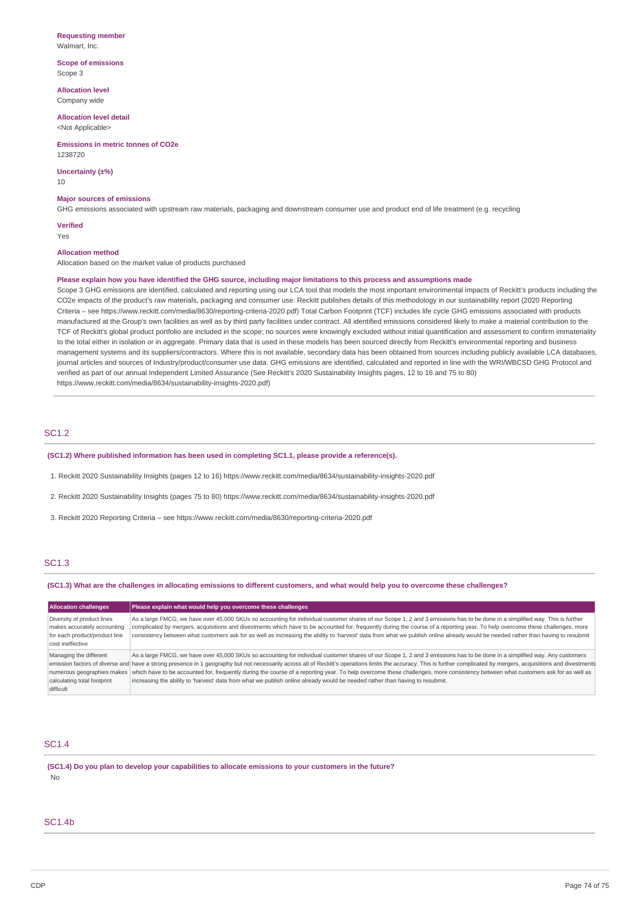**Requesting member**
Walmart, Inc.

**Scope of emissions**
Scope 3

**Allocation level**
Company wide

**Allocation level detail**
<Not Applicable>

**Emissions in metric tonnes of CO2e**
1238720

**Uncertainty (±%)**
10

**Major sources of emissions**
GHG emissions associated with upstream raw materials, packaging and downstream consumer use and product end of life treatment (e.g. recycling

**Verified**
Yes

**Allocation method**
Allocation based on the market value of products purchased

**Please explain how you have identified the GHG source, including major limitations to this process and assumptions made**
Scope 3 GHG emissions are identified, calculated and reporting using our LCA tool that models the most important environmental impacts of Reckitt's products including the CO2e impacts of the product's raw materials, packaging and consumer use. Reckitt publishes details of this methodology in our sustainability report (2020 Reporting Criteria – see https://www.reckitt.com/media/8630/reporting-criteria-2020.pdf) Total Carbon Footprint (TCF) includes life cycle GHG emissions associated with products manufactured at the Group's own facilities as well as by third party facilities under contract. All identified emissions considered likely to make a material contribution to the TCF of Reckitt's global product portfolio are included in the scope; no sources were knowingly excluded without initial quantification and assessment to confirm immateriality to the total either in isolation or in aggregate. Primary data that is used in these models has been sourced directly from Reckitt's environmental reporting and business management systems and its suppliers/contractors. Where this is not available, secondary data has been obtained from sources including publicly available LCA databases, journal articles and sources of Industry/product/consumer use data. GHG emissions are identified, calculated and reported in line with the WRI/WBCSD GHG Protocol and verified as part of our annual Independent Limited Assurance (See Reckitt's 2020 Sustainability Insights pages, 12 to 16 and 75 to 80) https://www.reckitt.com/media/8634/sustainability-insights-2020.pdf)

## SC1.2

**(SC1.2) Where published information has been used in completing SC1.1, please provide a reference(s).**

1. Reckitt 2020 Sustainability Insights (pages 12 to 16) https://www.reckitt.com/media/8634/sustainability-insights-2020.pdf

2. Reckitt 2020 Sustainability Insights (pages 75 to 80) https://www.reckitt.com/media/8634/sustainability-insights-2020.pdf

3. Reckitt 2020 Reporting Criteria – see https://www.reckitt.com/media/8630/reporting-criteria-2020.pdf

## SC1.3

**(SC1.3) What are the challenges in allocating emissions to different customers, and what would help you to overcome these challenges?**

| Allocation challenges | Please explain what would help you overcome these challenges |
|---|---|
| Diversity of product lines makes accurately accounting for each product/product line cost ineffective | As a large FMCG, we have over 45,000 SKUs so accounting for individual customer shares of our Scope 1, 2 and 3 emissions has to be done in a simplified way. This is further complicated by mergers, acquisitions and divestments which have to be accounted for, frequently during the course of a reporting year. To help overcome these challenges, more consistency between what customers ask for as well as increasing the ability to 'harvest' data from what we publish online already would be needed rather than having to resubmit |
| Managing the different emission factors of diverse and numerous geographies makes calculating total footprint difficult | As a large FMCG, we have over 45,000 SKUs so accounting for individual customer shares of our Scope 1, 2 and 3 emissions has to be done in a simplified way. Any customers have a strong presence in 1 geography but not necessarily across all of Reckitt's operations limits the accuracy. This is further complicated by mergers, acquisitions and divestments which have to be accounted for, frequently during the course of a reporting year. To help overcome these challenges, more consistency between what customers ask for as well as increasing the ability to 'harvest' data from what we publish online already would be needed rather than having to resubmit. |

## SC1.4

**(SC1.4) Do you plan to develop your capabilities to allocate emissions to your customers in the future?**
No

## SC1.4b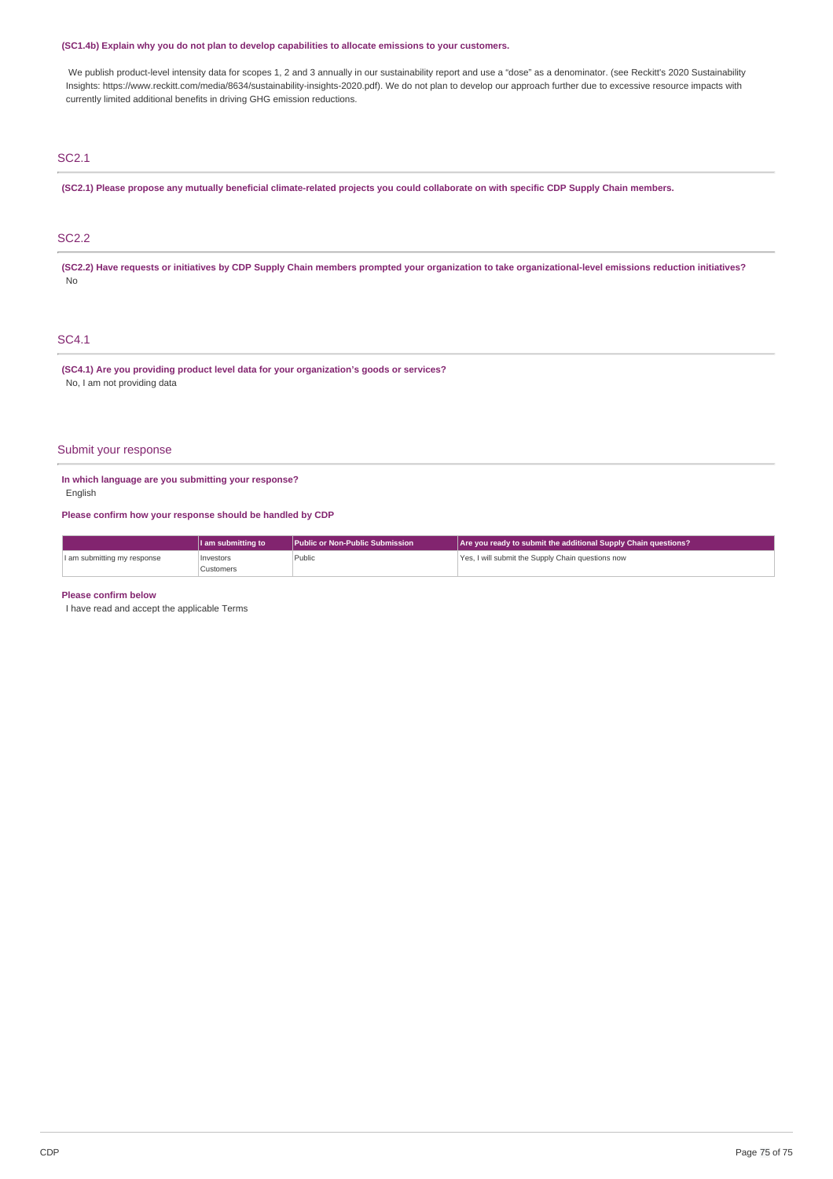**(SC1.4b) Explain why you do not plan to develop capabilities to allocate emissions to your customers.**

We publish product-level intensity data for scopes 1, 2 and 3 annually in our sustainability report and use a "dose" as a denominator. (see Reckitt's 2020 Sustainability Insights: https://www.reckitt.com/media/8634/sustainability-insights-2020.pdf). We do not plan to develop our approach further due to excessive resource impacts with currently limited additional benefits in driving GHG emission reductions.

## SC2.1

**(SC2.1) Please propose any mutually beneficial climate-related projects you could collaborate on with specific CDP Supply Chain members.**

## SC2.2

**(SC2.2) Have requests or initiatives by CDP Supply Chain members prompted your organization to take organizational-level emissions reduction initiatives?**

No

## SC4.1

**(SC4.1) Are you providing product level data for your organization's goods or services?**

No, I am not providing data

## Submit your response

**In which language are you submitting your response?**

English

**Please confirm how your response should be handled by CDP**

| | I am submitting to | Public or Non-Public Submission | Are you ready to submit the additional Supply Chain questions? |
|---|---|---|---|
| I am submitting my response | Investors<br>Customers | Public | Yes, I will submit the Supply Chain questions now |

**Please confirm below**

I have read and accept the applicable Terms